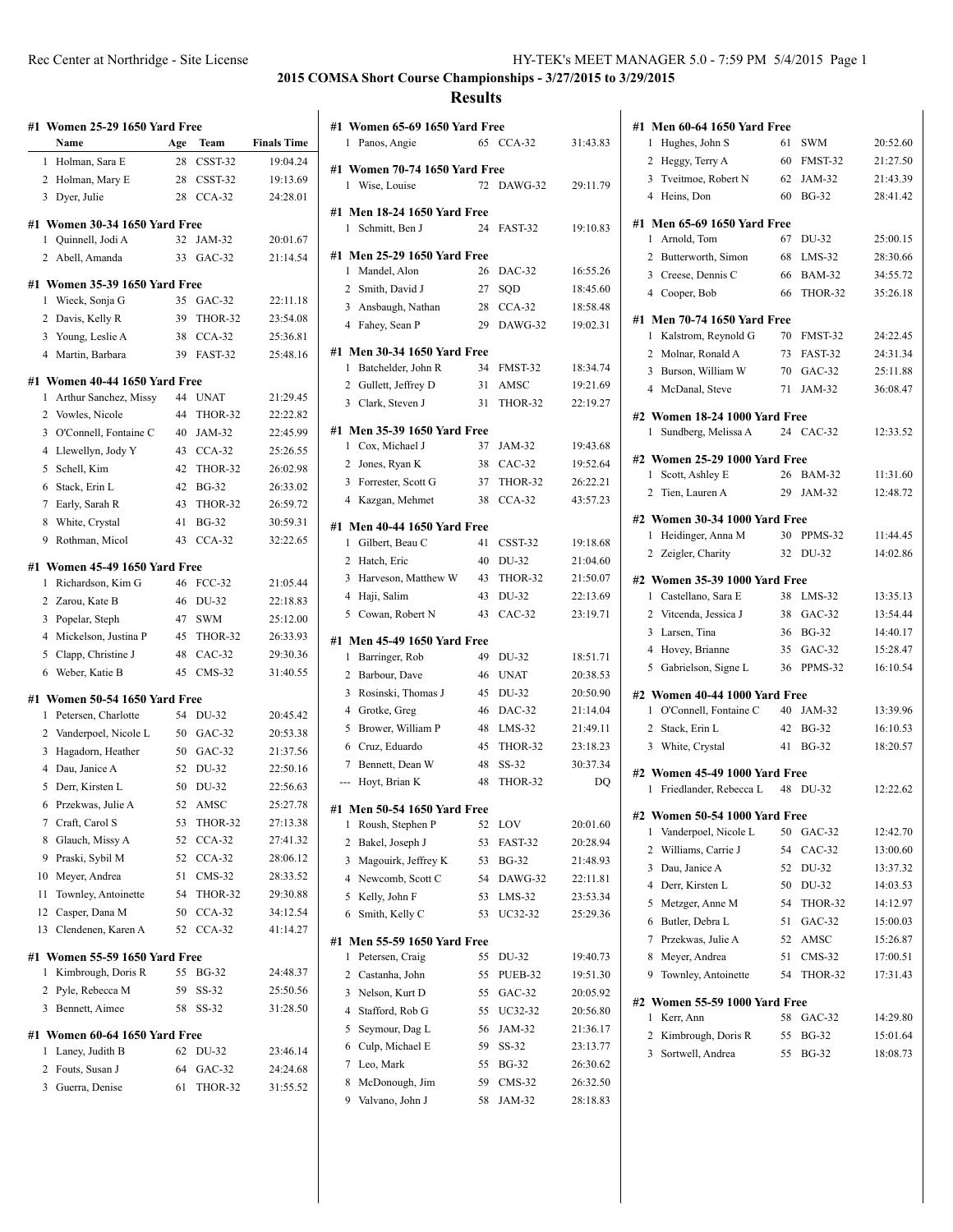# 2015 COMSA Short Course Championships - 3/27/2015 to 3/29/2015

## Results

### #1 Women 25-29 1650 Yard Free

| | Name | Age | Team | Finals Time |
|---|---|---|---|---|
| 1 | Holman, Sara E | 28 | CSST-32 | 19:04.24 |
| 2 | Holman, Mary E | 28 | CSST-32 | 19:13.69 |
| 3 | Dyer, Julie | 28 | CCA-32 | 24:28.01 |

### #1 Women 30-34 1650 Yard Free

| | Name | Age | Team | Finals Time |
|---|---|---|---|---|
| 1 | Quinnell, Jodi A | 32 | JAM-32 | 20:01.67 |
| 2 | Abell, Amanda | 33 | GAC-32 | 21:14.54 |

### #1 Women 35-39 1650 Yard Free

| | Name | Age | Team | Finals Time |
|---|---|---|---|---|
| 1 | Wieck, Sonja G | 35 | GAC-32 | 22:11.18 |
| 2 | Davis, Kelly R | 39 | THOR-32 | 23:54.08 |
| 3 | Young, Leslie A | 38 | CCA-32 | 25:36.81 |
| 4 | Martin, Barbara | 39 | FAST-32 | 25:48.16 |

### #1 Women 40-44 1650 Yard Free

| | Name | Age | Team | Finals Time |
|---|---|---|---|---|
| 1 | Arthur Sanchez, Missy | 44 | UNAT | 21:29.45 |
| 2 | Vowles, Nicole | 44 | THOR-32 | 22:22.82 |
| 3 | O'Connell, Fontaine C | 40 | JAM-32 | 22:45.99 |
| 4 | Llewellyn, Jody Y | 43 | CCA-32 | 25:26.55 |
| 5 | Schell, Kim | 42 | THOR-32 | 26:02.98 |
| 6 | Stack, Erin L | 42 | BG-32 | 26:33.02 |
| 7 | Early, Sarah R | 43 | THOR-32 | 26:59.72 |
| 8 | White, Crystal | 41 | BG-32 | 30:59.31 |
| 9 | Rothman, Micol | 43 | CCA-32 | 32:22.65 |

### #1 Women 45-49 1650 Yard Free

| | Name | Age | Team | Finals Time |
|---|---|---|---|---|
| 1 | Richardson, Kim G | 46 | FCC-32 | 21:05.44 |
| 2 | Zarou, Kate B | 46 | DU-32 | 22:18.83 |
| 3 | Popelar, Steph | 47 | SWM | 25:12.00 |
| 4 | Mickelson, Justina P | 45 | THOR-32 | 26:33.93 |
| 5 | Clapp, Christine J | 48 | CAC-32 | 29:30.36 |
| 6 | Weber, Katie B | 45 | CMS-32 | 31:40.55 |

### #1 Women 50-54 1650 Yard Free

| | Name | Age | Team | Finals Time |
|---|---|---|---|---|
| 1 | Petersen, Charlotte | 54 | DU-32 | 20:45.42 |
| 2 | Vanderpoel, Nicole L | 50 | GAC-32 | 20:53.38 |
| 3 | Hagadorn, Heather | 50 | GAC-32 | 21:37.56 |
| 4 | Dau, Janice A | 52 | DU-32 | 22:50.16 |
| 5 | Derr, Kirsten L | 50 | DU-32 | 22:56.63 |
| 6 | Przekwas, Julie A | 52 | AMSC | 25:27.78 |
| 7 | Craft, Carol S | 53 | THOR-32 | 27:13.38 |
| 8 | Glauch, Missy A | 52 | CCA-32 | 27:41.32 |
| 9 | Praski, Sybil M | 52 | CCA-32 | 28:06.12 |
| 10 | Meyer, Andrea | 51 | CMS-32 | 28:33.52 |
| 11 | Townley, Antoinette | 54 | THOR-32 | 29:30.88 |
| 12 | Casper, Dana M | 50 | CCA-32 | 34:12.54 |
| 13 | Clendenen, Karen A | 52 | CCA-32 | 41:14.27 |

### #1 Women 55-59 1650 Yard Free

| | Name | Age | Team | Finals Time |
|---|---|---|---|---|
| 1 | Kimbrough, Doris R | 55 | BG-32 | 24:48.37 |
| 2 | Pyle, Rebecca M | 59 | SS-32 | 25:50.56 |
| 3 | Bennett, Aimee | 58 | SS-32 | 31:28.50 |

### #1 Women 60-64 1650 Yard Free

| | Name | Age | Team | Finals Time |
|---|---|---|---|---|
| 1 | Laney, Judith B | 62 | DU-32 | 23:46.14 |
| 2 | Fouts, Susan J | 64 | GAC-32 | 24:24.68 |
| 3 | Guerra, Denise | 61 | THOR-32 | 31:55.52 |

### #1 Women 65-69 1650 Yard Free

| | Name | Age | Team | Finals Time |
|---|---|---|---|---|
| 1 | Panos, Angie | 65 | CCA-32 | 31:43.83 |

### #1 Women 70-74 1650 Yard Free

| | Name | Age | Team | Finals Time |
|---|---|---|---|---|
| 1 | Wise, Louise | 72 | DAWG-32 | 29:11.79 |

### #1 Men 18-24 1650 Yard Free

| | Name | Age | Team | Finals Time |
|---|---|---|---|---|
| 1 | Schmitt, Ben J | 24 | FAST-32 | 19:10.83 |

### #1 Men 25-29 1650 Yard Free

| | Name | Age | Team | Finals Time |
|---|---|---|---|---|
| 1 | Mandel, Alon | 26 | DAC-32 | 16:55.26 |
| 2 | Smith, David J | 27 | SQD | 18:45.60 |
| 3 | Ansbaugh, Nathan | 28 | CCA-32 | 18:58.48 |
| 4 | Fahey, Sean P | 29 | DAWG-32 | 19:02.31 |

### #1 Men 30-34 1650 Yard Free

| | Name | Age | Team | Finals Time |
|---|---|---|---|---|
| 1 | Batchelder, John R | 34 | FMST-32 | 18:34.74 |
| 2 | Gullett, Jeffrey D | 31 | AMSC | 19:21.69 |
| 3 | Clark, Steven J | 31 | THOR-32 | 22:19.27 |

### #1 Men 35-39 1650 Yard Free

| | Name | Age | Team | Finals Time |
|---|---|---|---|---|
| 1 | Cox, Michael J | 37 | JAM-32 | 19:43.68 |
| 2 | Jones, Ryan K | 38 | CAC-32 | 19:52.64 |
| 3 | Forrester, Scott G | 37 | THOR-32 | 26:22.21 |
| 4 | Kazgan, Mehmet | 38 | CCA-32 | 43:57.23 |

### #1 Men 40-44 1650 Yard Free

| | Name | Age | Team | Finals Time |
|---|---|---|---|---|
| 1 | Gilbert, Beau C | 41 | CSST-32 | 19:18.68 |
| 2 | Hatch, Eric | 40 | DU-32 | 21:04.60 |
| 3 | Harveson, Matthew W | 43 | THOR-32 | 21:50.07 |
| 4 | Haji, Salim | 43 | DU-32 | 22:13.69 |
| 5 | Cowan, Robert N | 43 | CAC-32 | 23:19.71 |

### #1 Men 45-49 1650 Yard Free

| | Name | Age | Team | Finals Time |
|---|---|---|---|---|
| 1 | Barringer, Rob | 49 | DU-32 | 18:51.71 |
| 2 | Barbour, Dave | 46 | UNAT | 20:38.53 |
| 3 | Rosinski, Thomas J | 45 | DU-32 | 20:50.90 |
| 4 | Grotke, Greg | 46 | DAC-32 | 21:14.04 |
| 5 | Brower, William P | 48 | LMS-32 | 21:49.11 |
| 6 | Cruz, Eduardo | 45 | THOR-32 | 23:18.23 |
| 7 | Bennett, Dean W | 48 | SS-32 | 30:37.34 |
| --- | Hoyt, Brian K | 48 | THOR-32 | DQ |

### #1 Men 50-54 1650 Yard Free

| | Name | Age | Team | Finals Time |
|---|---|---|---|---|
| 1 | Roush, Stephen P | 52 | LOV | 20:01.60 |
| 2 | Bakel, Joseph J | 53 | FAST-32 | 20:28.94 |
| 3 | Magouirk, Jeffrey K | 53 | BG-32 | 21:48.93 |
| 4 | Newcomb, Scott C | 54 | DAWG-32 | 22:11.81 |
| 5 | Kelly, John F | 53 | LMS-32 | 23:53.34 |
| 6 | Smith, Kelly C | 53 | UC32-32 | 25:29.36 |

### #1 Men 55-59 1650 Yard Free

| | Name | Age | Team | Finals Time |
|---|---|---|---|---|
| 1 | Petersen, Craig | 55 | DU-32 | 19:40.73 |
| 2 | Castanha, John | 55 | PUEB-32 | 19:51.30 |
| 3 | Nelson, Kurt D | 55 | GAC-32 | 20:05.92 |
| 4 | Stafford, Rob G | 55 | UC32-32 | 20:56.80 |
| 5 | Seymour, Dag L | 56 | JAM-32 | 21:36.17 |
| 6 | Culp, Michael E | 59 | SS-32 | 23:13.77 |
| 7 | Leo, Mark | 55 | BG-32 | 26:30.62 |
| 8 | McDonough, Jim | 59 | CMS-32 | 26:32.50 |
| 9 | Valvano, John J | 58 | JAM-32 | 28:18.83 |

### #1 Men 60-64 1650 Yard Free

| | Name | Age | Team | Finals Time |
|---|---|---|---|---|
| 1 | Hughes, John S | 61 | SWM | 20:52.60 |
| 2 | Heggy, Terry A | 60 | FMST-32 | 21:27.50 |
| 3 | Tveitmoe, Robert N | 62 | JAM-32 | 21:43.39 |
| 4 | Heins, Don | 60 | BG-32 | 28:41.42 |

### #1 Men 65-69 1650 Yard Free

| | Name | Age | Team | Finals Time |
|---|---|---|---|---|
| 1 | Arnold, Tom | 67 | DU-32 | 25:00.15 |
| 2 | Butterworth, Simon | 68 | LMS-32 | 28:30.66 |
| 3 | Creese, Dennis C | 66 | BAM-32 | 34:55.72 |
| 4 | Cooper, Bob | 66 | THOR-32 | 35:26.18 |

### #1 Men 70-74 1650 Yard Free

| | Name | Age | Team | Finals Time |
|---|---|---|---|---|
| 1 | Kalstrom, Reynold G | 70 | FMST-32 | 24:22.45 |
| 2 | Molnar, Ronald A | 73 | FAST-32 | 24:31.34 |
| 3 | Burson, William W | 70 | GAC-32 | 25:11.88 |
| 4 | McDanal, Steve | 71 | JAM-32 | 36:08.47 |

### #2 Women 18-24 1000 Yard Free

| | Name | Age | Team | Finals Time |
|---|---|---|---|---|
| 1 | Sundberg, Melissa A | 24 | CAC-32 | 12:33.52 |

### #2 Women 25-29 1000 Yard Free

| | Name | Age | Team | Finals Time |
|---|---|---|---|---|
| 1 | Scott, Ashley E | 26 | BAM-32 | 11:31.60 |
| 2 | Tien, Lauren A | 29 | JAM-32 | 12:48.72 |

### #2 Women 30-34 1000 Yard Free

| | Name | Age | Team | Finals Time |
|---|---|---|---|---|
| 1 | Heidinger, Anna M | 30 | PPMS-32 | 11:44.45 |
| 2 | Zeigler, Charity | 32 | DU-32 | 14:02.86 |

### #2 Women 35-39 1000 Yard Free

| | Name | Age | Team | Finals Time |
|---|---|---|---|---|
| 1 | Castellano, Sara E | 38 | LMS-32 | 13:35.13 |
| 2 | Vitcenda, Jessica J | 38 | GAC-32 | 13:54.44 |
| 3 | Larsen, Tina | 36 | BG-32 | 14:40.17 |
| 4 | Hovey, Brianne | 35 | GAC-32 | 15:28.47 |
| 5 | Gabrielson, Signe L | 36 | PPMS-32 | 16:10.54 |

### #2 Women 40-44 1000 Yard Free

| | Name | Age | Team | Finals Time |
|---|---|---|---|---|
| 1 | O'Connell, Fontaine C | 40 | JAM-32 | 13:39.96 |
| 2 | Stack, Erin L | 42 | BG-32 | 16:10.53 |
| 3 | White, Crystal | 41 | BG-32 | 18:20.57 |

### #2 Women 45-49 1000 Yard Free

| | Name | Age | Team | Finals Time |
|---|---|---|---|---|
| 1 | Friedlander, Rebecca L | 48 | DU-32 | 12:22.62 |

### #2 Women 50-54 1000 Yard Free

| | Name | Age | Team | Finals Time |
|---|---|---|---|---|
| 1 | Vanderpoel, Nicole L | 50 | GAC-32 | 12:42.70 |
| 2 | Williams, Carrie J | 54 | CAC-32 | 13:00.60 |
| 3 | Dau, Janice A | 52 | DU-32 | 13:37.32 |
| 4 | Derr, Kirsten L | 50 | DU-32 | 14:03.53 |
| 5 | Metzger, Anne M | 54 | THOR-32 | 14:12.97 |
| 6 | Butler, Debra L | 51 | GAC-32 | 15:00.03 |
| 7 | Przekwas, Julie A | 52 | AMSC | 15:26.87 |
| 8 | Meyer, Andrea | 51 | CMS-32 | 17:00.51 |
| 9 | Townley, Antoinette | 54 | THOR-32 | 17:31.43 |

### #2 Women 55-59 1000 Yard Free

| | Name | Age | Team | Finals Time |
|---|---|---|---|---|
| 1 | Kerr, Ann | 58 | GAC-32 | 14:29.80 |
| 2 | Kimbrough, Doris R | 55 | BG-32 | 15:01.64 |
| 3 | Sortwell, Andrea | 55 | BG-32 | 18:08.73 |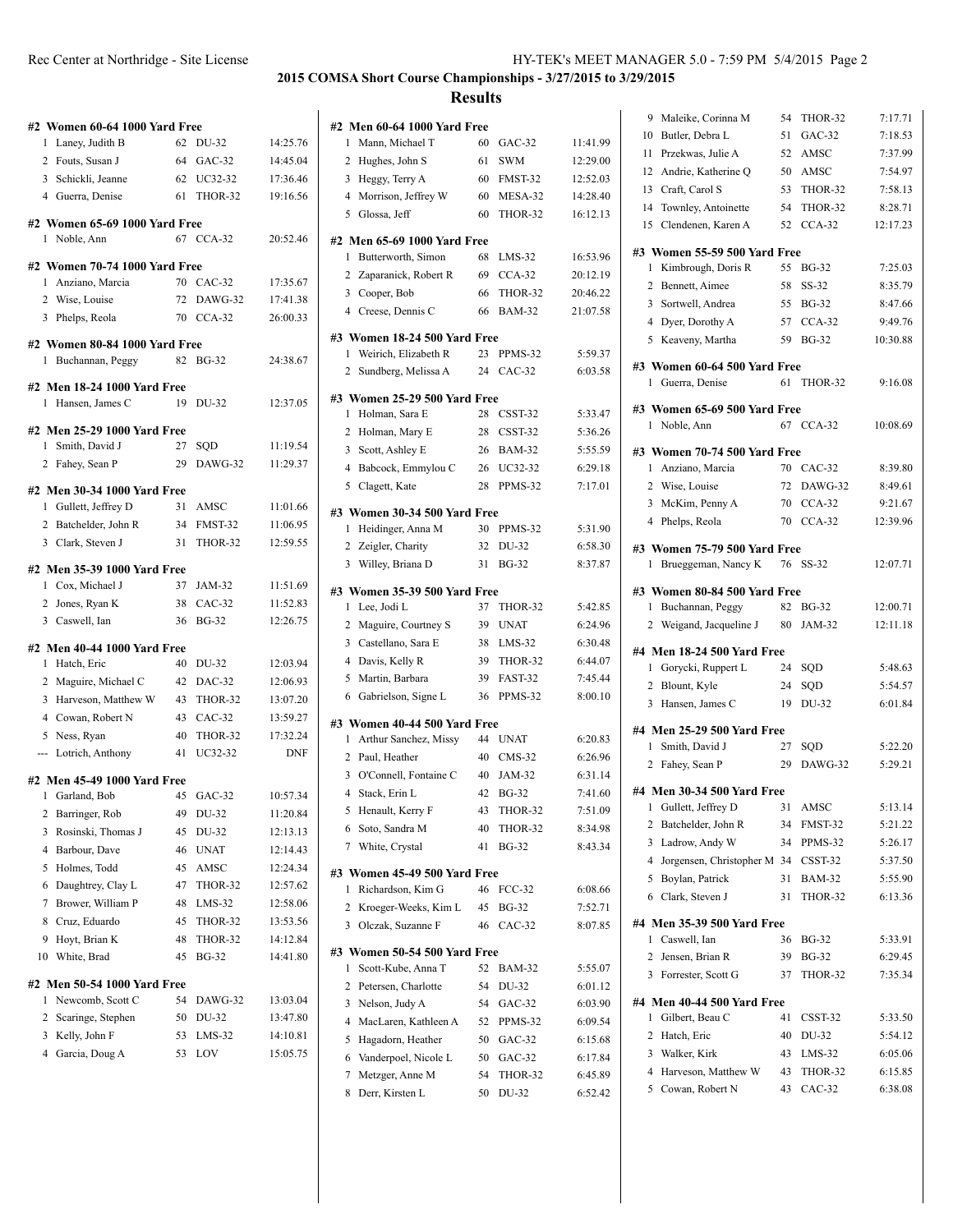## 2015 COMSA Short Course Championships - 3/27/2015 to 3/29/2015

## Results

### #2 Women 60-64 1000 Yard Free

| Place | Name | Age | Team | Time |
|---|---|---|---|---|
| 1 | Laney, Judith B | 62 | DU-32 | 14:25.76 |
| 2 | Fouts, Susan J | 64 | GAC-32 | 14:45.04 |
| 3 | Schickli, Jeanne | 62 | UC32-32 | 17:36.46 |
| 4 | Guerra, Denise | 61 | THOR-32 | 19:16.56 |

### #2 Women 65-69 1000 Yard Free

| Place | Name | Age | Team | Time |
|---|---|---|---|---|
| 1 | Noble, Ann | 67 | CCA-32 | 20:52.46 |

### #2 Women 70-74 1000 Yard Free

| Place | Name | Age | Team | Time |
|---|---|---|---|---|
| 1 | Anziano, Marcia | 70 | CAC-32 | 17:35.67 |
| 2 | Wise, Louise | 72 | DAWG-32 | 17:41.38 |
| 3 | Phelps, Reola | 70 | CCA-32 | 26:00.33 |

### #2 Women 80-84 1000 Yard Free

| Place | Name | Age | Team | Time |
|---|---|---|---|---|
| 1 | Buchannan, Peggy | 82 | BG-32 | 24:38.67 |

### #2 Men 18-24 1000 Yard Free

| Place | Name | Age | Team | Time |
|---|---|---|---|---|
| 1 | Hansen, James C | 19 | DU-32 | 12:37.05 |

### #2 Men 25-29 1000 Yard Free

| Place | Name | Age | Team | Time |
|---|---|---|---|---|
| 1 | Smith, David J | 27 | SQD | 11:19.54 |
| 2 | Fahey, Sean P | 29 | DAWG-32 | 11:29.37 |

### #2 Men 30-34 1000 Yard Free

| Place | Name | Age | Team | Time |
|---|---|---|---|---|
| 1 | Gullett, Jeffrey D | 31 | AMSC | 11:01.66 |
| 2 | Batchelder, John R | 34 | FMST-32 | 11:06.95 |
| 3 | Clark, Steven J | 31 | THOR-32 | 12:59.55 |

### #2 Men 35-39 1000 Yard Free

| Place | Name | Age | Team | Time |
|---|---|---|---|---|
| 1 | Cox, Michael J | 37 | JAM-32 | 11:51.69 |
| 2 | Jones, Ryan K | 38 | CAC-32 | 11:52.83 |
| 3 | Caswell, Ian | 36 | BG-32 | 12:26.75 |

### #2 Men 40-44 1000 Yard Free

| Place | Name | Age | Team | Time |
|---|---|---|---|---|
| 1 | Hatch, Eric | 40 | DU-32 | 12:03.94 |
| 2 | Maguire, Michael C | 42 | DAC-32 | 12:06.93 |
| 3 | Harveson, Matthew W | 43 | THOR-32 | 13:07.20 |
| 4 | Cowan, Robert N | 43 | CAC-32 | 13:59.27 |
| 5 | Ness, Ryan | 40 | THOR-32 | 17:32.24 |
| --- | Lotrich, Anthony | 41 | UC32-32 | DNF |

### #2 Men 45-49 1000 Yard Free

| Place | Name | Age | Team | Time |
|---|---|---|---|---|
| 1 | Garland, Bob | 45 | GAC-32 | 10:57.34 |
| 2 | Barringer, Rob | 49 | DU-32 | 11:20.84 |
| 3 | Rosinski, Thomas J | 45 | DU-32 | 12:13.13 |
| 4 | Barbour, Dave | 46 | UNAT | 12:14.43 |
| 5 | Holmes, Todd | 45 | AMSC | 12:24.34 |
| 6 | Daughtrey, Clay L | 47 | THOR-32 | 12:57.62 |
| 7 | Brower, William P | 48 | LMS-32 | 12:58.06 |
| 8 | Cruz, Eduardo | 45 | THOR-32 | 13:53.56 |
| 9 | Hoyt, Brian K | 48 | THOR-32 | 14:12.84 |
| 10 | White, Brad | 45 | BG-32 | 14:41.80 |

### #2 Men 50-54 1000 Yard Free

| Place | Name | Age | Team | Time |
|---|---|---|---|---|
| 1 | Newcomb, Scott C | 54 | DAWG-32 | 13:03.04 |
| 2 | Scaringe, Stephen | 50 | DU-32 | 13:47.80 |
| 3 | Kelly, John F | 53 | LMS-32 | 14:10.81 |
| 4 | Garcia, Doug A | 53 | LOV | 15:05.75 |

### #2 Men 60-64 1000 Yard Free

| Place | Name | Age | Team | Time |
|---|---|---|---|---|
| 1 | Mann, Michael T | 60 | GAC-32 | 11:41.99 |
| 2 | Hughes, John S | 61 | SWM | 12:29.00 |
| 3 | Heggy, Terry A | 60 | FMST-32 | 12:52.03 |
| 4 | Morrison, Jeffrey W | 60 | MESA-32 | 14:28.40 |
| 5 | Glossa, Jeff | 60 | THOR-32 | 16:12.13 |

### #2 Men 65-69 1000 Yard Free

| Place | Name | Age | Team | Time |
|---|---|---|---|---|
| 1 | Butterworth, Simon | 68 | LMS-32 | 16:53.96 |
| 2 | Zaparanick, Robert R | 69 | CCA-32 | 20:12.19 |
| 3 | Cooper, Bob | 66 | THOR-32 | 20:46.22 |
| 4 | Creese, Dennis C | 66 | BAM-32 | 21:07.58 |

### #3 Women 18-24 500 Yard Free

| Place | Name | Age | Team | Time |
|---|---|---|---|---|
| 1 | Weirich, Elizabeth R | 23 | PPMS-32 | 5:59.37 |
| 2 | Sundberg, Melissa A | 24 | CAC-32 | 6:03.58 |

### #3 Women 25-29 500 Yard Free

| Place | Name | Age | Team | Time |
|---|---|---|---|---|
| 1 | Holman, Sara E | 28 | CSST-32 | 5:33.47 |
| 2 | Holman, Mary E | 28 | CSST-32 | 5:36.26 |
| 3 | Scott, Ashley E | 26 | BAM-32 | 5:55.59 |
| 4 | Babcock, Emmylou C | 26 | UC32-32 | 6:29.18 |
| 5 | Clagett, Kate | 28 | PPMS-32 | 7:17.01 |

### #3 Women 30-34 500 Yard Free

| Place | Name | Age | Team | Time |
|---|---|---|---|---|
| 1 | Heidinger, Anna M | 30 | PPMS-32 | 5:31.90 |
| 2 | Zeigler, Charity | 32 | DU-32 | 6:58.30 |
| 3 | Willey, Briana D | 31 | BG-32 | 8:37.87 |

### #3 Women 35-39 500 Yard Free

| Place | Name | Age | Team | Time |
|---|---|---|---|---|
| 1 | Lee, Jodi L | 37 | THOR-32 | 5:42.85 |
| 2 | Maguire, Courtney S | 39 | UNAT | 6:24.96 |
| 3 | Castellano, Sara E | 38 | LMS-32 | 6:30.48 |
| 4 | Davis, Kelly R | 39 | THOR-32 | 6:44.07 |
| 5 | Martin, Barbara | 39 | FAST-32 | 7:45.44 |
| 6 | Gabrielson, Signe L | 36 | PPMS-32 | 8:00.10 |

### #3 Women 40-44 500 Yard Free

| Place | Name | Age | Team | Time |
|---|---|---|---|---|
| 1 | Arthur Sanchez, Missy | 44 | UNAT | 6:20.83 |
| 2 | Paul, Heather | 40 | CMS-32 | 6:26.96 |
| 3 | O'Connell, Fontaine C | 40 | JAM-32 | 6:31.14 |
| 4 | Stack, Erin L | 42 | BG-32 | 7:41.60 |
| 5 | Henault, Kerry F | 43 | THOR-32 | 7:51.09 |
| 6 | Soto, Sandra M | 40 | THOR-32 | 8:34.98 |
| 7 | White, Crystal | 41 | BG-32 | 8:43.34 |

### #3 Women 45-49 500 Yard Free

| Place | Name | Age | Team | Time |
|---|---|---|---|---|
| 1 | Richardson, Kim G | 46 | FCC-32 | 6:08.66 |
| 2 | Kroeger-Weeks, Kim L | 45 | BG-32 | 7:52.71 |
| 3 | Olczak, Suzanne F | 46 | CAC-32 | 8:07.85 |

### #3 Women 50-54 500 Yard Free

| Place | Name | Age | Team | Time |
|---|---|---|---|---|
| 1 | Scott-Kube, Anna T | 52 | BAM-32 | 5:55.07 |
| 2 | Petersen, Charlotte | 54 | DU-32 | 6:01.12 |
| 3 | Nelson, Judy A | 54 | GAC-32 | 6:03.90 |
| 4 | MacLaren, Kathleen A | 52 | PPMS-32 | 6:09.54 |
| 5 | Hagadorn, Heather | 50 | GAC-32 | 6:15.68 |
| 6 | Vanderpoel, Nicole L | 50 | GAC-32 | 6:17.84 |
| 7 | Metzger, Anne M | 54 | THOR-32 | 6:45.89 |
| 8 | Derr, Kirsten L | 50 | DU-32 | 6:52.42 |
| 9 | Maleike, Corinna M | 54 | THOR-32 | 7:17.71 |
| 10 | Butler, Debra L | 51 | GAC-32 | 7:18.53 |
| 11 | Przekwas, Julie A | 52 | AMSC | 7:37.99 |
| 12 | Andrie, Katherine Q | 50 | AMSC | 7:54.97 |
| 13 | Craft, Carol S | 53 | THOR-32 | 7:58.13 |
| 14 | Townley, Antoinette | 54 | THOR-32 | 8:28.71 |
| 15 | Clendenen, Karen A | 52 | CCA-32 | 12:17.23 |

### #3 Women 55-59 500 Yard Free

| Place | Name | Age | Team | Time |
|---|---|---|---|---|
| 1 | Kimbrough, Doris R | 55 | BG-32 | 7:25.03 |
| 2 | Bennett, Aimee | 58 | SS-32 | 8:35.79 |
| 3 | Sortwell, Andrea | 55 | BG-32 | 8:47.66 |
| 4 | Dyer, Dorothy A | 57 | CCA-32 | 9:49.76 |
| 5 | Keaveny, Martha | 59 | BG-32 | 10:30.88 |

### #3 Women 60-64 500 Yard Free

| Place | Name | Age | Team | Time |
|---|---|---|---|---|
| 1 | Guerra, Denise | 61 | THOR-32 | 9:16.08 |

### #3 Women 65-69 500 Yard Free

| Place | Name | Age | Team | Time |
|---|---|---|---|---|
| 1 | Noble, Ann | 67 | CCA-32 | 10:08.69 |

### #3 Women 70-74 500 Yard Free

| Place | Name | Age | Team | Time |
|---|---|---|---|---|
| 1 | Anziano, Marcia | 70 | CAC-32 | 8:39.80 |
| 2 | Wise, Louise | 72 | DAWG-32 | 8:49.61 |
| 3 | McKim, Penny A | 70 | CCA-32 | 9:21.67 |
| 4 | Phelps, Reola | 70 | CCA-32 | 12:39.96 |

### #3 Women 75-79 500 Yard Free

| Place | Name | Age | Team | Time |
|---|---|---|---|---|
| 1 | Brueggeman, Nancy K | 76 | SS-32 | 12:07.71 |

### #3 Women 80-84 500 Yard Free

| Place | Name | Age | Team | Time |
|---|---|---|---|---|
| 1 | Buchannan, Peggy | 82 | BG-32 | 12:00.71 |
| 2 | Weigand, Jacqueline J | 80 | JAM-32 | 12:11.18 |

### #4 Men 18-24 500 Yard Free

| Place | Name | Age | Team | Time |
|---|---|---|---|---|
| 1 | Gorycki, Ruppert L | 24 | SQD | 5:48.63 |
| 2 | Blount, Kyle | 24 | SQD | 5:54.57 |
| 3 | Hansen, James C | 19 | DU-32 | 6:01.84 |

### #4 Men 25-29 500 Yard Free

| Place | Name | Age | Team | Time |
|---|---|---|---|---|
| 1 | Smith, David J | 27 | SQD | 5:22.20 |
| 2 | Fahey, Sean P | 29 | DAWG-32 | 5:29.21 |

### #4 Men 30-34 500 Yard Free

| Place | Name | Age | Team | Time |
|---|---|---|---|---|
| 1 | Gullett, Jeffrey D | 31 | AMSC | 5:13.14 |
| 2 | Batchelder, John R | 34 | FMST-32 | 5:21.22 |
| 3 | Ladrow, Andy W | 34 | PPMS-32 | 5:26.17 |
| 4 | Jorgensen, Christopher M | 34 | CSST-32 | 5:37.50 |
| 5 | Boylan, Patrick | 31 | BAM-32 | 5:55.90 |
| 6 | Clark, Steven J | 31 | THOR-32 | 6:13.36 |

### #4 Men 35-39 500 Yard Free

| Place | Name | Age | Team | Time |
|---|---|---|---|---|
| 1 | Caswell, Ian | 36 | BG-32 | 5:33.91 |
| 2 | Jensen, Brian R | 39 | BG-32 | 6:29.45 |
| 3 | Forrester, Scott G | 37 | THOR-32 | 7:35.34 |

### #4 Men 40-44 500 Yard Free

| Place | Name | Age | Team | Time |
|---|---|---|---|---|
| 1 | Gilbert, Beau C | 41 | CSST-32 | 5:33.50 |
| 2 | Hatch, Eric | 40 | DU-32 | 5:54.12 |
| 3 | Walker, Kirk | 43 | LMS-32 | 6:05.06 |
| 4 | Harveson, Matthew W | 43 | THOR-32 | 6:15.85 |
| 5 | Cowan, Robert N | 43 | CAC-32 | 6:38.08 |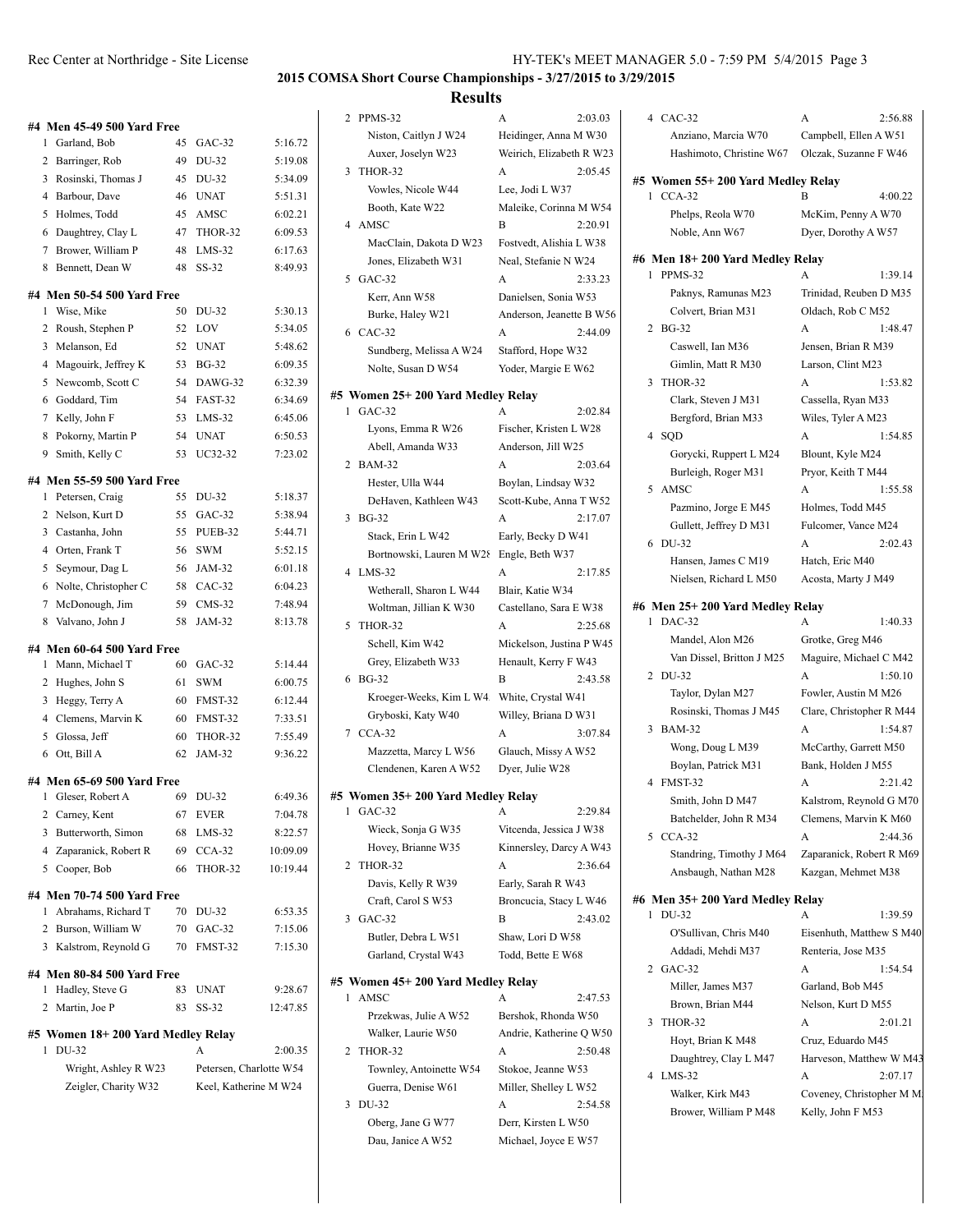**2015 COMSA Short Course Championships - 3/27/2015 to 3/29/2015**

## Results

### #4 Men 45-49 500 Yard Free

| | Name | Age | Team | Time |
|---|---|---|---|---|
| 1 | Garland, Bob | 45 | GAC-32 | 5:16.72 |
| 2 | Barringer, Rob | 49 | DU-32 | 5:19.08 |
| 3 | Rosinski, Thomas J | 45 | DU-32 | 5:34.09 |
| 4 | Barbour, Dave | 46 | UNAT | 5:51.31 |
| 5 | Holmes, Todd | 45 | AMSC | 6:02.21 |
| 6 | Daughtrey, Clay L | 47 | THOR-32 | 6:09.53 |
| 7 | Brower, William P | 48 | LMS-32 | 6:17.63 |
| 8 | Bennett, Dean W | 48 | SS-32 | 8:49.93 |

### #4 Men 50-54 500 Yard Free

| | Name | Age | Team | Time |
|---|---|---|---|---|
| 1 | Wise, Mike | 50 | DU-32 | 5:30.13 |
| 2 | Roush, Stephen P | 52 | LOV | 5:34.05 |
| 3 | Melanson, Ed | 52 | UNAT | 5:48.62 |
| 4 | Magouirk, Jeffrey K | 53 | BG-32 | 6:09.35 |
| 5 | Newcomb, Scott C | 54 | DAWG-32 | 6:32.39 |
| 6 | Goddard, Tim | 54 | FAST-32 | 6:34.69 |
| 7 | Kelly, John F | 53 | LMS-32 | 6:45.06 |
| 8 | Pokorny, Martin P | 54 | UNAT | 6:50.53 |
| 9 | Smith, Kelly C | 53 | UC32-32 | 7:23.02 |

### #4 Men 55-59 500 Yard Free

| | Name | Age | Team | Time |
|---|---|---|---|---|
| 1 | Petersen, Craig | 55 | DU-32 | 5:18.37 |
| 2 | Nelson, Kurt D | 55 | GAC-32 | 5:38.94 |
| 3 | Castanha, John | 55 | PUEB-32 | 5:44.71 |
| 4 | Orten, Frank T | 56 | SWM | 5:52.15 |
| 5 | Seymour, Dag L | 56 | JAM-32 | 6:01.18 |
| 6 | Nolte, Christopher C | 58 | CAC-32 | 6:04.23 |
| 7 | McDonough, Jim | 59 | CMS-32 | 7:48.94 |
| 8 | Valvano, John J | 58 | JAM-32 | 8:13.78 |

### #4 Men 60-64 500 Yard Free

| | Name | Age | Team | Time |
|---|---|---|---|---|
| 1 | Mann, Michael T | 60 | GAC-32 | 5:14.44 |
| 2 | Hughes, John S | 61 | SWM | 6:00.75 |
| 3 | Heggy, Terry A | 60 | FMST-32 | 6:12.44 |
| 4 | Clemens, Marvin K | 60 | FMST-32 | 7:33.51 |
| 5 | Glossa, Jeff | 60 | THOR-32 | 7:55.49 |
| 6 | Ott, Bill A | 62 | JAM-32 | 9:36.22 |

### #4 Men 65-69 500 Yard Free

| | Name | Age | Team | Time |
|---|---|---|---|---|
| 1 | Gleser, Robert A | 69 | DU-32 | 6:49.36 |
| 2 | Carney, Kent | 67 | EVER | 7:04.78 |
| 3 | Butterworth, Simon | 68 | LMS-32 | 8:22.57 |
| 4 | Zaparanick, Robert R | 69 | CCA-32 | 10:09.09 |
| 5 | Cooper, Bob | 66 | THOR-32 | 10:19.44 |

### #4 Men 70-74 500 Yard Free

| | Name | Age | Team | Time |
|---|---|---|---|---|
| 1 | Abrahams, Richard T | 70 | DU-32 | 6:53.35 |
| 2 | Burson, William W | 70 | GAC-32 | 7:15.06 |
| 3 | Kalstrom, Reynold G | 70 | FMST-32 | 7:15.30 |

### #4 Men 80-84 500 Yard Free

| | Name | Age | Team | Time |
|---|---|---|---|---|
| 1 | Hadley, Steve G | 83 | UNAT | 9:28.67 |
| 2 | Martin, Joe P | 83 | SS-32 | 12:47.85 |

### #5 Women 18+ 200 Yard Medley Relay

| | Team | Relay | Time |
|---|---|---|---|
| 1 | DU-32 | A | 2:00.35 |
| | Wright, Ashley R W23 | Petersen, Charlotte W54 | |
| | Zeigler, Charity W32 | Keel, Katherine M W24 | |
| 2 | PPMS-32 | A | 2:03.03 |
| | Niston, Caitlyn J W24 | Heidinger, Anna M W30 | |
| | Auxer, Joselyn W23 | Weirich, Elizabeth R W23 | |
| 3 | THOR-32 | A | 2:05.45 |
| | Vowles, Nicole W44 | Lee, Jodi L W37 | |
| | Booth, Kate W22 | Maleike, Corinna M W54 | |
| 4 | AMSC | B | 2:20.91 |
| | MacClain, Dakota D W23 | Fostvedt, Alishia L W38 | |
| | Jones, Elizabeth W31 | Neal, Stefanie N W24 | |
| 5 | GAC-32 | A | 2:33.23 |
| | Kerr, Ann W58 | Danielsen, Sonia W53 | |
| | Burke, Haley W21 | Anderson, Jeanette B W56 | |
| 6 | CAC-32 | A | 2:44.09 |
| | Sundberg, Melissa A W24 | Stafford, Hope W32 | |
| | Nolte, Susan D W54 | Yoder, Margie E W62 | |

### #5 Women 25+ 200 Yard Medley Relay

| | Team | Relay | Time |
|---|---|---|---|
| 1 | GAC-32 | A | 2:02.84 |
| | Lyons, Emma R W26 | Fischer, Kristen L W28 | |
| | Abell, Amanda W33 | Anderson, Jill W25 | |
| 2 | BAM-32 | A | 2:03.64 |
| | Hester, Ulla W44 | Boylan, Lindsay W32 | |
| | DeHaven, Kathleen W43 | Scott-Kube, Anna T W52 | |
| 3 | BG-32 | A | 2:17.07 |
| | Stack, Erin L W42 | Early, Becky D W41 | |
| | Bortnowski, Lauren M W28 | Engle, Beth W37 | |
| 4 | LMS-32 | A | 2:17.85 |
| | Wetherall, Sharon L W44 | Blair, Katie W34 | |
| | Woltman, Jillian K W30 | Castellano, Sara E W38 | |
| 5 | THOR-32 | A | 2:25.68 |
| | Schell, Kim W42 | Mickelson, Justina P W45 | |
| | Grey, Elizabeth W33 | Henault, Kerry F W43 | |
| 6 | BG-32 | B | 2:43.58 |
| | Kroeger-Weeks, Kim L W4 | White, Crystal W41 | |
| | Gryboski, Katy W40 | Willey, Briana D W31 | |
| 7 | CCA-32 | A | 3:07.84 |
| | Mazzetta, Marcy L W56 | Glauch, Missy A W52 | |
| | Clendenen, Karen A W52 | Dyer, Julie W28 | |

### #5 Women 35+ 200 Yard Medley Relay

| | Team | Relay | Time |
|---|---|---|---|
| 1 | GAC-32 | A | 2:29.84 |
| | Wieck, Sonja G W35 | Vitcenda, Jessica J W38 | |
| | Hovey, Brianne W35 | Kinnersley, Darcy A W43 | |
| 2 | THOR-32 | A | 2:36.64 |
| | Davis, Kelly R W39 | Early, Sarah R W43 | |
| | Craft, Carol S W53 | Broncucia, Stacy L W46 | |
| 3 | GAC-32 | B | 2:43.02 |
| | Butler, Debra L W51 | Shaw, Lori D W58 | |
| | Garland, Crystal W43 | Todd, Bette E W68 | |

### #5 Women 45+ 200 Yard Medley Relay

| | Team | Relay | Time |
|---|---|---|---|
| 1 | AMSC | A | 2:47.53 |
| | Przekwas, Julie A W52 | Bershok, Rhonda W50 | |
| | Walker, Laurie W50 | Andrie, Katherine Q W50 | |
| 2 | THOR-32 | A | 2:50.48 |
| | Townley, Antoinette W54 | Stokoe, Jeanne W53 | |
| | Guerra, Denise W61 | Miller, Shelley L W52 | |
| 3 | DU-32 | A | 2:54.58 |
| | Oberg, Jane G W77 | Derr, Kirsten L W50 | |
| | Dau, Janice A W52 | Michael, Joyce E W57 | |
| 4 | CAC-32 | A | 2:56.88 |
| | Anziano, Marcia W70 | Campbell, Ellen A W51 | |
| | Hashimoto, Christine W67 | Olczak, Suzanne F W46 | |

### #5 Women 55+ 200 Yard Medley Relay

| | Team | Relay | Time |
|---|---|---|---|
| 1 | CCA-32 | B | 4:00.22 |
| | Phelps, Reola W70 | McKim, Penny A W70 | |
| | Noble, Ann W67 | Dyer, Dorothy A W57 | |

### #6 Men 18+ 200 Yard Medley Relay

| | Team | Relay | Time |
|---|---|---|---|
| 1 | PPMS-32 | A | 1:39.14 |
| | Paknys, Ramunas M23 | Trinidad, Reuben D M35 | |
| | Colvert, Brian M31 | Oldach, Rob C M52 | |
| 2 | BG-32 | A | 1:48.47 |
| | Caswell, Ian M36 | Jensen, Brian R M39 | |
| | Gimlin, Matt R M30 | Larson, Clint M23 | |
| 3 | THOR-32 | A | 1:53.82 |
| | Clark, Steven J M31 | Cassella, Ryan M33 | |
| | Bergford, Brian M33 | Wiles, Tyler A M23 | |
| 4 | SQD | A | 1:54.85 |
| | Gorycki, Ruppert L M24 | Blount, Kyle M24 | |
| | Burleigh, Roger M31 | Pryor, Keith T M44 | |
| 5 | AMSC | A | 1:55.58 |
| | Pazmino, Jorge E M45 | Holmes, Todd M45 | |
| | Gullett, Jeffrey D M31 | Fulcomer, Vance M24 | |
| 6 | DU-32 | A | 2:02.43 |
| | Hansen, James C M19 | Hatch, Eric M40 | |
| | Nielsen, Richard L M50 | Acosta, Marty J M49 | |

### #6 Men 25+ 200 Yard Medley Relay

| | Team | Relay | Time |
|---|---|---|---|
| 1 | DAC-32 | A | 1:40.33 |
| | Mandel, Alon M26 | Grotke, Greg M46 | |
| | Van Dissel, Britton J M25 | Maguire, Michael C M42 | |
| 2 | DU-32 | A | 1:50.10 |
| | Taylor, Dylan M27 | Fowler, Austin M M26 | |
| | Rosinski, Thomas J M45 | Clare, Christopher R M44 | |
| 3 | BAM-32 | A | 1:54.87 |
| | Wong, Doug L M39 | McCarthy, Garrett M50 | |
| | Boylan, Patrick M31 | Bank, Holden J M55 | |
| 4 | FMST-32 | A | 2:21.42 |
| | Smith, John D M47 | Kalstrom, Reynold G M70 | |
| | Batchelder, John R M34 | Clemens, Marvin K M60 | |
| 5 | CCA-32 | A | 2:44.36 |
| | Standring, Timothy J M64 | Zaparanick, Robert R M69 | |
| | Ansbaugh, Nathan M28 | Kazgan, Mehmet M38 | |

### #6 Men 35+ 200 Yard Medley Relay

| | Team | Relay | Time |
|---|---|---|---|
| 1 | DU-32 | A | 1:39.59 |
| | O'Sullivan, Chris M40 | Eisenhuth, Matthew S M40 | |
| | Addadi, Mehdi M37 | Renteria, Jose M35 | |
| 2 | GAC-32 | A | 1:54.54 |
| | Miller, James M37 | Garland, Bob M45 | |
| | Brown, Brian M44 | Nelson, Kurt D M55 | |
| 3 | THOR-32 | A | 2:01.21 |
| | Hoyt, Brian K M48 | Cruz, Eduardo M45 | |
| | Daughtrey, Clay L M47 | Harveson, Matthew W M43 | |
| 4 | LMS-32 | A | 2:07.17 |
| | Walker, Kirk M43 | Coveney, Christopher M M | |
| | Brower, William P M48 | Kelly, John F M53 | |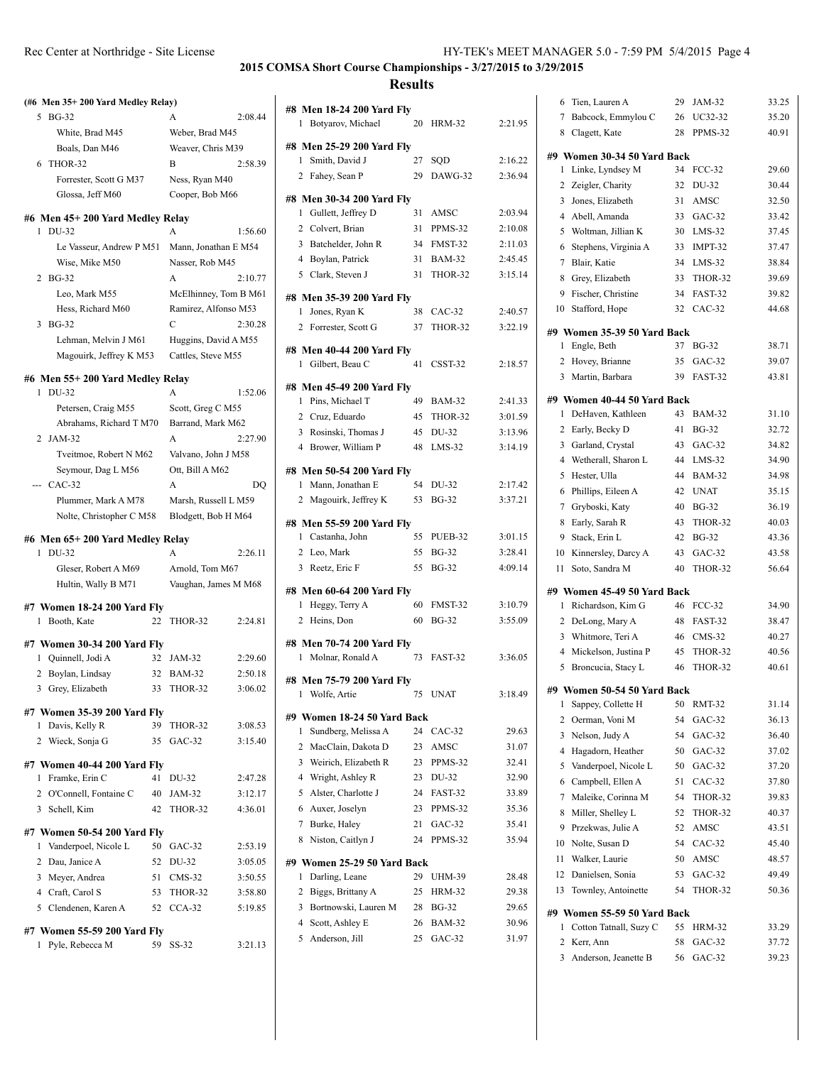## 2015 COMSA Short Course Championships - 3/27/2015 to 3/29/2015

## Results

### (#6 Men 35+ 200 Yard Medley Relay)

| | Team | Relay | Finals Time |
|---|---|---|---|
| 5 | BG-32 | A | 2:08.44 |
| | White, Brad M45 | Weber, Brad M45 | |
| | Boals, Dan M46 | Weaver, Chris M39 | |
| 6 | THOR-32 | B | 2:58.39 |
| | Forrester, Scott G M37 | Ness, Ryan M40 | |
| | Glossa, Jeff M60 | Cooper, Bob M66 | |

### #6 Men 45+ 200 Yard Medley Relay

| | Team | Relay | Finals Time |
|---|---|---|---|
| 1 | DU-32 | A | 1:56.60 |
| | Le Vasseur, Andrew P M51 | Mann, Jonathan E M54 | |
| | Wise, Mike M50 | Nasser, Rob M45 | |
| 2 | BG-32 | A | 2:10.77 |
| | Leo, Mark M55 | McElhinney, Tom B M61 | |
| | Hess, Richard M60 | Ramirez, Alfonso M53 | |
| 3 | BG-32 | C | 2:30.28 |
| | Lehman, Melvin J M61 | Huggins, David A M55 | |
| | Magouirk, Jeffrey K M53 | Cattles, Steve M55 | |

### #6 Men 55+ 200 Yard Medley Relay

| | Team | Relay | Finals Time |
|---|---|---|---|
| 1 | DU-32 | A | 1:52.06 |
| | Petersen, Craig M55 | Scott, Greg C M55 | |
| | Abrahams, Richard T M70 | Barrand, Mark M62 | |
| 2 | JAM-32 | A | 2:27.90 |
| | Tveitmoe, Robert N M62 | Valvano, John J M58 | |
| | Seymour, Dag L M56 | Ott, Bill A M62 | |
| --- | CAC-32 | A | DQ |
| | Plummer, Mark A M78 | Marsh, Russell L M59 | |
| | Nolte, Christopher C M58 | Blodgett, Bob H M64 | |

### #6 Men 65+ 200 Yard Medley Relay

| | Team | Relay | Finals Time |
|---|---|---|---|
| 1 | DU-32 | A | 2:26.11 |
| | Gleser, Robert A M69 | Arnold, Tom M67 | |
| | Hultin, Wally B M71 | Vaughan, James M M68 | |

### #7 Women 18-24 200 Yard Fly

| | Name | Age | Team | Time |
|---|---|---|---|---|
| 1 | Booth, Kate | 22 | THOR-32 | 2:24.81 |

### #7 Women 30-34 200 Yard Fly

| | Name | Age | Team | Time |
|---|---|---|---|---|
| 1 | Quinnell, Jodi A | 32 | JAM-32 | 2:29.60 |
| 2 | Boylan, Lindsay | 32 | BAM-32 | 2:50.18 |
| 3 | Grey, Elizabeth | 33 | THOR-32 | 3:06.02 |

### #7 Women 35-39 200 Yard Fly

| | Name | Age | Team | Time |
|---|---|---|---|---|
| 1 | Davis, Kelly R | 39 | THOR-32 | 3:08.53 |
| 2 | Wieck, Sonja G | 35 | GAC-32 | 3:15.40 |

### #7 Women 40-44 200 Yard Fly

| | Name | Age | Team | Time |
|---|---|---|---|---|
| 1 | Framke, Erin C | 41 | DU-32 | 2:47.28 |
| 2 | O'Connell, Fontaine C | 40 | JAM-32 | 3:12.17 |
| 3 | Schell, Kim | 42 | THOR-32 | 4:36.01 |

### #7 Women 50-54 200 Yard Fly

| | Name | Age | Team | Time |
|---|---|---|---|---|
| 1 | Vanderpoel, Nicole L | 50 | GAC-32 | 2:53.19 |
| 2 | Dau, Janice A | 52 | DU-32 | 3:05.05 |
| 3 | Meyer, Andrea | 51 | CMS-32 | 3:50.55 |
| 4 | Craft, Carol S | 53 | THOR-32 | 3:58.80 |
| 5 | Clendenen, Karen A | 52 | CCA-32 | 5:19.85 |

### #7 Women 55-59 200 Yard Fly

| | Name | Age | Team | Time |
|---|---|---|---|---|
| 1 | Pyle, Rebecca M | 59 | SS-32 | 3:21.13 |

### #8 Men 18-24 200 Yard Fly

| | Name | Age | Team | Time |
|---|---|---|---|---|
| 1 | Botyarov, Michael | 20 | HRM-32 | 2:21.95 |

### #8 Men 25-29 200 Yard Fly

| | Name | Age | Team | Time |
|---|---|---|---|---|
| 1 | Smith, David J | 27 | SQD | 2:16.22 |
| 2 | Fahey, Sean P | 29 | DAWG-32 | 2:36.94 |

### #8 Men 30-34 200 Yard Fly

| | Name | Age | Team | Time |
|---|---|---|---|---|
| 1 | Gullett, Jeffrey D | 31 | AMSC | 2:03.94 |
| 2 | Colvert, Brian | 31 | PPMS-32 | 2:10.08 |
| 3 | Batchelder, John R | 34 | FMST-32 | 2:11.03 |
| 4 | Boylan, Patrick | 31 | BAM-32 | 2:45.45 |
| 5 | Clark, Steven J | 31 | THOR-32 | 3:15.14 |

### #8 Men 35-39 200 Yard Fly

| | Name | Age | Team | Time |
|---|---|---|---|---|
| 1 | Jones, Ryan K | 38 | CAC-32 | 2:40.57 |
| 2 | Forrester, Scott G | 37 | THOR-32 | 3:22.19 |

### #8 Men 40-44 200 Yard Fly

| | Name | Age | Team | Time |
|---|---|---|---|---|
| 1 | Gilbert, Beau C | 41 | CSST-32 | 2:18.57 |

### #8 Men 45-49 200 Yard Fly

| | Name | Age | Team | Time |
|---|---|---|---|---|
| 1 | Pins, Michael T | 49 | BAM-32 | 2:41.33 |
| 2 | Cruz, Eduardo | 45 | THOR-32 | 3:01.59 |
| 3 | Rosinski, Thomas J | 45 | DU-32 | 3:13.96 |
| 4 | Brower, William P | 48 | LMS-32 | 3:14.19 |

### #8 Men 50-54 200 Yard Fly

| | Name | Age | Team | Time |
|---|---|---|---|---|
| 1 | Mann, Jonathan E | 54 | DU-32 | 2:17.42 |
| 2 | Magouirk, Jeffrey K | 53 | BG-32 | 3:37.21 |

### #8 Men 55-59 200 Yard Fly

| | Name | Age | Team | Time |
|---|---|---|---|---|
| 1 | Castanha, John | 55 | PUEB-32 | 3:01.15 |
| 2 | Leo, Mark | 55 | BG-32 | 3:28.41 |
| 3 | Reetz, Eric F | 55 | BG-32 | 4:09.14 |

### #8 Men 60-64 200 Yard Fly

| | Name | Age | Team | Time |
|---|---|---|---|---|
| 1 | Heggy, Terry A | 60 | FMST-32 | 3:10.79 |
| 2 | Heins, Don | 60 | BG-32 | 3:55.09 |

### #8 Men 70-74 200 Yard Fly

| | Name | Age | Team | Time |
|---|---|---|---|---|
| 1 | Molnar, Ronald A | 73 | FAST-32 | 3:36.05 |

### #8 Men 75-79 200 Yard Fly

| | Name | Age | Team | Time |
|---|---|---|---|---|
| 1 | Wolfe, Artie | 75 | UNAT | 3:18.49 |

### #9 Women 18-24 50 Yard Back

| | Name | Age | Team | Time |
|---|---|---|---|---|
| 1 | Sundberg, Melissa A | 24 | CAC-32 | 29.63 |
| 2 | MacClain, Dakota D | 23 | AMSC | 31.07 |
| 3 | Weirich, Elizabeth R | 23 | PPMS-32 | 32.41 |
| 4 | Wright, Ashley R | 23 | DU-32 | 32.90 |
| 5 | Alster, Charlotte J | 24 | FAST-32 | 33.89 |
| 6 | Auxer, Joselyn | 23 | PPMS-32 | 35.36 |
| 7 | Burke, Haley | 21 | GAC-32 | 35.41 |
| 8 | Niston, Caitlyn J | 24 | PPMS-32 | 35.94 |

### #9 Women 25-29 50 Yard Back

| | Name | Age | Team | Time |
|---|---|---|---|---|
| 1 | Darling, Leane | 29 | UHM-39 | 28.48 |
| 2 | Biggs, Brittany A | 25 | HRM-32 | 29.38 |
| 3 | Bortnowski, Lauren M | 28 | BG-32 | 29.65 |
| 4 | Scott, Ashley E | 26 | BAM-32 | 30.96 |
| 5 | Anderson, Jill | 25 | GAC-32 | 31.97 |
| 6 | Tien, Lauren A | 29 | JAM-32 | 33.25 |
| 7 | Babcock, Emmylou C | 26 | UC32-32 | 35.20 |
| 8 | Clagett, Kate | 28 | PPMS-32 | 40.91 |

### #9 Women 30-34 50 Yard Back

| | Name | Age | Team | Time |
|---|---|---|---|---|
| 1 | Linke, Lyndsey M | 34 | FCC-32 | 29.60 |
| 2 | Zeigler, Charity | 32 | DU-32 | 30.44 |
| 3 | Jones, Elizabeth | 31 | AMSC | 32.50 |
| 4 | Abell, Amanda | 33 | GAC-32 | 33.42 |
| 5 | Woltman, Jillian K | 30 | LMS-32 | 37.45 |
| 6 | Stephens, Virginia A | 33 | IMPT-32 | 37.47 |
| 7 | Blair, Katie | 34 | LMS-32 | 38.84 |
| 8 | Grey, Elizabeth | 33 | THOR-32 | 39.69 |
| 9 | Fischer, Christine | 34 | FAST-32 | 39.82 |
| 10 | Stafford, Hope | 32 | CAC-32 | 44.68 |

### #9 Women 35-39 50 Yard Back

| | Name | Age | Team | Time |
|---|---|---|---|---|
| 1 | Engle, Beth | 37 | BG-32 | 38.71 |
| 2 | Hovey, Brianne | 35 | GAC-32 | 39.07 |
| 3 | Martin, Barbara | 39 | FAST-32 | 43.81 |

### #9 Women 40-44 50 Yard Back

| | Name | Age | Team | Time |
|---|---|---|---|---|
| 1 | DeHaven, Kathleen | 43 | BAM-32 | 31.10 |
| 2 | Early, Becky D | 41 | BG-32 | 32.72 |
| 3 | Garland, Crystal | 43 | GAC-32 | 34.82 |
| 4 | Wetherall, Sharon L | 44 | LMS-32 | 34.90 |
| 5 | Hester, Ulla | 44 | BAM-32 | 34.98 |
| 6 | Phillips, Eileen A | 42 | UNAT | 35.15 |
| 7 | Gryboski, Katy | 40 | BG-32 | 36.19 |
| 8 | Early, Sarah R | 43 | THOR-32 | 40.03 |
| 9 | Stack, Erin L | 42 | BG-32 | 43.36 |
| 10 | Kinnersley, Darcy A | 43 | GAC-32 | 43.58 |
| 11 | Soto, Sandra M | 40 | THOR-32 | 56.64 |

### #9 Women 45-49 50 Yard Back

| | Name | Age | Team | Time |
|---|---|---|---|---|
| 1 | Richardson, Kim G | 46 | FCC-32 | 34.90 |
| 2 | DeLong, Mary A | 48 | FAST-32 | 38.47 |
| 3 | Whitmore, Teri A | 46 | CMS-32 | 40.27 |
| 4 | Mickelson, Justina P | 45 | THOR-32 | 40.56 |
| 5 | Broncucia, Stacy L | 46 | THOR-32 | 40.61 |

### #9 Women 50-54 50 Yard Back

| | Name | Age | Team | Time |
|---|---|---|---|---|
| 1 | Sappey, Collette H | 50 | RMT-32 | 31.14 |
| 2 | Oerman, Voni M | 54 | GAC-32 | 36.13 |
| 3 | Nelson, Judy A | 54 | GAC-32 | 36.40 |
| 4 | Hagadorn, Heather | 50 | GAC-32 | 37.02 |
| 5 | Vanderpoel, Nicole L | 50 | GAC-32 | 37.20 |
| 6 | Campbell, Ellen A | 51 | CAC-32 | 37.80 |
| 7 | Maleike, Corinna M | 54 | THOR-32 | 39.83 |
| 8 | Miller, Shelley L | 52 | THOR-32 | 40.37 |
| 9 | Przekwas, Julie A | 52 | AMSC | 43.51 |
| 10 | Nolte, Susan D | 54 | CAC-32 | 45.40 |
| 11 | Walker, Laurie | 50 | AMSC | 48.57 |
| 12 | Danielsen, Sonia | 53 | GAC-32 | 49.49 |
| 13 | Townley, Antoinette | 54 | THOR-32 | 50.36 |

### #9 Women 55-59 50 Yard Back

| | Name | Age | Team | Time |
|---|---|---|---|---|
| 1 | Cotton Tatnall, Suzy C | 55 | HRM-32 | 33.29 |
| 2 | Kerr, Ann | 58 | GAC-32 | 37.72 |
| 3 | Anderson, Jeanette B | 56 | GAC-32 | 39.23 |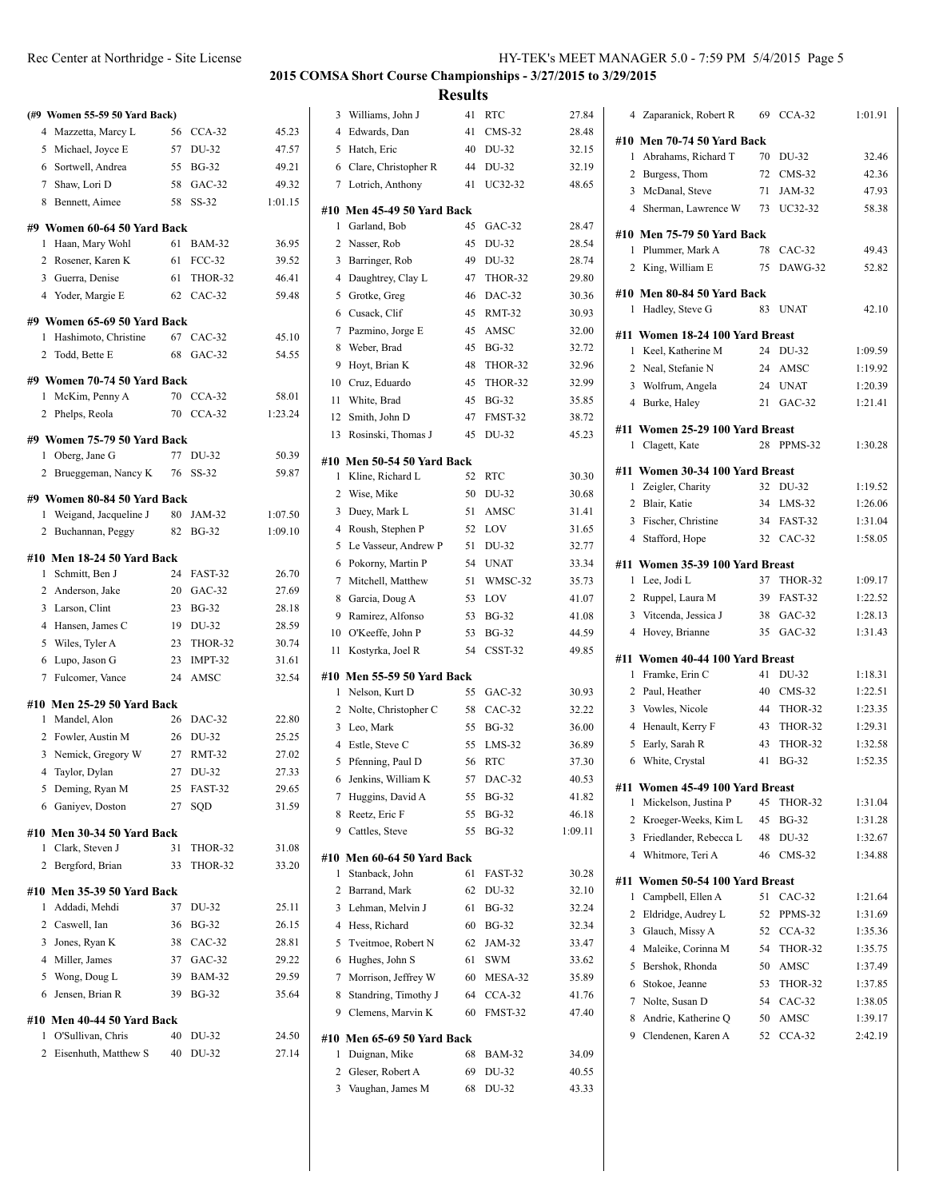# 2015 COMSA Short Course Championships - 3/27/2015 to 3/29/2015

## Results

### (#9 Women 55-59 50 Yard Back)

| | Name | Age | Team | Time |
|---|---|---|---|---|
| 4 | Mazzetta, Marcy L | 56 | CCA-32 | 45.23 |
| 5 | Michael, Joyce E | 57 | DU-32 | 47.57 |
| 6 | Sortwell, Andrea | 55 | BG-32 | 49.21 |
| 7 | Shaw, Lori D | 58 | GAC-32 | 49.32 |
| 8 | Bennett, Aimee | 58 | SS-32 | 1:01.15 |

### #9 Women 60-64 50 Yard Back

| | Name | Age | Team | Time |
|---|---|---|---|---|
| 1 | Haan, Mary Wohl | 61 | BAM-32 | 36.95 |
| 2 | Rosener, Karen K | 61 | FCC-32 | 39.52 |
| 3 | Guerra, Denise | 61 | THOR-32 | 46.41 |
| 4 | Yoder, Margie E | 62 | CAC-32 | 59.48 |

### #9 Women 65-69 50 Yard Back

| | Name | Age | Team | Time |
|---|---|---|---|---|
| 1 | Hashimoto, Christine | 67 | CAC-32 | 45.10 |
| 2 | Todd, Bette E | 68 | GAC-32 | 54.55 |

### #9 Women 70-74 50 Yard Back

| | Name | Age | Team | Time |
|---|---|---|---|---|
| 1 | McKim, Penny A | 70 | CCA-32 | 58.01 |
| 2 | Phelps, Reola | 70 | CCA-32 | 1:23.24 |

### #9 Women 75-79 50 Yard Back

| | Name | Age | Team | Time |
|---|---|---|---|---|
| 1 | Oberg, Jane G | 77 | DU-32 | 50.39 |
| 2 | Brueggeman, Nancy K | 76 | SS-32 | 59.87 |

### #9 Women 80-84 50 Yard Back

| | Name | Age | Team | Time |
|---|---|---|---|---|
| 1 | Weigand, Jacqueline J | 80 | JAM-32 | 1:07.50 |
| 2 | Buchannan, Peggy | 82 | BG-32 | 1:09.10 |

### #10 Men 18-24 50 Yard Back

| | Name | Age | Team | Time |
|---|---|---|---|---|
| 1 | Schmitt, Ben J | 24 | FAST-32 | 26.70 |
| 2 | Anderson, Jake | 20 | GAC-32 | 27.69 |
| 3 | Larson, Clint | 23 | BG-32 | 28.18 |
| 4 | Hansen, James C | 19 | DU-32 | 28.59 |
| 5 | Wiles, Tyler A | 23 | THOR-32 | 30.74 |
| 6 | Lupo, Jason G | 23 | IMPT-32 | 31.61 |
| 7 | Fulcomer, Vance | 24 | AMSC | 32.54 |

### #10 Men 25-29 50 Yard Back

| | Name | Age | Team | Time |
|---|---|---|---|---|
| 1 | Mandel, Alon | 26 | DAC-32 | 22.80 |
| 2 | Fowler, Austin M | 26 | DU-32 | 25.25 |
| 3 | Nemick, Gregory W | 27 | RMT-32 | 27.02 |
| 4 | Taylor, Dylan | 27 | DU-32 | 27.33 |
| 5 | Deming, Ryan M | 25 | FAST-32 | 29.65 |
| 6 | Ganiyev, Doston | 27 | SQD | 31.59 |

### #10 Men 30-34 50 Yard Back

| | Name | Age | Team | Time |
|---|---|---|---|---|
| 1 | Clark, Steven J | 31 | THOR-32 | 31.08 |
| 2 | Bergford, Brian | 33 | THOR-32 | 33.20 |

### #10 Men 35-39 50 Yard Back

| | Name | Age | Team | Time |
|---|---|---|---|---|
| 1 | Addadi, Mehdi | 37 | DU-32 | 25.11 |
| 2 | Caswell, Ian | 36 | BG-32 | 26.15 |
| 3 | Jones, Ryan K | 38 | CAC-32 | 28.81 |
| 4 | Miller, James | 37 | GAC-32 | 29.22 |
| 5 | Wong, Doug L | 39 | BAM-32 | 29.59 |
| 6 | Jensen, Brian R | 39 | BG-32 | 35.64 |

### #10 Men 40-44 50 Yard Back

| | Name | Age | Team | Time |
|---|---|---|---|---|
| 1 | O'Sullivan, Chris | 40 | DU-32 | 24.50 |
| 2 | Eisenhuth, Matthew S | 40 | DU-32 | 27.14 |
| 3 | Williams, John J | 41 | RTC | 27.84 |
| 4 | Edwards, Dan | 41 | CMS-32 | 28.48 |
| 5 | Hatch, Eric | 40 | DU-32 | 32.15 |
| 6 | Clare, Christopher R | 44 | DU-32 | 32.19 |
| 7 | Lotrich, Anthony | 41 | UC32-32 | 48.65 |

### #10 Men 45-49 50 Yard Back

| | Name | Age | Team | Time |
|---|---|---|---|---|
| 1 | Garland, Bob | 45 | GAC-32 | 28.47 |
| 2 | Nasser, Rob | 45 | DU-32 | 28.54 |
| 3 | Barringer, Rob | 49 | DU-32 | 28.74 |
| 4 | Daughtrey, Clay L | 47 | THOR-32 | 29.80 |
| 5 | Grotke, Greg | 46 | DAC-32 | 30.36 |
| 6 | Cusack, Clif | 45 | RMT-32 | 30.93 |
| 7 | Pazmino, Jorge E | 45 | AMSC | 32.00 |
| 8 | Weber, Brad | 45 | BG-32 | 32.72 |
| 9 | Hoyt, Brian K | 48 | THOR-32 | 32.96 |
| 10 | Cruz, Eduardo | 45 | THOR-32 | 32.99 |
| 11 | White, Brad | 45 | BG-32 | 35.85 |
| 12 | Smith, John D | 47 | FMST-32 | 38.72 |
| 13 | Rosinski, Thomas J | 45 | DU-32 | 45.23 |

### #10 Men 50-54 50 Yard Back

| | Name | Age | Team | Time |
|---|---|---|---|---|
| 1 | Kline, Richard L | 52 | RTC | 30.30 |
| 2 | Wise, Mike | 50 | DU-32 | 30.68 |
| 3 | Duey, Mark L | 51 | AMSC | 31.41 |
| 4 | Roush, Stephen P | 52 | LOV | 31.65 |
| 5 | Le Vasseur, Andrew P | 51 | DU-32 | 32.77 |
| 6 | Pokorny, Martin P | 54 | UNAT | 33.34 |
| 7 | Mitchell, Matthew | 51 | WMSC-32 | 35.73 |
| 8 | Garcia, Doug A | 53 | LOV | 41.07 |
| 9 | Ramirez, Alfonso | 53 | BG-32 | 41.08 |
| 10 | O'Keeffe, John P | 53 | BG-32 | 44.59 |
| 11 | Kostyrka, Joel R | 54 | CSST-32 | 49.85 |

### #10 Men 55-59 50 Yard Back

| | Name | Age | Team | Time |
|---|---|---|---|---|
| 1 | Nelson, Kurt D | 55 | GAC-32 | 30.93 |
| 2 | Nolte, Christopher C | 58 | CAC-32 | 32.22 |
| 3 | Leo, Mark | 55 | BG-32 | 36.00 |
| 4 | Estle, Steve C | 55 | LMS-32 | 36.89 |
| 5 | Pfenning, Paul D | 56 | RTC | 37.30 |
| 6 | Jenkins, William K | 57 | DAC-32 | 40.53 |
| 7 | Huggins, David A | 55 | BG-32 | 41.82 |
| 8 | Reetz, Eric F | 55 | BG-32 | 46.18 |
| 9 | Cattles, Steve | 55 | BG-32 | 1:09.11 |

### #10 Men 60-64 50 Yard Back

| | Name | Age | Team | Time |
|---|---|---|---|---|
| 1 | Stanback, John | 61 | FAST-32 | 30.28 |
| 2 | Barrand, Mark | 62 | DU-32 | 32.10 |
| 3 | Lehman, Melvin J | 61 | BG-32 | 32.24 |
| 4 | Hess, Richard | 60 | BG-32 | 32.34 |
| 5 | Tveitmoe, Robert N | 62 | JAM-32 | 33.47 |
| 6 | Hughes, John S | 61 | SWM | 33.62 |
| 7 | Morrison, Jeffrey W | 60 | MESA-32 | 35.89 |
| 8 | Standring, Timothy J | 64 | CCA-32 | 41.76 |
| 9 | Clemens, Marvin K | 60 | FMST-32 | 47.40 |

### #10 Men 65-69 50 Yard Back

| | Name | Age | Team | Time |
|---|---|---|---|---|
| 1 | Duignan, Mike | 68 | BAM-32 | 34.09 |
| 2 | Gleser, Robert A | 69 | DU-32 | 40.55 |
| 3 | Vaughan, James M | 68 | DU-32 | 43.33 |
| 4 | Zaparanick, Robert R | 69 | CCA-32 | 1:01.91 |

### #10 Men 70-74 50 Yard Back

| | Name | Age | Team | Time |
|---|---|---|---|---|
| 1 | Abrahams, Richard T | 70 | DU-32 | 32.46 |
| 2 | Burgess, Thom | 72 | CMS-32 | 42.36 |
| 3 | McDanal, Steve | 71 | JAM-32 | 47.93 |
| 4 | Sherman, Lawrence W | 73 | UC32-32 | 58.38 |

### #10 Men 75-79 50 Yard Back

| | Name | Age | Team | Time |
|---|---|---|---|---|
| 1 | Plummer, Mark A | 78 | CAC-32 | 49.43 |
| 2 | King, William E | 75 | DAWG-32 | 52.82 |

### #10 Men 80-84 50 Yard Back

| | Name | Age | Team | Time |
|---|---|---|---|---|
| 1 | Hadley, Steve G | 83 | UNAT | 42.10 |

### #11 Women 18-24 100 Yard Breast

| | Name | Age | Team | Time |
|---|---|---|---|---|
| 1 | Keel, Katherine M | 24 | DU-32 | 1:09.59 |
| 2 | Neal, Stefanie N | 24 | AMSC | 1:19.92 |
| 3 | Wolfrum, Angela | 24 | UNAT | 1:20.39 |
| 4 | Burke, Haley | 21 | GAC-32 | 1:21.41 |

### #11 Women 25-29 100 Yard Breast

| | Name | Age | Team | Time |
|---|---|---|---|---|
| 1 | Clagett, Kate | 28 | PPMS-32 | 1:30.28 |

### #11 Women 30-34 100 Yard Breast

| | Name | Age | Team | Time |
|---|---|---|---|---|
| 1 | Zeigler, Charity | 32 | DU-32 | 1:19.52 |
| 2 | Blair, Katie | 34 | LMS-32 | 1:26.06 |
| 3 | Fischer, Christine | 34 | FAST-32 | 1:31.04 |
| 4 | Stafford, Hope | 32 | CAC-32 | 1:58.05 |

### #11 Women 35-39 100 Yard Breast

| | Name | Age | Team | Time |
|---|---|---|---|---|
| 1 | Lee, Jodi L | 37 | THOR-32 | 1:09.17 |
| 2 | Ruppel, Laura M | 39 | FAST-32 | 1:22.52 |
| 3 | Vitcenda, Jessica J | 38 | GAC-32 | 1:28.13 |
| 4 | Hovey, Brianne | 35 | GAC-32 | 1:31.43 |

### #11 Women 40-44 100 Yard Breast

| | Name | Age | Team | Time |
|---|---|---|---|---|
| 1 | Framke, Erin C | 41 | DU-32 | 1:18.31 |
| 2 | Paul, Heather | 40 | CMS-32 | 1:22.51 |
| 3 | Vowles, Nicole | 44 | THOR-32 | 1:23.35 |
| 4 | Henault, Kerry F | 43 | THOR-32 | 1:29.31 |
| 5 | Early, Sarah R | 43 | THOR-32 | 1:32.58 |
| 6 | White, Crystal | 41 | BG-32 | 1:52.35 |

### #11 Women 45-49 100 Yard Breast

| | Name | Age | Team | Time |
|---|---|---|---|---|
| 1 | Mickelson, Justina P | 45 | THOR-32 | 1:31.04 |
| 2 | Kroeger-Weeks, Kim L | 45 | BG-32 | 1:31.28 |
| 3 | Friedlander, Rebecca L | 48 | DU-32 | 1:32.67 |
| 4 | Whitmore, Teri A | 46 | CMS-32 | 1:34.88 |

### #11 Women 50-54 100 Yard Breast

| | Name | Age | Team | Time |
|---|---|---|---|---|
| 1 | Campbell, Ellen A | 51 | CAC-32 | 1:21.64 |
| 2 | Eldridge, Audrey L | 52 | PPMS-32 | 1:31.69 |
| 3 | Glauch, Missy A | 52 | CCA-32 | 1:35.36 |
| 4 | Maleike, Corinna M | 54 | THOR-32 | 1:35.75 |
| 5 | Bershok, Rhonda | 50 | AMSC | 1:37.49 |
| 6 | Stokoe, Jeanne | 53 | THOR-32 | 1:37.85 |
| 7 | Nolte, Susan D | 54 | CAC-32 | 1:38.05 |
| 8 | Andrie, Katherine Q | 50 | AMSC | 1:39.17 |
| 9 | Clendenen, Karen A | 52 | CCA-32 | 2:42.19 |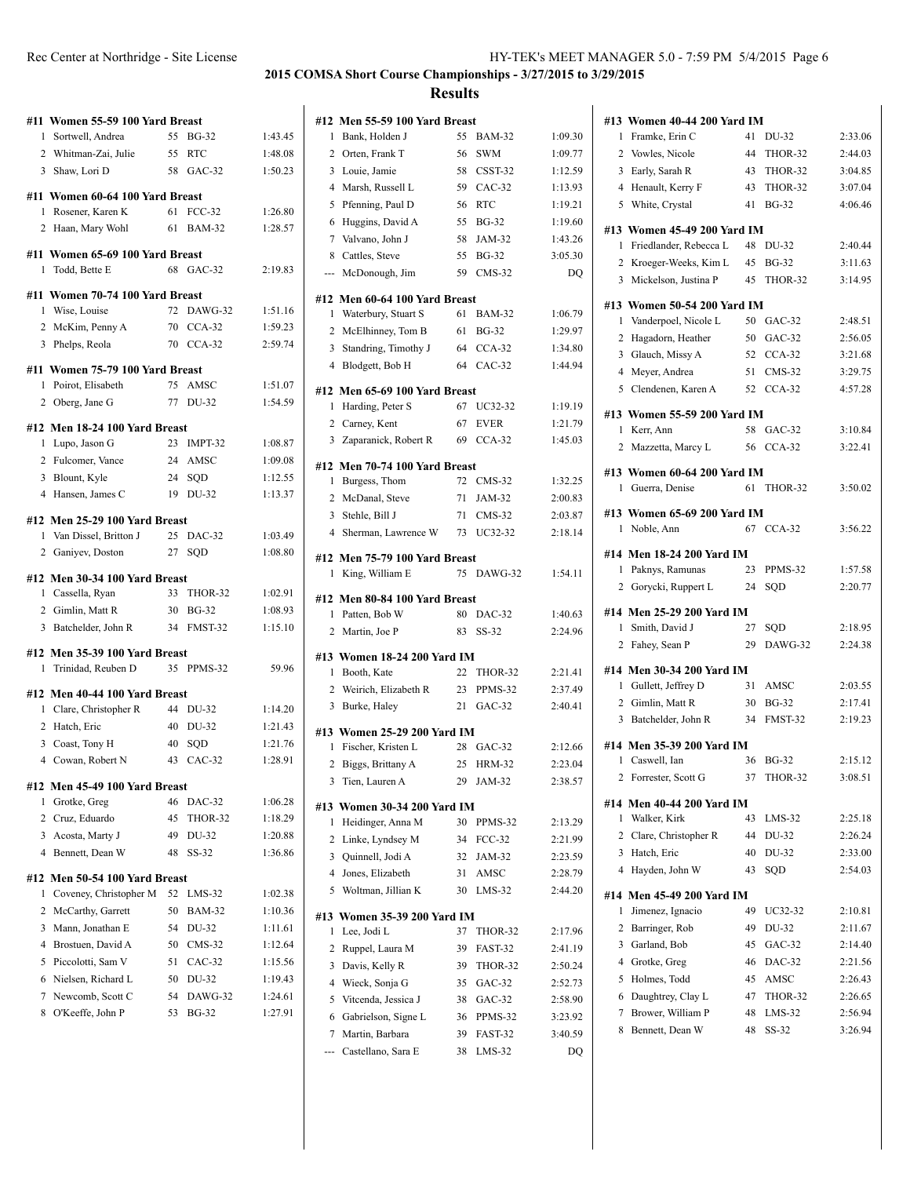## 2015 COMSA Short Course Championships - 3/27/2015 to 3/29/2015

## Results

#### #11 Women 55-59 100 Yard Breast

| | Name | Age | Team | Time |
|---|---|---|---|---|
| 1 | Sortwell, Andrea | 55 | BG-32 | 1:43.45 |
| 2 | Whitman-Zai, Julie | 55 | RTC | 1:48.08 |
| 3 | Shaw, Lori D | 58 | GAC-32 | 1:50.23 |

#### #11 Women 60-64 100 Yard Breast

| | Name | Age | Team | Time |
|---|---|---|---|---|
| 1 | Rosener, Karen K | 61 | FCC-32 | 1:26.80 |
| 2 | Haan, Mary Wohl | 61 | BAM-32 | 1:28.57 |

#### #11 Women 65-69 100 Yard Breast

| | Name | Age | Team | Time |
|---|---|---|---|---|
| 1 | Todd, Bette E | 68 | GAC-32 | 2:19.83 |

#### #11 Women 70-74 100 Yard Breast

| | Name | Age | Team | Time |
|---|---|---|---|---|
| 1 | Wise, Louise | 72 | DAWG-32 | 1:51.16 |
| 2 | McKim, Penny A | 70 | CCA-32 | 1:59.23 |
| 3 | Phelps, Reola | 70 | CCA-32 | 2:59.74 |

#### #11 Women 75-79 100 Yard Breast

| | Name | Age | Team | Time |
|---|---|---|---|---|
| 1 | Poirot, Elisabeth | 75 | AMSC | 1:51.07 |
| 2 | Oberg, Jane G | 77 | DU-32 | 1:54.59 |

#### #12 Men 18-24 100 Yard Breast

| | Name | Age | Team | Time |
|---|---|---|---|---|
| 1 | Lupo, Jason G | 23 | IMPT-32 | 1:08.87 |
| 2 | Fulcomer, Vance | 24 | AMSC | 1:09.08 |
| 3 | Blount, Kyle | 24 | SQD | 1:12.55 |
| 4 | Hansen, James C | 19 | DU-32 | 1:13.37 |

#### #12 Men 25-29 100 Yard Breast

| | Name | Age | Team | Time |
|---|---|---|---|---|
| 1 | Van Dissel, Britton J | 25 | DAC-32 | 1:03.49 |
| 2 | Ganiyev, Doston | 27 | SQD | 1:08.80 |

#### #12 Men 30-34 100 Yard Breast

| | Name | Age | Team | Time |
|---|---|---|---|---|
| 1 | Cassella, Ryan | 33 | THOR-32 | 1:02.91 |
| 2 | Gimlin, Matt R | 30 | BG-32 | 1:08.93 |
| 3 | Batchelder, John R | 34 | FMST-32 | 1:15.10 |

#### #12 Men 35-39 100 Yard Breast

| | Name | Age | Team | Time |
|---|---|---|---|---|
| 1 | Trinidad, Reuben D | 35 | PPMS-32 | 59.96 |

#### #12 Men 40-44 100 Yard Breast

| | Name | Age | Team | Time |
|---|---|---|---|---|
| 1 | Clare, Christopher R | 44 | DU-32 | 1:14.20 |
| 2 | Hatch, Eric | 40 | DU-32 | 1:21.43 |
| 3 | Coast, Tony H | 40 | SQD | 1:21.76 |
| 4 | Cowan, Robert N | 43 | CAC-32 | 1:28.91 |

#### #12 Men 45-49 100 Yard Breast

| | Name | Age | Team | Time |
|---|---|---|---|---|
| 1 | Grotke, Greg | 46 | DAC-32 | 1:06.28 |
| 2 | Cruz, Eduardo | 45 | THOR-32 | 1:18.29 |
| 3 | Acosta, Marty J | 49 | DU-32 | 1:20.88 |
| 4 | Bennett, Dean W | 48 | SS-32 | 1:36.86 |

#### #12 Men 50-54 100 Yard Breast

| | Name | Age | Team | Time |
|---|---|---|---|---|
| 1 | Coveney, Christopher M | 52 | LMS-32 | 1:02.38 |
| 2 | McCarthy, Garrett | 50 | BAM-32 | 1:10.36 |
| 3 | Mann, Jonathan E | 54 | DU-32 | 1:11.61 |
| 4 | Brostuen, David A | 50 | CMS-32 | 1:12.64 |
| 5 | Piccolotti, Sam V | 51 | CAC-32 | 1:15.56 |
| 6 | Nielsen, Richard L | 50 | DU-32 | 1:19.43 |
| 7 | Newcomb, Scott C | 54 | DAWG-32 | 1:24.61 |
| 8 | O'Keeffe, John P | 53 | BG-32 | 1:27.91 |

#### #12 Men 55-59 100 Yard Breast

| | Name | Age | Team | Time |
|---|---|---|---|---|
| 1 | Bank, Holden J | 55 | BAM-32 | 1:09.30 |
| 2 | Orten, Frank T | 56 | SWM | 1:09.77 |
| 3 | Louie, Jamie | 58 | CSST-32 | 1:12.59 |
| 4 | Marsh, Russell L | 59 | CAC-32 | 1:13.93 |
| 5 | Pfenning, Paul D | 56 | RTC | 1:19.21 |
| 6 | Huggins, David A | 55 | BG-32 | 1:19.60 |
| 7 | Valvano, John J | 58 | JAM-32 | 1:43.26 |
| 8 | Cattles, Steve | 55 | BG-32 | 3:05.30 |
| --- | McDonough, Jim | 59 | CMS-32 | DQ |

#### #12 Men 60-64 100 Yard Breast

| | Name | Age | Team | Time |
|---|---|---|---|---|
| 1 | Waterbury, Stuart S | 61 | BAM-32 | 1:06.79 |
| 2 | McElhinney, Tom B | 61 | BG-32 | 1:29.97 |
| 3 | Standring, Timothy J | 64 | CCA-32 | 1:34.80 |
| 4 | Blodgett, Bob H | 64 | CAC-32 | 1:44.94 |

#### #12 Men 65-69 100 Yard Breast

| | Name | Age | Team | Time |
|---|---|---|---|---|
| 1 | Harding, Peter S | 67 | UC32-32 | 1:19.19 |
| 2 | Carney, Kent | 67 | EVER | 1:21.79 |
| 3 | Zaparanick, Robert R | 69 | CCA-32 | 1:45.03 |

#### #12 Men 70-74 100 Yard Breast

| | Name | Age | Team | Time |
|---|---|---|---|---|
| 1 | Burgess, Thom | 72 | CMS-32 | 1:32.25 |
| 2 | McDanal, Steve | 71 | JAM-32 | 2:00.83 |
| 3 | Stehle, Bill J | 71 | CMS-32 | 2:03.87 |
| 4 | Sherman, Lawrence W | 73 | UC32-32 | 2:18.14 |

#### #12 Men 75-79 100 Yard Breast

| | Name | Age | Team | Time |
|---|---|---|---|---|
| 1 | King, William E | 75 | DAWG-32 | 1:54.11 |

#### #12 Men 80-84 100 Yard Breast

| | Name | Age | Team | Time |
|---|---|---|---|---|
| 1 | Patten, Bob W | 80 | DAC-32 | 1:40.63 |
| 2 | Martin, Joe P | 83 | SS-32 | 2:24.96 |

#### #13 Women 18-24 200 Yard IM

| | Name | Age | Team | Time |
|---|---|---|---|---|
| 1 | Booth, Kate | 22 | THOR-32 | 2:21.41 |
| 2 | Weirich, Elizabeth R | 23 | PPMS-32 | 2:37.49 |
| 3 | Burke, Haley | 21 | GAC-32 | 2:40.41 |

#### #13 Women 25-29 200 Yard IM

| | Name | Age | Team | Time |
|---|---|---|---|---|
| 1 | Fischer, Kristen L | 28 | GAC-32 | 2:12.66 |
| 2 | Biggs, Brittany A | 25 | HRM-32 | 2:23.04 |
| 3 | Tien, Lauren A | 29 | JAM-32 | 2:38.57 |

#### #13 Women 30-34 200 Yard IM

| | Name | Age | Team | Time |
|---|---|---|---|---|
| 1 | Heidinger, Anna M | 30 | PPMS-32 | 2:13.29 |
| 2 | Linke, Lyndsey M | 34 | FCC-32 | 2:21.99 |
| 3 | Quinnell, Jodi A | 32 | JAM-32 | 2:23.59 |
| 4 | Jones, Elizabeth | 31 | AMSC | 2:28.79 |
| 5 | Woltman, Jillian K | 30 | LMS-32 | 2:44.20 |

#### #13 Women 35-39 200 Yard IM

| | Name | Age | Team | Time |
|---|---|---|---|---|
| 1 | Lee, Jodi L | 37 | THOR-32 | 2:17.96 |
| 2 | Ruppel, Laura M | 39 | FAST-32 | 2:41.19 |
| 3 | Davis, Kelly R | 39 | THOR-32 | 2:50.24 |
| 4 | Wieck, Sonja G | 35 | GAC-32 | 2:52.73 |
| 5 | Vitcenda, Jessica J | 38 | GAC-32 | 2:58.90 |
| 6 | Gabrielson, Signe L | 36 | PPMS-32 | 3:23.92 |
| 7 | Martin, Barbara | 39 | FAST-32 | 3:40.59 |
| --- | Castellano, Sara E | 38 | LMS-32 | DQ |

#### #13 Women 40-44 200 Yard IM

| | Name | Age | Team | Time |
|---|---|---|---|---|
| 1 | Framke, Erin C | 41 | DU-32 | 2:33.06 |
| 2 | Vowles, Nicole | 44 | THOR-32 | 2:44.03 |
| 3 | Early, Sarah R | 43 | THOR-32 | 3:04.85 |
| 4 | Henault, Kerry F | 43 | THOR-32 | 3:07.04 |
| 5 | White, Crystal | 41 | BG-32 | 4:06.46 |

#### #13 Women 45-49 200 Yard IM

| | Name | Age | Team | Time |
|---|---|---|---|---|
| 1 | Friedlander, Rebecca L | 48 | DU-32 | 2:40.44 |
| 2 | Kroeger-Weeks, Kim L | 45 | BG-32 | 3:11.63 |
| 3 | Mickelson, Justina P | 45 | THOR-32 | 3:14.95 |

#### #13 Women 50-54 200 Yard IM

| | Name | Age | Team | Time |
|---|---|---|---|---|
| 1 | Vanderpoel, Nicole L | 50 | GAC-32 | 2:48.51 |
| 2 | Hagadorn, Heather | 50 | GAC-32 | 2:56.05 |
| 3 | Glauch, Missy A | 52 | CCA-32 | 3:21.68 |
| 4 | Meyer, Andrea | 51 | CMS-32 | 3:29.75 |
| 5 | Clendenen, Karen A | 52 | CCA-32 | 4:57.28 |

#### #13 Women 55-59 200 Yard IM

| | Name | Age | Team | Time |
|---|---|---|---|---|
| 1 | Kerr, Ann | 58 | GAC-32 | 3:10.84 |
| 2 | Mazzetta, Marcy L | 56 | CCA-32 | 3:22.41 |

#### #13 Women 60-64 200 Yard IM

| | Name | Age | Team | Time |
|---|---|---|---|---|
| 1 | Guerra, Denise | 61 | THOR-32 | 3:50.02 |

#### #13 Women 65-69 200 Yard IM

| | Name | Age | Team | Time |
|---|---|---|---|---|
| 1 | Noble, Ann | 67 | CCA-32 | 3:56.22 |

#### #14 Men 18-24 200 Yard IM

| | Name | Age | Team | Time |
|---|---|---|---|---|
| 1 | Paknys, Ramunas | 23 | PPMS-32 | 1:57.58 |
| 2 | Gorycki, Ruppert L | 24 | SQD | 2:20.77 |

#### #14 Men 25-29 200 Yard IM

| | Name | Age | Team | Time |
|---|---|---|---|---|
| 1 | Smith, David J | 27 | SQD | 2:18.95 |
| 2 | Fahey, Sean P | 29 | DAWG-32 | 2:24.38 |

#### #14 Men 30-34 200 Yard IM

| | Name | Age | Team | Time |
|---|---|---|---|---|
| 1 | Gullett, Jeffrey D | 31 | AMSC | 2:03.55 |
| 2 | Gimlin, Matt R | 30 | BG-32 | 2:17.41 |
| 3 | Batchelder, John R | 34 | FMST-32 | 2:19.23 |

#### #14 Men 35-39 200 Yard IM

| | Name | Age | Team | Time |
|---|---|---|---|---|
| 1 | Caswell, Ian | 36 | BG-32 | 2:15.12 |
| 2 | Forrester, Scott G | 37 | THOR-32 | 3:08.51 |

#### #14 Men 40-44 200 Yard IM

| | Name | Age | Team | Time |
|---|---|---|---|---|
| 1 | Walker, Kirk | 43 | LMS-32 | 2:25.18 |
| 2 | Clare, Christopher R | 44 | DU-32 | 2:26.24 |
| 3 | Hatch, Eric | 40 | DU-32 | 2:33.00 |
| 4 | Hayden, John W | 43 | SQD | 2:54.03 |

#### #14 Men 45-49 200 Yard IM

| | Name | Age | Team | Time |
|---|---|---|---|---|
| 1 | Jimenez, Ignacio | 49 | UC32-32 | 2:10.81 |
| 2 | Barringer, Rob | 49 | DU-32 | 2:11.67 |
| 3 | Garland, Bob | 45 | GAC-32 | 2:14.40 |
| 4 | Grotke, Greg | 46 | DAC-32 | 2:21.56 |
| 5 | Holmes, Todd | 45 | AMSC | 2:26.43 |
| 6 | Daughtrey, Clay L | 47 | THOR-32 | 2:26.65 |
| 7 | Brower, William P | 48 | LMS-32 | 2:56.94 |
| 8 | Bennett, Dean W | 48 | SS-32 | 3:26.94 |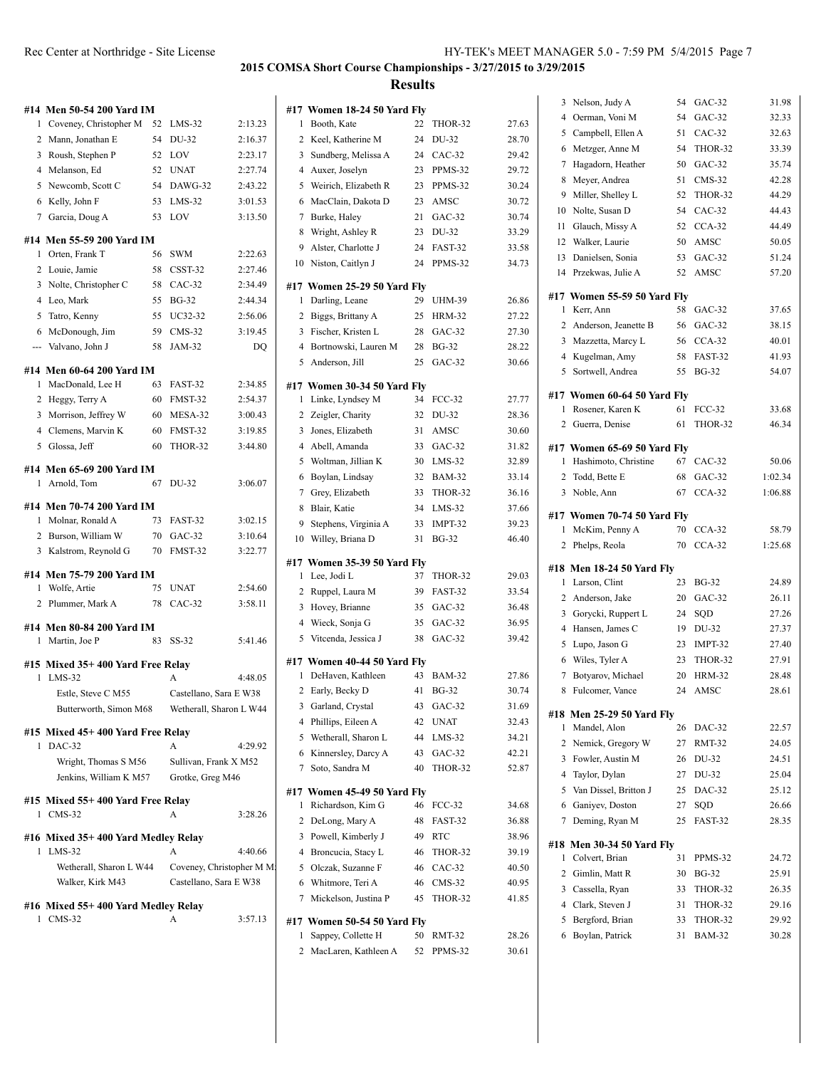## 2015 COMSA Short Course Championships - 3/27/2015 to 3/29/2015

## Results

### #14 Men 50-54 200 Yard IM

| | Name | Age | Team | Time |
|---|---|---|---|---|
| 1 | Coveney, Christopher M | 52 | LMS-32 | 2:13.23 |
| 2 | Mann, Jonathan E | 54 | DU-32 | 2:16.37 |
| 3 | Roush, Stephen P | 52 | LOV | 2:23.17 |
| 4 | Melanson, Ed | 52 | UNAT | 2:27.74 |
| 5 | Newcomb, Scott C | 54 | DAWG-32 | 2:43.22 |
| 6 | Kelly, John F | 53 | LMS-32 | 3:01.53 |
| 7 | Garcia, Doug A | 53 | LOV | 3:13.50 |

### #14 Men 55-59 200 Yard IM

| | Name | Age | Team | Time |
|---|---|---|---|---|
| 1 | Orten, Frank T | 56 | SWM | 2:22.63 |
| 2 | Louie, Jamie | 58 | CSST-32 | 2:27.46 |
| 3 | Nolte, Christopher C | 58 | CAC-32 | 2:34.49 |
| 4 | Leo, Mark | 55 | BG-32 | 2:44.34 |
| 5 | Tatro, Kenny | 55 | UC32-32 | 2:56.06 |
| 6 | McDonough, Jim | 59 | CMS-32 | 3:19.45 |
| --- | Valvano, John J | 58 | JAM-32 | DQ |

### #14 Men 60-64 200 Yard IM

| | Name | Age | Team | Time |
|---|---|---|---|---|
| 1 | MacDonald, Lee H | 63 | FAST-32 | 2:34.85 |
| 2 | Heggy, Terry A | 60 | FMST-32 | 2:54.37 |
| 3 | Morrison, Jeffrey W | 60 | MESA-32 | 3:00.43 |
| 4 | Clemens, Marvin K | 60 | FMST-32 | 3:19.85 |
| 5 | Glossa, Jeff | 60 | THOR-32 | 3:44.80 |

### #14 Men 65-69 200 Yard IM

| | Name | Age | Team | Time |
|---|---|---|---|---|
| 1 | Arnold, Tom | 67 | DU-32 | 3:06.07 |

### #14 Men 70-74 200 Yard IM

| | Name | Age | Team | Time |
|---|---|---|---|---|
| 1 | Molnar, Ronald A | 73 | FAST-32 | 3:02.15 |
| 2 | Burson, William W | 70 | GAC-32 | 3:10.64 |
| 3 | Kalstrom, Reynold G | 70 | FMST-32 | 3:22.77 |

### #14 Men 75-79 200 Yard IM

| | Name | Age | Team | Time |
|---|---|---|---|---|
| 1 | Wolfe, Artie | 75 | UNAT | 2:54.60 |
| 2 | Plummer, Mark A | 78 | CAC-32 | 3:58.11 |

### #14 Men 80-84 200 Yard IM

| | Name | Age | Team | Time |
|---|---|---|---|---|
| 1 | Martin, Joe P | 83 | SS-32 | 5:41.46 |

### #15 Mixed 35+ 400 Yard Free Relay

| | Team | Relay | Time |
|---|---|---|---|
| 1 | LMS-32 | A | 4:48.05 |

Estle, Steve C M55 — Castellano, Sara E W38 — Butterworth, Simon M68 — Wetherall, Sharon L W44

### #15 Mixed 45+ 400 Yard Free Relay

| | Team | Relay | Time |
|---|---|---|---|
| 1 | DAC-32 | A | 4:29.92 |

Wright, Thomas S M56 — Sullivan, Frank X M52 — Jenkins, William K M57 — Grotke, Greg M46

### #15 Mixed 55+ 400 Yard Free Relay

| | Team | Relay | Time |
|---|---|---|---|
| 1 | CMS-32 | A | 3:28.26 |

### #16 Mixed 35+ 400 Yard Medley Relay

| | Team | Relay | Time |
|---|---|---|---|
| 1 | LMS-32 | A | 4:40.66 |

Wetherall, Sharon L W44 — Coveney, Christopher M M — Walker, Kirk M43 — Castellano, Sara E W38

### #16 Mixed 55+ 400 Yard Medley Relay

| | Team | Relay | Time |
|---|---|---|---|
| 1 | CMS-32 | A | 3:57.13 |

### #17 Women 18-24 50 Yard Fly

| | Name | Age | Team | Time |
|---|---|---|---|---|
| 1 | Booth, Kate | 22 | THOR-32 | 27.63 |
| 2 | Keel, Katherine M | 24 | DU-32 | 28.70 |
| 3 | Sundberg, Melissa A | 24 | CAC-32 | 29.42 |
| 4 | Auxer, Joselyn | 23 | PPMS-32 | 29.72 |
| 5 | Weirich, Elizabeth R | 23 | PPMS-32 | 30.24 |
| 6 | MacClain, Dakota D | 23 | AMSC | 30.72 |
| 7 | Burke, Haley | 21 | GAC-32 | 30.74 |
| 8 | Wright, Ashley R | 23 | DU-32 | 33.29 |
| 9 | Alster, Charlotte J | 24 | FAST-32 | 33.58 |
| 10 | Niston, Caitlyn J | 24 | PPMS-32 | 34.73 |

### #17 Women 25-29 50 Yard Fly

| | Name | Age | Team | Time |
|---|---|---|---|---|
| 1 | Darling, Leane | 29 | UHM-39 | 26.86 |
| 2 | Biggs, Brittany A | 25 | HRM-32 | 27.22 |
| 3 | Fischer, Kristen L | 28 | GAC-32 | 27.30 |
| 4 | Bortnowski, Lauren M | 28 | BG-32 | 28.22 |
| 5 | Anderson, Jill | 25 | GAC-32 | 30.66 |

### #17 Women 30-34 50 Yard Fly

| | Name | Age | Team | Time |
|---|---|---|---|---|
| 1 | Linke, Lyndsey M | 34 | FCC-32 | 27.77 |
| 2 | Zeigler, Charity | 32 | DU-32 | 28.36 |
| 3 | Jones, Elizabeth | 31 | AMSC | 30.60 |
| 4 | Abell, Amanda | 33 | GAC-32 | 31.82 |
| 5 | Woltman, Jillian K | 30 | LMS-32 | 32.89 |
| 6 | Boylan, Lindsay | 32 | BAM-32 | 33.14 |
| 7 | Grey, Elizabeth | 33 | THOR-32 | 36.16 |
| 8 | Blair, Katie | 34 | LMS-32 | 37.66 |
| 9 | Stephens, Virginia A | 33 | IMPT-32 | 39.23 |
| 10 | Willey, Briana D | 31 | BG-32 | 46.40 |

### #17 Women 35-39 50 Yard Fly

| | Name | Age | Team | Time |
|---|---|---|---|---|
| 1 | Lee, Jodi L | 37 | THOR-32 | 29.03 |
| 2 | Ruppel, Laura M | 39 | FAST-32 | 33.54 |
| 3 | Hovey, Brianne | 35 | GAC-32 | 36.48 |
| 4 | Wieck, Sonja G | 35 | GAC-32 | 36.95 |
| 5 | Vitcenda, Jessica J | 38 | GAC-32 | 39.42 |

### #17 Women 40-44 50 Yard Fly

| | Name | Age | Team | Time |
|---|---|---|---|---|
| 1 | DeHaven, Kathleen | 43 | BAM-32 | 27.86 |
| 2 | Early, Becky D | 41 | BG-32 | 30.74 |
| 3 | Garland, Crystal | 43 | GAC-32 | 31.69 |
| 4 | Phillips, Eileen A | 42 | UNAT | 32.43 |
| 5 | Wetherall, Sharon L | 44 | LMS-32 | 34.21 |
| 6 | Kinnersley, Darcy A | 43 | GAC-32 | 42.21 |
| 7 | Soto, Sandra M | 40 | THOR-32 | 52.87 |

### #17 Women 45-49 50 Yard Fly

| | Name | Age | Team | Time |
|---|---|---|---|---|
| 1 | Richardson, Kim G | 46 | FCC-32 | 34.68 |
| 2 | DeLong, Mary A | 48 | FAST-32 | 36.88 |
| 3 | Powell, Kimberly J | 49 | RTC | 38.96 |
| 4 | Broncucia, Stacy L | 46 | THOR-32 | 39.19 |
| 5 | Olczak, Suzanne F | 46 | CAC-32 | 40.50 |
| 6 | Whitmore, Teri A | 46 | CMS-32 | 40.95 |
| 7 | Mickelson, Justina P | 45 | THOR-32 | 41.85 |

### #17 Women 50-54 50 Yard Fly

| | Name | Age | Team | Time |
|---|---|---|---|---|
| 1 | Sappey, Collette H | 50 | RMT-32 | 28.26 |
| 2 | MacLaren, Kathleen A | 52 | PPMS-32 | 30.61 |
| 3 | Nelson, Judy A | 54 | GAC-32 | 31.98 |
| 4 | Oerman, Voni M | 54 | GAC-32 | 32.33 |
| 5 | Campbell, Ellen A | 51 | CAC-32 | 32.63 |
| 6 | Metzger, Anne M | 54 | THOR-32 | 33.39 |
| 7 | Hagadorn, Heather | 50 | GAC-32 | 35.74 |
| 8 | Meyer, Andrea | 51 | CMS-32 | 42.28 |
| 9 | Miller, Shelley L | 52 | THOR-32 | 44.29 |
| 10 | Nolte, Susan D | 54 | CAC-32 | 44.43 |
| 11 | Glauch, Missy A | 52 | CCA-32 | 44.49 |
| 12 | Walker, Laurie | 50 | AMSC | 50.05 |
| 13 | Danielsen, Sonia | 53 | GAC-32 | 51.24 |
| 14 | Przekwas, Julie A | 52 | AMSC | 57.20 |

### #17 Women 55-59 50 Yard Fly

| | Name | Age | Team | Time |
|---|---|---|---|---|
| 1 | Kerr, Ann | 58 | GAC-32 | 37.65 |
| 2 | Anderson, Jeanette B | 56 | GAC-32 | 38.15 |
| 3 | Mazzetta, Marcy L | 56 | CCA-32 | 40.01 |
| 4 | Kugelman, Amy | 58 | FAST-32 | 41.93 |
| 5 | Sortwell, Andrea | 55 | BG-32 | 54.07 |

### #17 Women 60-64 50 Yard Fly

| | Name | Age | Team | Time |
|---|---|---|---|---|
| 1 | Rosener, Karen K | 61 | FCC-32 | 33.68 |
| 2 | Guerra, Denise | 61 | THOR-32 | 46.34 |

### #17 Women 65-69 50 Yard Fly

| | Name | Age | Team | Time |
|---|---|---|---|---|
| 1 | Hashimoto, Christine | 67 | CAC-32 | 50.06 |
| 2 | Todd, Bette E | 68 | GAC-32 | 1:02.34 |
| 3 | Noble, Ann | 67 | CCA-32 | 1:06.88 |

### #17 Women 70-74 50 Yard Fly

| | Name | Age | Team | Time |
|---|---|---|---|---|
| 1 | McKim, Penny A | 70 | CCA-32 | 58.79 |
| 2 | Phelps, Reola | 70 | CCA-32 | 1:25.68 |

### #18 Men 18-24 50 Yard Fly

| | Name | Age | Team | Time |
|---|---|---|---|---|
| 1 | Larson, Clint | 23 | BG-32 | 24.89 |
| 2 | Anderson, Jake | 20 | GAC-32 | 26.11 |
| 3 | Gorycki, Ruppert L | 24 | SQD | 27.26 |
| 4 | Hansen, James C | 19 | DU-32 | 27.37 |
| 5 | Lupo, Jason G | 23 | IMPT-32 | 27.40 |
| 6 | Wiles, Tyler A | 23 | THOR-32 | 27.91 |
| 7 | Botyarov, Michael | 20 | HRM-32 | 28.48 |
| 8 | Fulcomer, Vance | 24 | AMSC | 28.61 |

### #18 Men 25-29 50 Yard Fly

| | Name | Age | Team | Time |
|---|---|---|---|---|
| 1 | Mandel, Alon | 26 | DAC-32 | 22.57 |
| 2 | Nemick, Gregory W | 27 | RMT-32 | 24.05 |
| 3 | Fowler, Austin M | 26 | DU-32 | 24.51 |
| 4 | Taylor, Dylan | 27 | DU-32 | 25.04 |
| 5 | Van Dissel, Britton J | 25 | DAC-32 | 25.12 |
| 6 | Ganiyev, Doston | 27 | SQD | 26.66 |
| 7 | Deming, Ryan M | 25 | FAST-32 | 28.35 |

### #18 Men 30-34 50 Yard Fly

| | Name | Age | Team | Time |
|---|---|---|---|---|
| 1 | Colvert, Brian | 31 | PPMS-32 | 24.72 |
| 2 | Gimlin, Matt R | 30 | BG-32 | 25.91 |
| 3 | Cassella, Ryan | 33 | THOR-32 | 26.35 |
| 4 | Clark, Steven J | 31 | THOR-32 | 29.16 |
| 5 | Bergford, Brian | 33 | THOR-32 | 29.92 |
| 6 | Boylan, Patrick | 31 | BAM-32 | 30.28 |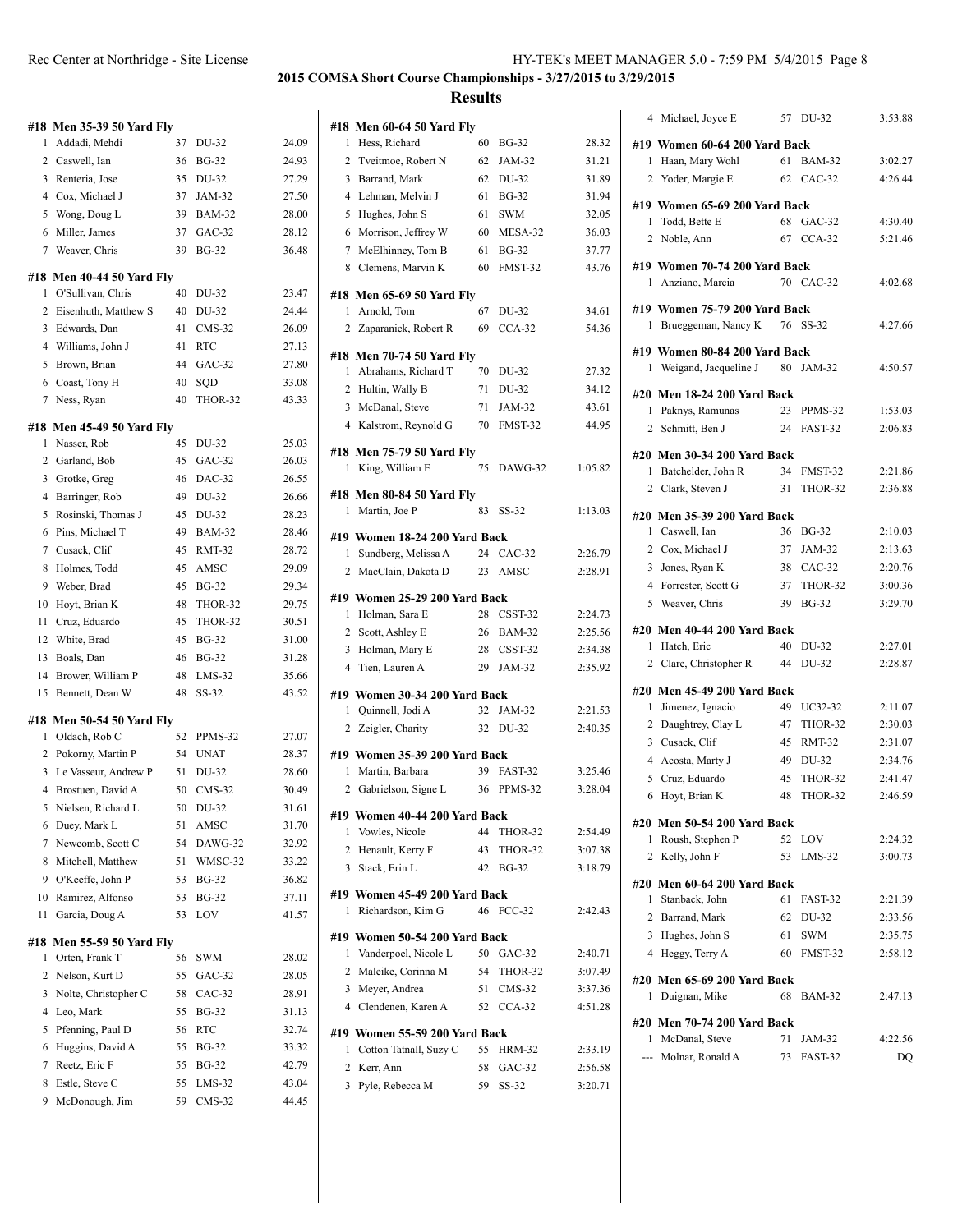**2015 COMSA Short Course Championships - 3/27/2015 to 3/29/2015**

**Results**

#### #18 Men 35-39 50 Yard Fly

| | Name | Age | Team | Time |
|---|---|---|---|---|
| 1 | Addadi, Mehdi | 37 | DU-32 | 24.09 |
| 2 | Caswell, Ian | 36 | BG-32 | 24.93 |
| 3 | Renteria, Jose | 35 | DU-32 | 27.29 |
| 4 | Cox, Michael J | 37 | JAM-32 | 27.50 |
| 5 | Wong, Doug L | 39 | BAM-32 | 28.00 |
| 6 | Miller, James | 37 | GAC-32 | 28.12 |
| 7 | Weaver, Chris | 39 | BG-32 | 36.48 |

#### #18 Men 40-44 50 Yard Fly

| | Name | Age | Team | Time |
|---|---|---|---|---|
| 1 | O'Sullivan, Chris | 40 | DU-32 | 23.47 |
| 2 | Eisenhuth, Matthew S | 40 | DU-32 | 24.44 |
| 3 | Edwards, Dan | 41 | CMS-32 | 26.09 |
| 4 | Williams, John J | 41 | RTC | 27.13 |
| 5 | Brown, Brian | 44 | GAC-32 | 27.80 |
| 6 | Coast, Tony H | 40 | SQD | 33.08 |
| 7 | Ness, Ryan | 40 | THOR-32 | 43.33 |

#### #18 Men 45-49 50 Yard Fly

| | Name | Age | Team | Time |
|---|---|---|---|---|
| 1 | Nasser, Rob | 45 | DU-32 | 25.03 |
| 2 | Garland, Bob | 45 | GAC-32 | 26.03 |
| 3 | Grotke, Greg | 46 | DAC-32 | 26.55 |
| 4 | Barringer, Rob | 49 | DU-32 | 26.66 |
| 5 | Rosinski, Thomas J | 45 | DU-32 | 28.23 |
| 6 | Pins, Michael T | 49 | BAM-32 | 28.46 |
| 7 | Cusack, Clif | 45 | RMT-32 | 28.72 |
| 8 | Holmes, Todd | 45 | AMSC | 29.09 |
| 9 | Weber, Brad | 45 | BG-32 | 29.34 |
| 10 | Hoyt, Brian K | 48 | THOR-32 | 29.75 |
| 11 | Cruz, Eduardo | 45 | THOR-32 | 30.51 |
| 12 | White, Brad | 45 | BG-32 | 31.00 |
| 13 | Boals, Dan | 46 | BG-32 | 31.28 |
| 14 | Brower, William P | 48 | LMS-32 | 35.66 |
| 15 | Bennett, Dean W | 48 | SS-32 | 43.52 |

#### #18 Men 50-54 50 Yard Fly

| | Name | Age | Team | Time |
|---|---|---|---|---|
| 1 | Oldach, Rob C | 52 | PPMS-32 | 27.07 |
| 2 | Pokorny, Martin P | 54 | UNAT | 28.37 |
| 3 | Le Vasseur, Andrew P | 51 | DU-32 | 28.60 |
| 4 | Brostuen, David A | 50 | CMS-32 | 30.49 |
| 5 | Nielsen, Richard L | 50 | DU-32 | 31.61 |
| 6 | Duey, Mark L | 51 | AMSC | 31.70 |
| 7 | Newcomb, Scott C | 54 | DAWG-32 | 32.92 |
| 8 | Mitchell, Matthew | 51 | WMSC-32 | 33.22 |
| 9 | O'Keeffe, John P | 53 | BG-32 | 36.82 |
| 10 | Ramirez, Alfonso | 53 | BG-32 | 37.11 |
| 11 | Garcia, Doug A | 53 | LOV | 41.57 |

#### #18 Men 55-59 50 Yard Fly

| | Name | Age | Team | Time |
|---|---|---|---|---|
| 1 | Orten, Frank T | 56 | SWM | 28.02 |
| 2 | Nelson, Kurt D | 55 | GAC-32 | 28.05 |
| 3 | Nolte, Christopher C | 58 | CAC-32 | 28.91 |
| 4 | Leo, Mark | 55 | BG-32 | 31.13 |
| 5 | Pfenning, Paul D | 56 | RTC | 32.74 |
| 6 | Huggins, David A | 55 | BG-32 | 33.32 |
| 7 | Reetz, Eric F | 55 | BG-32 | 42.79 |
| 8 | Estle, Steve C | 55 | LMS-32 | 43.04 |
| 9 | McDonough, Jim | 59 | CMS-32 | 44.45 |

#### #18 Men 60-64 50 Yard Fly

| | Name | Age | Team | Time |
|---|---|---|---|---|
| 1 | Hess, Richard | 60 | BG-32 | 28.32 |
| 2 | Tveitmoe, Robert N | 62 | JAM-32 | 31.21 |
| 3 | Barrand, Mark | 62 | DU-32 | 31.89 |
| 4 | Lehman, Melvin J | 61 | BG-32 | 31.94 |
| 5 | Hughes, John S | 61 | SWM | 32.05 |
| 6 | Morrison, Jeffrey W | 60 | MESA-32 | 36.03 |
| 7 | McElhinney, Tom B | 61 | BG-32 | 37.77 |
| 8 | Clemens, Marvin K | 60 | FMST-32 | 43.76 |

#### #18 Men 65-69 50 Yard Fly

| | Name | Age | Team | Time |
|---|---|---|---|---|
| 1 | Arnold, Tom | 67 | DU-32 | 34.61 |
| 2 | Zaparanick, Robert R | 69 | CCA-32 | 54.36 |

#### #18 Men 70-74 50 Yard Fly

| | Name | Age | Team | Time |
|---|---|---|---|---|
| 1 | Abrahams, Richard T | 70 | DU-32 | 27.32 |
| 2 | Hultin, Wally B | 71 | DU-32 | 34.12 |
| 3 | McDanal, Steve | 71 | JAM-32 | 43.61 |
| 4 | Kalstrom, Reynold G | 70 | FMST-32 | 44.95 |

#### #18 Men 75-79 50 Yard Fly

| | Name | Age | Team | Time |
|---|---|---|---|---|
| 1 | King, William E | 75 | DAWG-32 | 1:05.82 |

#### #18 Men 80-84 50 Yard Fly

| | Name | Age | Team | Time |
|---|---|---|---|---|
| 1 | Martin, Joe P | 83 | SS-32 | 1:13.03 |

#### #19 Women 18-24 200 Yard Back

| | Name | Age | Team | Time |
|---|---|---|---|---|
| 1 | Sundberg, Melissa A | 24 | CAC-32 | 2:26.79 |
| 2 | MacClain, Dakota D | 23 | AMSC | 2:28.91 |

#### #19 Women 25-29 200 Yard Back

| | Name | Age | Team | Time |
|---|---|---|---|---|
| 1 | Holman, Sara E | 28 | CSST-32 | 2:24.73 |
| 2 | Scott, Ashley E | 26 | BAM-32 | 2:25.56 |
| 3 | Holman, Mary E | 28 | CSST-32 | 2:34.38 |
| 4 | Tien, Lauren A | 29 | JAM-32 | 2:35.92 |

#### #19 Women 30-34 200 Yard Back

| | Name | Age | Team | Time |
|---|---|---|---|---|
| 1 | Quinnell, Jodi A | 32 | JAM-32 | 2:21.53 |
| 2 | Zeigler, Charity | 32 | DU-32 | 2:40.35 |

#### #19 Women 35-39 200 Yard Back

| | Name | Age | Team | Time |
|---|---|---|---|---|
| 1 | Martin, Barbara | 39 | FAST-32 | 3:25.46 |
| 2 | Gabrielson, Signe L | 36 | PPMS-32 | 3:28.04 |

#### #19 Women 40-44 200 Yard Back

| | Name | Age | Team | Time |
|---|---|---|---|---|
| 1 | Vowles, Nicole | 44 | THOR-32 | 2:54.49 |
| 2 | Henault, Kerry F | 43 | THOR-32 | 3:07.38 |
| 3 | Stack, Erin L | 42 | BG-32 | 3:18.79 |

#### #19 Women 45-49 200 Yard Back

| | Name | Age | Team | Time |
|---|---|---|---|---|
| 1 | Richardson, Kim G | 46 | FCC-32 | 2:42.43 |

#### #19 Women 50-54 200 Yard Back

| | Name | Age | Team | Time |
|---|---|---|---|---|
| 1 | Vanderpoel, Nicole L | 50 | GAC-32 | 2:40.71 |
| 2 | Maleike, Corinna M | 54 | THOR-32 | 3:07.49 |
| 3 | Meyer, Andrea | 51 | CMS-32 | 3:37.36 |
| 4 | Clendenen, Karen A | 52 | CCA-32 | 4:51.28 |

#### #19 Women 55-59 200 Yard Back

| | Name | Age | Team | Time |
|---|---|---|---|---|
| 1 | Cotton Tatnall, Suzy C | 55 | HRM-32 | 2:33.19 |
| 2 | Kerr, Ann | 58 | GAC-32 | 2:56.58 |
| 3 | Pyle, Rebecca M | 59 | SS-32 | 3:20.71 |
| 4 | Michael, Joyce E | 57 | DU-32 | 3:53.88 |

#### #19 Women 60-64 200 Yard Back

| | Name | Age | Team | Time |
|---|---|---|---|---|
| 1 | Haan, Mary Wohl | 61 | BAM-32 | 3:02.27 |
| 2 | Yoder, Margie E | 62 | CAC-32 | 4:26.44 |

#### #19 Women 65-69 200 Yard Back

| | Name | Age | Team | Time |
|---|---|---|---|---|
| 1 | Todd, Bette E | 68 | GAC-32 | 4:30.40 |
| 2 | Noble, Ann | 67 | CCA-32 | 5:21.46 |

#### #19 Women 70-74 200 Yard Back

| | Name | Age | Team | Time |
|---|---|---|---|---|
| 1 | Anziano, Marcia | 70 | CAC-32 | 4:02.68 |

#### #19 Women 75-79 200 Yard Back

| | Name | Age | Team | Time |
|---|---|---|---|---|
| 1 | Brueggeman, Nancy K | 76 | SS-32 | 4:27.66 |

#### #19 Women 80-84 200 Yard Back

| | Name | Age | Team | Time |
|---|---|---|---|---|
| 1 | Weigand, Jacqueline J | 80 | JAM-32 | 4:50.57 |

#### #20 Men 18-24 200 Yard Back

| | Name | Age | Team | Time |
|---|---|---|---|---|
| 1 | Paknys, Ramunas | 23 | PPMS-32 | 1:53.03 |
| 2 | Schmitt, Ben J | 24 | FAST-32 | 2:06.83 |

#### #20 Men 30-34 200 Yard Back

| | Name | Age | Team | Time |
|---|---|---|---|---|
| 1 | Batchelder, John R | 34 | FMST-32 | 2:21.86 |
| 2 | Clark, Steven J | 31 | THOR-32 | 2:36.88 |

#### #20 Men 35-39 200 Yard Back

| | Name | Age | Team | Time |
|---|---|---|---|---|
| 1 | Caswell, Ian | 36 | BG-32 | 2:10.03 |
| 2 | Cox, Michael J | 37 | JAM-32 | 2:13.63 |
| 3 | Jones, Ryan K | 38 | CAC-32 | 2:20.76 |
| 4 | Forrester, Scott G | 37 | THOR-32 | 3:00.36 |
| 5 | Weaver, Chris | 39 | BG-32 | 3:29.70 |

#### #20 Men 40-44 200 Yard Back

| | Name | Age | Team | Time |
|---|---|---|---|---|
| 1 | Hatch, Eric | 40 | DU-32 | 2:27.01 |
| 2 | Clare, Christopher R | 44 | DU-32 | 2:28.87 |

#### #20 Men 45-49 200 Yard Back

| | Name | Age | Team | Time |
|---|---|---|---|---|
| 1 | Jimenez, Ignacio | 49 | UC32-32 | 2:11.07 |
| 2 | Daughtrey, Clay L | 47 | THOR-32 | 2:30.03 |
| 3 | Cusack, Clif | 45 | RMT-32 | 2:31.07 |
| 4 | Acosta, Marty J | 49 | DU-32 | 2:34.76 |
| 5 | Cruz, Eduardo | 45 | THOR-32 | 2:41.47 |
| 6 | Hoyt, Brian K | 48 | THOR-32 | 2:46.59 |

#### #20 Men 50-54 200 Yard Back

| | Name | Age | Team | Time |
|---|---|---|---|---|
| 1 | Roush, Stephen P | 52 | LOV | 2:24.32 |
| 2 | Kelly, John F | 53 | LMS-32 | 3:00.73 |

#### #20 Men 60-64 200 Yard Back

| | Name | Age | Team | Time |
|---|---|---|---|---|
| 1 | Stanback, John | 61 | FAST-32 | 2:21.39 |
| 2 | Barrand, Mark | 62 | DU-32 | 2:33.56 |
| 3 | Hughes, John S | 61 | SWM | 2:35.75 |
| 4 | Heggy, Terry A | 60 | FMST-32 | 2:58.12 |

#### #20 Men 65-69 200 Yard Back

| | Name | Age | Team | Time |
|---|---|---|---|---|
| 1 | Duignan, Mike | 68 | BAM-32 | 2:47.13 |

#### #20 Men 70-74 200 Yard Back

| | Name | Age | Team | Time |
|---|---|---|---|---|
| 1 | McDanal, Steve | 71 | JAM-32 | 4:22.56 |
| --- | Molnar, Ronald A | 73 | FAST-32 | DQ |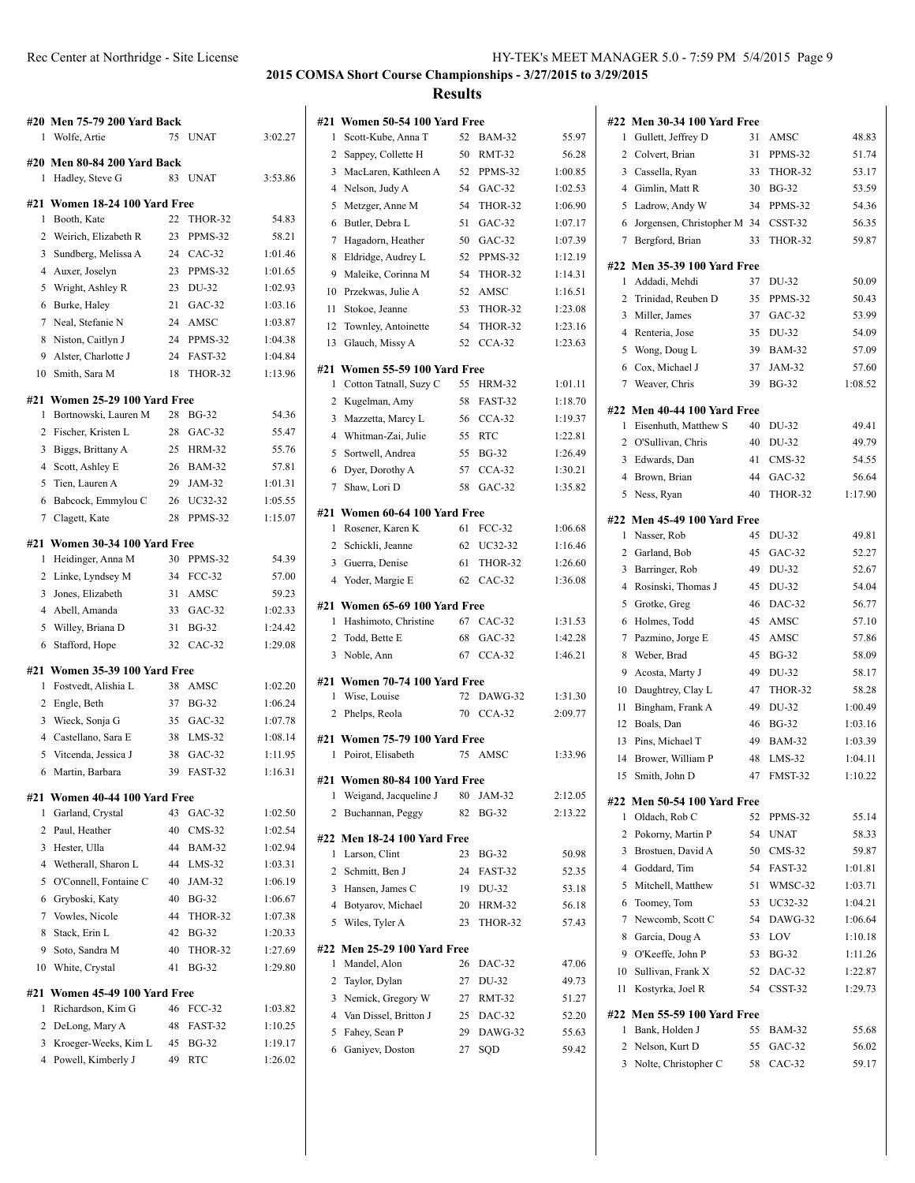# 2015 COMSA Short Course Championships - 3/27/2015 to 3/29/2015

## Results

### #20 Men 75-79 200 Yard Back

| | Name | Age | Team | Time |
|---|---|---|---|---|
| 1 | Wolfe, Artie | 75 | UNAT | 3:02.27 |

### #20 Men 80-84 200 Yard Back

| | Name | Age | Team | Time |
|---|---|---|---|---|
| 1 | Hadley, Steve G | 83 | UNAT | 3:53.86 |

### #21 Women 18-24 100 Yard Free

| | Name | Age | Team | Time |
|---|---|---|---|---|
| 1 | Booth, Kate | 22 | THOR-32 | 54.83 |
| 2 | Weirich, Elizabeth R | 23 | PPMS-32 | 58.21 |
| 3 | Sundberg, Melissa A | 24 | CAC-32 | 1:01.46 |
| 4 | Auxer, Joselyn | 23 | PPMS-32 | 1:01.65 |
| 5 | Wright, Ashley R | 23 | DU-32 | 1:02.93 |
| 6 | Burke, Haley | 21 | GAC-32 | 1:03.16 |
| 7 | Neal, Stefanie N | 24 | AMSC | 1:03.87 |
| 8 | Niston, Caitlyn J | 24 | PPMS-32 | 1:04.38 |
| 9 | Alster, Charlotte J | 24 | FAST-32 | 1:04.84 |
| 10 | Smith, Sara M | 18 | THOR-32 | 1:13.96 |

### #21 Women 25-29 100 Yard Free

| | Name | Age | Team | Time |
|---|---|---|---|---|
| 1 | Bortnowski, Lauren M | 28 | BG-32 | 54.36 |
| 2 | Fischer, Kristen L | 28 | GAC-32 | 55.47 |
| 3 | Biggs, Brittany A | 25 | HRM-32 | 55.76 |
| 4 | Scott, Ashley E | 26 | BAM-32 | 57.81 |
| 5 | Tien, Lauren A | 29 | JAM-32 | 1:01.31 |
| 6 | Babcock, Emmylou C | 26 | UC32-32 | 1:05.55 |
| 7 | Clagett, Kate | 28 | PPMS-32 | 1:15.07 |

### #21 Women 30-34 100 Yard Free

| | Name | Age | Team | Time |
|---|---|---|---|---|
| 1 | Heidinger, Anna M | 30 | PPMS-32 | 54.39 |
| 2 | Linke, Lyndsey M | 34 | FCC-32 | 57.00 |
| 3 | Jones, Elizabeth | 31 | AMSC | 59.23 |
| 4 | Abell, Amanda | 33 | GAC-32 | 1:02.33 |
| 5 | Willey, Briana D | 31 | BG-32 | 1:24.42 |
| 6 | Stafford, Hope | 32 | CAC-32 | 1:29.08 |

### #21 Women 35-39 100 Yard Free

| | Name | Age | Team | Time |
|---|---|---|---|---|
| 1 | Fostvedt, Alishia L | 38 | AMSC | 1:02.20 |
| 2 | Engle, Beth | 37 | BG-32 | 1:06.24 |
| 3 | Wieck, Sonja G | 35 | GAC-32 | 1:07.78 |
| 4 | Castellano, Sara E | 38 | LMS-32 | 1:08.14 |
| 5 | Vitcenda, Jessica J | 38 | GAC-32 | 1:11.95 |
| 6 | Martin, Barbara | 39 | FAST-32 | 1:16.31 |

### #21 Women 40-44 100 Yard Free

| | Name | Age | Team | Time |
|---|---|---|---|---|
| 1 | Garland, Crystal | 43 | GAC-32 | 1:02.50 |
| 2 | Paul, Heather | 40 | CMS-32 | 1:02.54 |
| 3 | Hester, Ulla | 44 | BAM-32 | 1:02.94 |
| 4 | Wetherall, Sharon L | 44 | LMS-32 | 1:03.31 |
| 5 | O'Connell, Fontaine C | 40 | JAM-32 | 1:06.19 |
| 6 | Gryboski, Katy | 40 | BG-32 | 1:06.67 |
| 7 | Vowles, Nicole | 44 | THOR-32 | 1:07.38 |
| 8 | Stack, Erin L | 42 | BG-32 | 1:20.33 |
| 9 | Soto, Sandra M | 40 | THOR-32 | 1:27.69 |
| 10 | White, Crystal | 41 | BG-32 | 1:29.80 |

### #21 Women 45-49 100 Yard Free

| | Name | Age | Team | Time |
|---|---|---|---|---|
| 1 | Richardson, Kim G | 46 | FCC-32 | 1:03.82 |
| 2 | DeLong, Mary A | 48 | FAST-32 | 1:10.25 |
| 3 | Kroeger-Weeks, Kim L | 45 | BG-32 | 1:19.17 |
| 4 | Powell, Kimberly J | 49 | RTC | 1:26.02 |

### #21 Women 50-54 100 Yard Free

| | Name | Age | Team | Time |
|---|---|---|---|---|
| 1 | Scott-Kube, Anna T | 52 | BAM-32 | 55.97 |
| 2 | Sappey, Collette H | 50 | RMT-32 | 56.28 |
| 3 | MacLaren, Kathleen A | 52 | PPMS-32 | 1:00.85 |
| 4 | Nelson, Judy A | 54 | GAC-32 | 1:02.53 |
| 5 | Metzger, Anne M | 54 | THOR-32 | 1:06.90 |
| 6 | Butler, Debra L | 51 | GAC-32 | 1:07.17 |
| 7 | Hagadorn, Heather | 50 | GAC-32 | 1:07.39 |
| 8 | Eldridge, Audrey L | 52 | PPMS-32 | 1:12.19 |
| 9 | Maleike, Corinna M | 54 | THOR-32 | 1:14.31 |
| 10 | Przekwas, Julie A | 52 | AMSC | 1:16.51 |
| 11 | Stokoe, Jeanne | 53 | THOR-32 | 1:23.08 |
| 12 | Townley, Antoinette | 54 | THOR-32 | 1:23.16 |
| 13 | Glauch, Missy A | 52 | CCA-32 | 1:23.63 |

### #21 Women 55-59 100 Yard Free

| | Name | Age | Team | Time |
|---|---|---|---|---|
| 1 | Cotton Tatnall, Suzy C | 55 | HRM-32 | 1:01.11 |
| 2 | Kugelman, Amy | 58 | FAST-32 | 1:18.70 |
| 3 | Mazzetta, Marcy L | 56 | CCA-32 | 1:19.37 |
| 4 | Whitman-Zai, Julie | 55 | RTC | 1:22.81 |
| 5 | Sortwell, Andrea | 55 | BG-32 | 1:26.49 |
| 6 | Dyer, Dorothy A | 57 | CCA-32 | 1:30.21 |
| 7 | Shaw, Lori D | 58 | GAC-32 | 1:35.82 |

### #21 Women 60-64 100 Yard Free

| | Name | Age | Team | Time |
|---|---|---|---|---|
| 1 | Rosener, Karen K | 61 | FCC-32 | 1:06.68 |
| 2 | Schickli, Jeanne | 62 | UC32-32 | 1:16.46 |
| 3 | Guerra, Denise | 61 | THOR-32 | 1:26.60 |
| 4 | Yoder, Margie E | 62 | CAC-32 | 1:36.08 |

### #21 Women 65-69 100 Yard Free

| | Name | Age | Team | Time |
|---|---|---|---|---|
| 1 | Hashimoto, Christine | 67 | CAC-32 | 1:31.53 |
| 2 | Todd, Bette E | 68 | GAC-32 | 1:42.28 |
| 3 | Noble, Ann | 67 | CCA-32 | 1:46.21 |

### #21 Women 70-74 100 Yard Free

| | Name | Age | Team | Time |
|---|---|---|---|---|
| 1 | Wise, Louise | 72 | DAWG-32 | 1:31.30 |
| 2 | Phelps, Reola | 70 | CCA-32 | 2:09.77 |

### #21 Women 75-79 100 Yard Free

| | Name | Age | Team | Time |
|---|---|---|---|---|
| 1 | Poirot, Elisabeth | 75 | AMSC | 1:33.96 |

### #21 Women 80-84 100 Yard Free

| | Name | Age | Team | Time |
|---|---|---|---|---|
| 1 | Weigand, Jacqueline J | 80 | JAM-32 | 2:12.05 |
| 2 | Buchannan, Peggy | 82 | BG-32 | 2:13.22 |

### #22 Men 18-24 100 Yard Free

| | Name | Age | Team | Time |
|---|---|---|---|---|
| 1 | Larson, Clint | 23 | BG-32 | 50.98 |
| 2 | Schmitt, Ben J | 24 | FAST-32 | 52.35 |
| 3 | Hansen, James C | 19 | DU-32 | 53.18 |
| 4 | Botyarov, Michael | 20 | HRM-32 | 56.18 |
| 5 | Wiles, Tyler A | 23 | THOR-32 | 57.43 |

### #22 Men 25-29 100 Yard Free

| | Name | Age | Team | Time |
|---|---|---|---|---|
| 1 | Mandel, Alon | 26 | DAC-32 | 47.06 |
| 2 | Taylor, Dylan | 27 | DU-32 | 49.73 |
| 3 | Nemick, Gregory W | 27 | RMT-32 | 51.27 |
| 4 | Van Dissel, Britton J | 25 | DAC-32 | 52.20 |
| 5 | Fahey, Sean P | 29 | DAWG-32 | 55.63 |
| 6 | Ganiyev, Doston | 27 | SQD | 59.42 |

### #22 Men 30-34 100 Yard Free

| | Name | Age | Team | Time |
|---|---|---|---|---|
| 1 | Gullett, Jeffrey D | 31 | AMSC | 48.83 |
| 2 | Colvert, Brian | 31 | PPMS-32 | 51.74 |
| 3 | Cassella, Ryan | 33 | THOR-32 | 53.17 |
| 4 | Gimlin, Matt R | 30 | BG-32 | 53.59 |
| 5 | Ladrow, Andy W | 34 | PPMS-32 | 54.36 |
| 6 | Jorgensen, Christopher M | 34 | CSST-32 | 56.35 |
| 7 | Bergford, Brian | 33 | THOR-32 | 59.87 |

### #22 Men 35-39 100 Yard Free

| | Name | Age | Team | Time |
|---|---|---|---|---|
| 1 | Addadi, Mehdi | 37 | DU-32 | 50.09 |
| 2 | Trinidad, Reuben D | 35 | PPMS-32 | 50.43 |
| 3 | Miller, James | 37 | GAC-32 | 53.99 |
| 4 | Renteria, Jose | 35 | DU-32 | 54.09 |
| 5 | Wong, Doug L | 39 | BAM-32 | 57.09 |
| 6 | Cox, Michael J | 37 | JAM-32 | 57.60 |
| 7 | Weaver, Chris | 39 | BG-32 | 1:08.52 |

### #22 Men 40-44 100 Yard Free

| | Name | Age | Team | Time |
|---|---|---|---|---|
| 1 | Eisenhuth, Matthew S | 40 | DU-32 | 49.41 |
| 2 | O'Sullivan, Chris | 40 | DU-32 | 49.79 |
| 3 | Edwards, Dan | 41 | CMS-32 | 54.55 |
| 4 | Brown, Brian | 44 | GAC-32 | 56.64 |
| 5 | Ness, Ryan | 40 | THOR-32 | 1:17.90 |

### #22 Men 45-49 100 Yard Free

| | Name | Age | Team | Time |
|---|---|---|---|---|
| 1 | Nasser, Rob | 45 | DU-32 | 49.81 |
| 2 | Garland, Bob | 45 | GAC-32 | 52.27 |
| 3 | Barringer, Rob | 49 | DU-32 | 52.67 |
| 4 | Rosinski, Thomas J | 45 | DU-32 | 54.04 |
| 5 | Grotke, Greg | 46 | DAC-32 | 56.77 |
| 6 | Holmes, Todd | 45 | AMSC | 57.10 |
| 7 | Pazmino, Jorge E | 45 | AMSC | 57.86 |
| 8 | Weber, Brad | 45 | BG-32 | 58.09 |
| 9 | Acosta, Marty J | 49 | DU-32 | 58.17 |
| 10 | Daughtrey, Clay L | 47 | THOR-32 | 58.28 |
| 11 | Bingham, Frank A | 49 | DU-32 | 1:00.49 |
| 12 | Boals, Dan | 46 | BG-32 | 1:03.16 |
| 13 | Pins, Michael T | 49 | BAM-32 | 1:03.39 |
| 14 | Brower, William P | 48 | LMS-32 | 1:04.11 |
| 15 | Smith, John D | 47 | FMST-32 | 1:10.22 |

### #22 Men 50-54 100 Yard Free

| | Name | Age | Team | Time |
|---|---|---|---|---|
| 1 | Oldach, Rob C | 52 | PPMS-32 | 55.14 |
| 2 | Pokorny, Martin P | 54 | UNAT | 58.33 |
| 3 | Brostuen, David A | 50 | CMS-32 | 59.87 |
| 4 | Goddard, Tim | 54 | FAST-32 | 1:01.81 |
| 5 | Mitchell, Matthew | 51 | WMSC-32 | 1:03.71 |
| 6 | Toomey, Tom | 53 | UC32-32 | 1:04.21 |
| 7 | Newcomb, Scott C | 54 | DAWG-32 | 1:06.64 |
| 8 | Garcia, Doug A | 53 | LOV | 1:10.18 |
| 9 | O'Keeffe, John P | 53 | BG-32 | 1:11.26 |
| 10 | Sullivan, Frank X | 52 | DAC-32 | 1:22.87 |
| 11 | Kostyrka, Joel R | 54 | CSST-32 | 1:29.73 |

### #22 Men 55-59 100 Yard Free

| | Name | Age | Team | Time |
|---|---|---|---|---|
| 1 | Bank, Holden J | 55 | BAM-32 | 55.68 |
| 2 | Nelson, Kurt D | 55 | GAC-32 | 56.02 |
| 3 | Nolte, Christopher C | 58 | CAC-32 | 59.17 |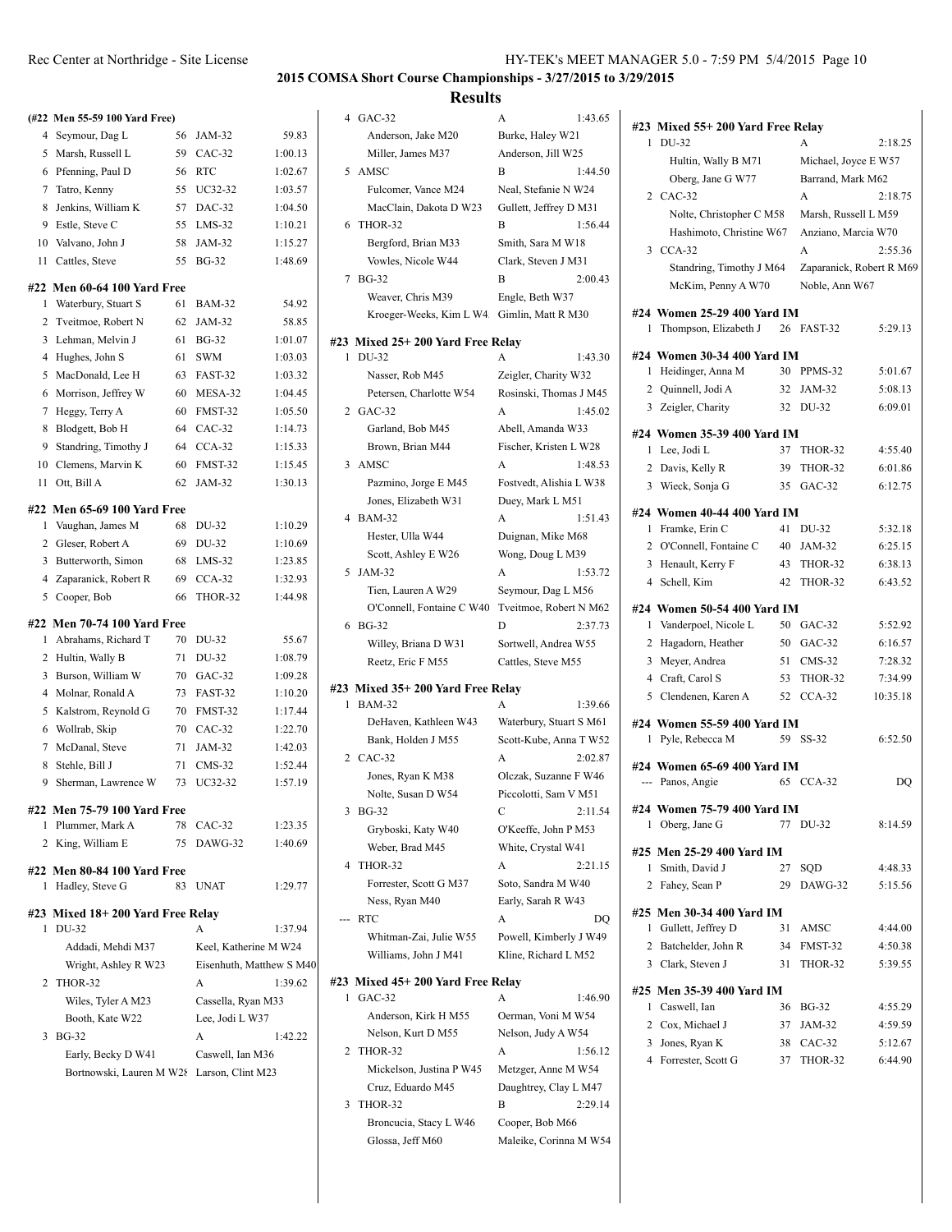## 2015 COMSA Short Course Championships - 3/27/2015 to 3/29/2015

## Results

### (#22 Men 55-59 100 Yard Free)

| | Name | Age | Team | Time |
|---|---|---|---|---|
| 4 | Seymour, Dag L | 56 | JAM-32 | 59.83 |
| 5 | Marsh, Russell L | 59 | CAC-32 | 1:00.13 |
| 6 | Pfenning, Paul D | 56 | RTC | 1:02.67 |
| 7 | Tatro, Kenny | 55 | UC32-32 | 1:03.57 |
| 8 | Jenkins, William K | 57 | DAC-32 | 1:04.50 |
| 9 | Estle, Steve C | 55 | LMS-32 | 1:10.21 |
| 10 | Valvano, John J | 58 | JAM-32 | 1:15.27 |
| 11 | Cattles, Steve | 55 | BG-32 | 1:48.69 |

### #22 Men 60-64 100 Yard Free

| | Name | Age | Team | Time |
|---|---|---|---|---|
| 1 | Waterbury, Stuart S | 61 | BAM-32 | 54.92 |
| 2 | Tveitmoe, Robert N | 62 | JAM-32 | 58.85 |
| 3 | Lehman, Melvin J | 61 | BG-32 | 1:01.07 |
| 4 | Hughes, John S | 61 | SWM | 1:03.03 |
| 5 | MacDonald, Lee H | 63 | FAST-32 | 1:03.32 |
| 6 | Morrison, Jeffrey W | 60 | MESA-32 | 1:04.45 |
| 7 | Heggy, Terry A | 60 | FMST-32 | 1:05.50 |
| 8 | Blodgett, Bob H | 64 | CAC-32 | 1:14.73 |
| 9 | Standring, Timothy J | 64 | CCA-32 | 1:15.33 |
| 10 | Clemens, Marvin K | 60 | FMST-32 | 1:15.45 |
| 11 | Ott, Bill A | 62 | JAM-32 | 1:30.13 |

### #22 Men 65-69 100 Yard Free

| | Name | Age | Team | Time |
|---|---|---|---|---|
| 1 | Vaughan, James M | 68 | DU-32 | 1:10.29 |
| 2 | Gleser, Robert A | 69 | DU-32 | 1:10.69 |
| 3 | Butterworth, Simon | 68 | LMS-32 | 1:23.85 |
| 4 | Zaparanick, Robert R | 69 | CCA-32 | 1:32.93 |
| 5 | Cooper, Bob | 66 | THOR-32 | 1:44.98 |

### #22 Men 70-74 100 Yard Free

| | Name | Age | Team | Time |
|---|---|---|---|---|
| 1 | Abrahams, Richard T | 70 | DU-32 | 55.67 |
| 2 | Hultin, Wally B | 71 | DU-32 | 1:08.79 |
| 3 | Burson, William W | 70 | GAC-32 | 1:09.28 |
| 4 | Molnar, Ronald A | 73 | FAST-32 | 1:10.20 |
| 5 | Kalstrom, Reynold G | 70 | FMST-32 | 1:17.44 |
| 6 | Wollrab, Skip | 70 | CAC-32 | 1:22.70 |
| 7 | McDanal, Steve | 71 | JAM-32 | 1:42.03 |
| 8 | Stehle, Bill J | 71 | CMS-32 | 1:52.44 |
| 9 | Sherman, Lawrence W | 73 | UC32-32 | 1:57.19 |

### #22 Men 75-79 100 Yard Free

| | Name | Age | Team | Time |
|---|---|---|---|---|
| 1 | Plummer, Mark A | 78 | CAC-32 | 1:23.35 |
| 2 | King, William E | 75 | DAWG-32 | 1:40.69 |

### #22 Men 80-84 100 Yard Free

| | Name | Age | Team | Time |
|---|---|---|---|---|
| 1 | Hadley, Steve G | 83 | UNAT | 1:29.77 |

### #23 Mixed 18+ 200 Yard Free Relay

| | Team | Relay | Time |
|---|---|---|---|
| 1 | DU-32 | A | 1:37.94 |
| | Addadi, Mehdi M37 | Keel, Katherine M W24 | |
| | Wright, Ashley R W23 | Eisenhuth, Matthew S M40 | |
| 2 | THOR-32 | A | 1:39.62 |
| | Wiles, Tyler A M23 | Cassella, Ryan M33 | |
| | Booth, Kate W22 | Lee, Jodi L W37 | |
| 3 | BG-32 | A | 1:42.22 |
| | Early, Becky D W41 | Caswell, Ian M36 | |
| | Bortnowski, Lauren M W28 | Larson, Clint M23 | |
| 4 | GAC-32 | A | 1:43.65 |
| | Anderson, Jake M20 | Burke, Haley W21 | |
| | Miller, James M37 | Anderson, Jill W25 | |
| 5 | AMSC | B | 1:44.50 |
| | Fulcomer, Vance M24 | Neal, Stefanie N W24 | |
| | MacClain, Dakota D W23 | Gullett, Jeffrey D M31 | |
| 6 | THOR-32 | B | 1:56.44 |
| | Bergford, Brian M33 | Smith, Sara M W18 | |
| | Vowles, Nicole W44 | Clark, Steven J M31 | |
| 7 | BG-32 | B | 2:00.43 |
| | Weaver, Chris M39 | Engle, Beth W37 | |
| | Kroeger-Weeks, Kim L W4 | Gimlin, Matt R M30 | |

### #23 Mixed 25+ 200 Yard Free Relay

| | Team | Relay | Time |
|---|---|---|---|
| 1 | DU-32 | A | 1:43.30 |
| | Nasser, Rob M45 | Zeigler, Charity W32 | |
| | Petersen, Charlotte W54 | Rosinski, Thomas J M45 | |
| 2 | GAC-32 | A | 1:45.02 |
| | Garland, Bob M45 | Abell, Amanda W33 | |
| | Brown, Brian M44 | Fischer, Kristen L W28 | |
| 3 | AMSC | A | 1:48.53 |
| | Pazmino, Jorge E M45 | Fostvedt, Alishia L W38 | |
| | Jones, Elizabeth W31 | Duey, Mark L M51 | |
| 4 | BAM-32 | A | 1:51.43 |
| | Hester, Ulla W44 | Duignan, Mike M68 | |
| | Scott, Ashley E W26 | Wong, Doug L M39 | |
| 5 | JAM-32 | A | 1:53.72 |
| | Tien, Lauren A W29 | Seymour, Dag L M56 | |
| | O'Connell, Fontaine C W40 | Tveitmoe, Robert N M62 | |
| 6 | BG-32 | D | 2:37.73 |
| | Willey, Briana D W31 | Sortwell, Andrea W55 | |
| | Reetz, Eric F M55 | Cattles, Steve M55 | |

### #23 Mixed 35+ 200 Yard Free Relay

| | Team | Relay | Time |
|---|---|---|---|
| 1 | BAM-32 | A | 1:39.66 |
| | DeHaven, Kathleen W43 | Waterbury, Stuart S M61 | |
| | Bank, Holden J M55 | Scott-Kube, Anna T W52 | |
| 2 | CAC-32 | A | 2:02.87 |
| | Jones, Ryan K M38 | Olczak, Suzanne F W46 | |
| | Nolte, Susan D W54 | Piccolotti, Sam V M51 | |
| 3 | BG-32 | C | 2:11.54 |
| | Gryboski, Katy W40 | O'Keeffe, John P M53 | |
| | Weber, Brad M45 | White, Crystal W41 | |
| 4 | THOR-32 | A | 2:21.15 |
| | Forrester, Scott G M37 | Soto, Sandra M W40 | |
| | Ness, Ryan M40 | Early, Sarah R W43 | |
| --- | RTC | A | DQ |
| | Whitman-Zai, Julie W55 | Powell, Kimberly J W49 | |
| | Williams, John J M41 | Kline, Richard L M52 | |

### #23 Mixed 45+ 200 Yard Free Relay

| | Team | Relay | Time |
|---|---|---|---|
| 1 | GAC-32 | A | 1:46.90 |
| | Anderson, Kirk H M55 | Oerman, Voni M W54 | |
| | Nelson, Kurt D M55 | Nelson, Judy A W54 | |
| 2 | THOR-32 | A | 1:56.12 |
| | Mickelson, Justina P W45 | Metzger, Anne M W54 | |
| | Cruz, Eduardo M45 | Daughtrey, Clay L M47 | |
| 3 | THOR-32 | B | 2:29.14 |
| | Broncucia, Stacy L W46 | Cooper, Bob M66 | |
| | Glossa, Jeff M60 | Maleike, Corinna M W54 | |

### #23 Mixed 55+ 200 Yard Free Relay

| | Team | Relay | Time |
|---|---|---|---|
| 1 | DU-32 | A | 2:18.25 |
| | Hultin, Wally B M71 | Michael, Joyce E W57 | |
| | Oberg, Jane G W77 | Barrand, Mark M62 | |
| 2 | CAC-32 | A | 2:18.75 |
| | Nolte, Christopher C M58 | Marsh, Russell L M59 | |
| | Hashimoto, Christine W67 | Anziano, Marcia W70 | |
| 3 | CCA-32 | A | 2:55.36 |
| | Standring, Timothy J M64 | Zaparanick, Robert R M69 | |
| | McKim, Penny A W70 | Noble, Ann W67 | |

### #24 Women 25-29 400 Yard IM

| | Name | Age | Team | Time |
|---|---|---|---|---|
| 1 | Thompson, Elizabeth J | 26 | FAST-32 | 5:29.13 |

### #24 Women 30-34 400 Yard IM

| | Name | Age | Team | Time |
|---|---|---|---|---|
| 1 | Heidinger, Anna M | 30 | PPMS-32 | 5:01.67 |
| 2 | Quinnell, Jodi A | 32 | JAM-32 | 5:08.13 |
| 3 | Zeigler, Charity | 32 | DU-32 | 6:09.01 |

### #24 Women 35-39 400 Yard IM

| | Name | Age | Team | Time |
|---|---|---|---|---|
| 1 | Lee, Jodi L | 37 | THOR-32 | 4:55.40 |
| 2 | Davis, Kelly R | 39 | THOR-32 | 6:01.86 |
| 3 | Wieck, Sonja G | 35 | GAC-32 | 6:12.75 |

### #24 Women 40-44 400 Yard IM

| | Name | Age | Team | Time |
|---|---|---|---|---|
| 1 | Framke, Erin C | 41 | DU-32 | 5:32.18 |
| 2 | O'Connell, Fontaine C | 40 | JAM-32 | 6:25.15 |
| 3 | Henault, Kerry F | 43 | THOR-32 | 6:38.13 |
| 4 | Schell, Kim | 42 | THOR-32 | 6:43.52 |

### #24 Women 50-54 400 Yard IM

| | Name | Age | Team | Time |
|---|---|---|---|---|
| 1 | Vanderpoel, Nicole L | 50 | GAC-32 | 5:52.92 |
| 2 | Hagadorn, Heather | 50 | GAC-32 | 6:16.57 |
| 3 | Meyer, Andrea | 51 | CMS-32 | 7:28.32 |
| 4 | Craft, Carol S | 53 | THOR-32 | 7:34.99 |
| 5 | Clendenen, Karen A | 52 | CCA-32 | 10:35.18 |

### #24 Women 55-59 400 Yard IM

| | Name | Age | Team | Time |
|---|---|---|---|---|
| 1 | Pyle, Rebecca M | 59 | SS-32 | 6:52.50 |

### #24 Women 65-69 400 Yard IM

| | Name | Age | Team | Time |
|---|---|---|---|---|
| --- | Panos, Angie | 65 | CCA-32 | DQ |

### #24 Women 75-79 400 Yard IM

| | Name | Age | Team | Time |
|---|---|---|---|---|
| 1 | Oberg, Jane G | 77 | DU-32 | 8:14.59 |

### #25 Men 25-29 400 Yard IM

| | Name | Age | Team | Time |
|---|---|---|---|---|
| 1 | Smith, David J | 27 | SQD | 4:48.33 |
| 2 | Fahey, Sean P | 29 | DAWG-32 | 5:15.56 |

### #25 Men 30-34 400 Yard IM

| | Name | Age | Team | Time |
|---|---|---|---|---|
| 1 | Gullett, Jeffrey D | 31 | AMSC | 4:44.00 |
| 2 | Batchelder, John R | 34 | FMST-32 | 4:50.38 |
| 3 | Clark, Steven J | 31 | THOR-32 | 5:39.55 |

### #25 Men 35-39 400 Yard IM

| | Name | Age | Team | Time |
|---|---|---|---|---|
| 1 | Caswell, Ian | 36 | BG-32 | 4:55.29 |
| 2 | Cox, Michael J | 37 | JAM-32 | 4:59.59 |
| 3 | Jones, Ryan K | 38 | CAC-32 | 5:12.67 |
| 4 | Forrester, Scott G | 37 | THOR-32 | 6:44.90 |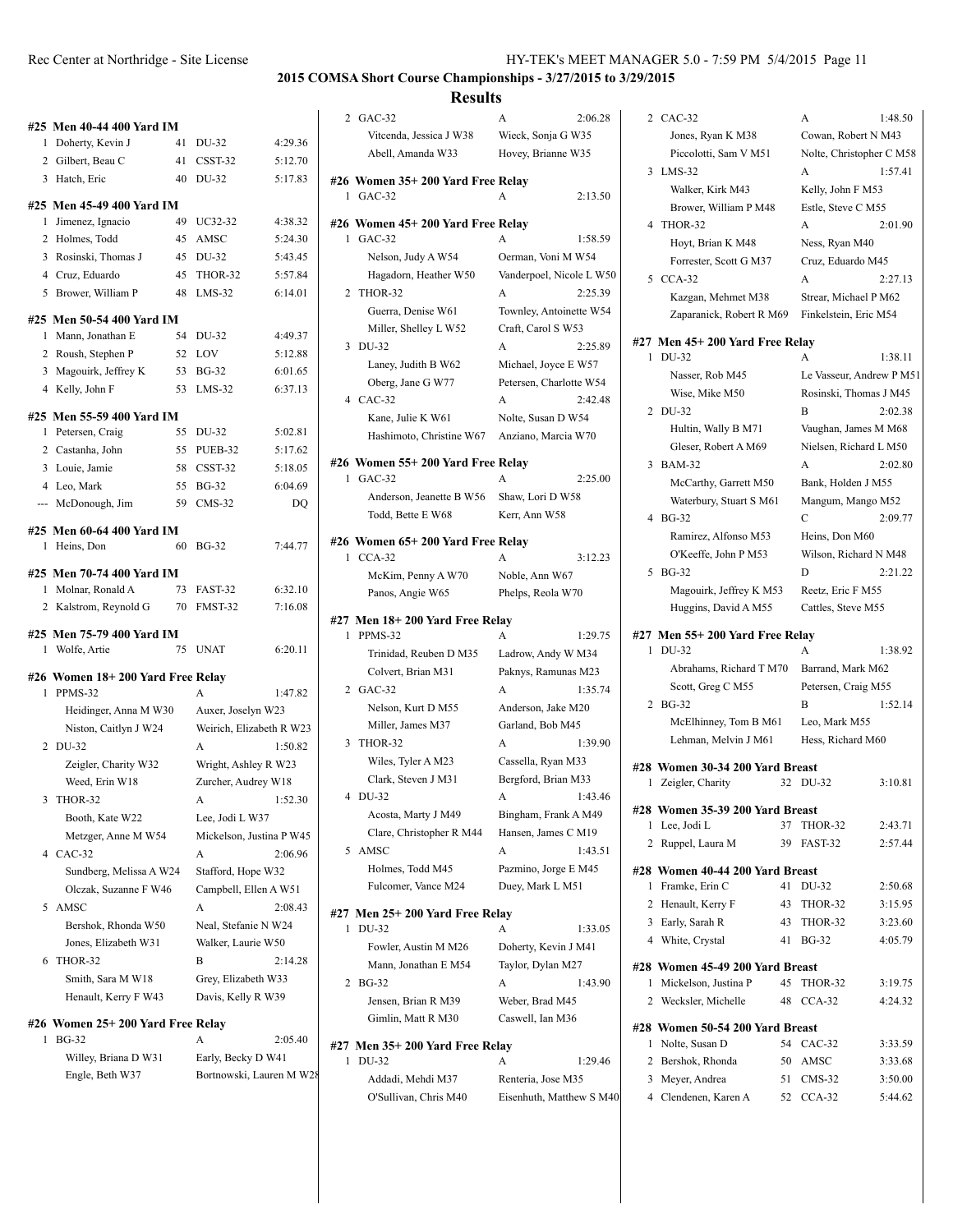# 2015 COMSA Short Course Championships - 3/27/2015 to 3/29/2015

## Results

### #25 Men 40-44 400 Yard IM

| | Name | Age | Team | Time |
|---|---|---|---|---|
| 1 | Doherty, Kevin J | 41 | DU-32 | 4:29.36 |
| 2 | Gilbert, Beau C | 41 | CSST-32 | 5:12.70 |
| 3 | Hatch, Eric | 40 | DU-32 | 5:17.83 |

### #25 Men 45-49 400 Yard IM

| | Name | Age | Team | Time |
|---|---|---|---|---|
| 1 | Jimenez, Ignacio | 49 | UC32-32 | 4:38.32 |
| 2 | Holmes, Todd | 45 | AMSC | 5:24.30 |
| 3 | Rosinski, Thomas J | 45 | DU-32 | 5:43.45 |
| 4 | Cruz, Eduardo | 45 | THOR-32 | 5:57.84 |
| 5 | Brower, William P | 48 | LMS-32 | 6:14.01 |

### #25 Men 50-54 400 Yard IM

| | Name | Age | Team | Time |
|---|---|---|---|---|
| 1 | Mann, Jonathan E | 54 | DU-32 | 4:49.37 |
| 2 | Roush, Stephen P | 52 | LOV | 5:12.88 |
| 3 | Magouirk, Jeffrey K | 53 | BG-32 | 6:01.65 |
| 4 | Kelly, John F | 53 | LMS-32 | 6:37.13 |

### #25 Men 55-59 400 Yard IM

| | Name | Age | Team | Time |
|---|---|---|---|---|
| 1 | Petersen, Craig | 55 | DU-32 | 5:02.81 |
| 2 | Castanha, John | 55 | PUEB-32 | 5:17.62 |
| 3 | Louie, Jamie | 58 | CSST-32 | 5:18.05 |
| 4 | Leo, Mark | 55 | BG-32 | 6:04.69 |
| --- | McDonough, Jim | 59 | CMS-32 | DQ |

### #25 Men 60-64 400 Yard IM

| | Name | Age | Team | Time |
|---|---|---|---|---|
| 1 | Heins, Don | 60 | BG-32 | 7:44.77 |

### #25 Men 70-74 400 Yard IM

| | Name | Age | Team | Time |
|---|---|---|---|---|
| 1 | Molnar, Ronald A | 73 | FAST-32 | 6:32.10 |
| 2 | Kalstrom, Reynold G | 70 | FMST-32 | 7:16.08 |

### #25 Men 75-79 400 Yard IM

| | Name | Age | Team | Time |
|---|---|---|---|---|
| 1 | Wolfe, Artie | 75 | UNAT | 6:20.11 |

### #26 Women 18+ 200 Yard Free Relay

1. PPMS-32 A 1:47.82
   - Heidinger, Anna M W30; Auxer, Joselyn W23
   - Niston, Caitlyn J W24; Weirich, Elizabeth R W23
2. DU-32 A 1:50.82
   - Zeigler, Charity W32; Wright, Ashley R W23
   - Weed, Erin W18; Zurcher, Audrey W18
3. THOR-32 A 1:52.30
   - Booth, Kate W22; Lee, Jodi L W37
   - Metzger, Anne M W54; Mickelson, Justina P W45
4. CAC-32 A 2:06.96
   - Sundberg, Melissa A W24; Stafford, Hope W32
   - Olczak, Suzanne F W46; Campbell, Ellen A W51
5. AMSC A 2:08.43
   - Bershok, Rhonda W50; Neal, Stefanie N W24
   - Jones, Elizabeth W31; Walker, Laurie W50
6. THOR-32 B 2:14.28
   - Smith, Sara M W18; Grey, Elizabeth W33
   - Henault, Kerry F W43; Davis, Kelly R W39

### #26 Women 25+ 200 Yard Free Relay

1. BG-32 A 2:05.40
   - Willey, Briana D W31; Early, Becky D W41
   - Engle, Beth W37; Bortnowski, Lauren M W28
2. GAC-32 A 2:06.28
   - Vitcenda, Jessica J W38; Wieck, Sonja G W35
   - Abell, Amanda W33; Hovey, Brianne W35

### #26 Women 35+ 200 Yard Free Relay

1. GAC-32 A 2:13.50

### #26 Women 45+ 200 Yard Free Relay

1. GAC-32 A 1:58.59
   - Nelson, Judy A W54; Oerman, Voni M W54
   - Hagadorn, Heather W50; Vanderpoel, Nicole L W50
2. THOR-32 A 2:25.39
   - Guerra, Denise W61; Townley, Antoinette W54
   - Miller, Shelley L W52; Craft, Carol S W53
3. DU-32 A 2:25.89
   - Laney, Judith B W62; Michael, Joyce E W57
   - Oberg, Jane G W77; Petersen, Charlotte W54
4. CAC-32 A 2:42.48
   - Kane, Julie K W61; Nolte, Susan D W54
   - Hashimoto, Christine W67; Anziano, Marcia W70

### #26 Women 55+ 200 Yard Free Relay

1. GAC-32 A 2:25.00
   - Anderson, Jeanette B W56; Shaw, Lori D W58
   - Todd, Bette E W68; Kerr, Ann W58

### #26 Women 65+ 200 Yard Free Relay

1. CCA-32 A 3:12.23
   - McKim, Penny A W70; Noble, Ann W67
   - Panos, Angie W65; Phelps, Reola W70

### #27 Men 18+ 200 Yard Free Relay

1. PPMS-32 A 1:29.75
   - Trinidad, Reuben D M35; Ladrow, Andy W M34
   - Colvert, Brian M31; Paknys, Ramunas M23
2. GAC-32 A 1:35.74
   - Nelson, Kurt D M55; Anderson, Jake M20
   - Miller, James M37; Garland, Bob M45
3. THOR-32 A 1:39.90
   - Wiles, Tyler A M23; Cassella, Ryan M33
   - Clark, Steven J M31; Bergford, Brian M33
4. DU-32 A 1:43.46
   - Acosta, Marty J M49; Bingham, Frank A M49
   - Clare, Christopher R M44; Hansen, James C M19
5. AMSC A 1:43.51
   - Holmes, Todd M45; Pazmino, Jorge E M45
   - Fulcomer, Vance M24; Duey, Mark L M51

### #27 Men 25+ 200 Yard Free Relay

1. DU-32 A 1:33.05
   - Fowler, Austin M M26; Doherty, Kevin J M41
   - Mann, Jonathan E M54; Taylor, Dylan M27
2. BG-32 A 1:43.90
   - Jensen, Brian R M39; Weber, Brad M45
   - Gimlin, Matt R M30; Caswell, Ian M36

### #27 Men 35+ 200 Yard Free Relay

1. DU-32 A 1:29.46
   - Addadi, Mehdi M37; Renteria, Jose M35
   - O'Sullivan, Chris M40; Eisenhuth, Matthew S M40
2. CAC-32 A 1:48.50
   - Jones, Ryan K M38; Cowan, Robert N M43
   - Piccolotti, Sam V M51; Nolte, Christopher C M58
3. LMS-32 A 1:57.41
   - Walker, Kirk M43; Kelly, John F M53
   - Brower, William P M48; Estle, Steve C M55
4. THOR-32 A 2:01.90
   - Hoyt, Brian K M48; Ness, Ryan M40
   - Forrester, Scott G M37; Cruz, Eduardo M45
5. CCA-32 A 2:27.13
   - Kazgan, Mehmet M38; Strear, Michael P M62
   - Zaparanick, Robert R M69; Finkelstein, Eric M54

### #27 Men 45+ 200 Yard Free Relay

1. DU-32 A 1:38.11
   - Nasser, Rob M45; Le Vasseur, Andrew P M51
   - Wise, Mike M50; Rosinski, Thomas J M45
2. DU-32 B 2:02.38
   - Hultin, Wally B M71; Vaughan, James M M68
   - Gleser, Robert A M69; Nielsen, Richard L M50
3. BAM-32 A 2:02.80
   - McCarthy, Garrett M50; Bank, Holden J M55
   - Waterbury, Stuart S M61; Mangum, Mango M52
4. BG-32 C 2:09.77
   - Ramirez, Alfonso M53; Heins, Don M60
   - O'Keeffe, John P M53; Wilson, Richard N M48
5. BG-32 D 2:21.22
   - Magouirk, Jeffrey K M53; Reetz, Eric F M55
   - Huggins, David A M55; Cattles, Steve M55

### #27 Men 55+ 200 Yard Free Relay

1. DU-32 A 1:38.92
   - Abrahams, Richard T M70; Barrand, Mark M62
   - Scott, Greg C M55; Petersen, Craig M55
2. BG-32 B 1:52.14
   - McElhinney, Tom B M61; Leo, Mark M55
   - Lehman, Melvin J M61; Hess, Richard M60

### #28 Women 30-34 200 Yard Breast

| | Name | Age | Team | Time |
|---|---|---|---|---|
| 1 | Zeigler, Charity | 32 | DU-32 | 3:10.81 |

### #28 Women 35-39 200 Yard Breast

| | Name | Age | Team | Time |
|---|---|---|---|---|
| 1 | Lee, Jodi L | 37 | THOR-32 | 2:43.71 |
| 2 | Ruppel, Laura M | 39 | FAST-32 | 2:57.44 |

### #28 Women 40-44 200 Yard Breast

| | Name | Age | Team | Time |
|---|---|---|---|---|
| 1 | Framke, Erin C | 41 | DU-32 | 2:50.68 |
| 2 | Henault, Kerry F | 43 | THOR-32 | 3:15.95 |
| 3 | Early, Sarah R | 43 | THOR-32 | 3:23.60 |
| 4 | White, Crystal | 41 | BG-32 | 4:05.79 |

### #28 Women 45-49 200 Yard Breast

| | Name | Age | Team | Time |
|---|---|---|---|---|
| 1 | Mickelson, Justina P | 45 | THOR-32 | 3:19.75 |
| 2 | Wecksler, Michelle | 48 | CCA-32 | 4:24.32 |

### #28 Women 50-54 200 Yard Breast

| | Name | Age | Team | Time |
|---|---|---|---|---|
| 1 | Nolte, Susan D | 54 | CAC-32 | 3:33.59 |
| 2 | Bershok, Rhonda | 50 | AMSC | 3:33.68 |
| 3 | Meyer, Andrea | 51 | CMS-32 | 3:50.00 |
| 4 | Clendenen, Karen A | 52 | CCA-32 | 5:44.62 |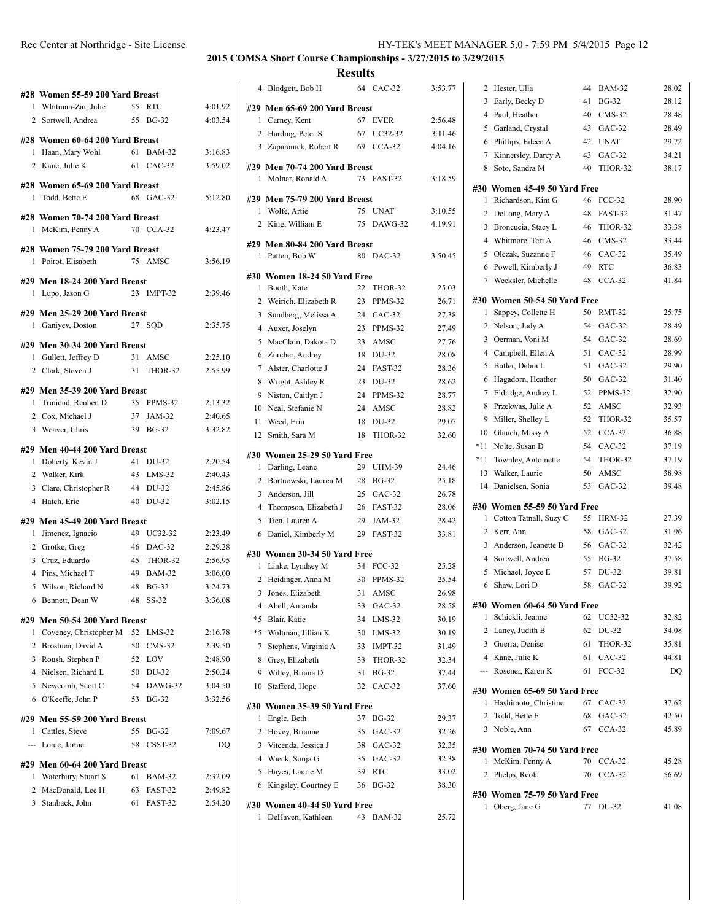## 2015 COMSA Short Course Championships - 3/27/2015 to 3/29/2015

### Results

#### #28 Women 55-59 200 Yard Breast

| | Name | Age | Team | Time |
|---|---|---|---|---|
| 1 | Whitman-Zai, Julie | 55 | RTC | 4:01.92 |
| 2 | Sortwell, Andrea | 55 | BG-32 | 4:03.54 |

#### #28 Women 60-64 200 Yard Breast

| | Name | Age | Team | Time |
|---|---|---|---|---|
| 1 | Haan, Mary Wohl | 61 | BAM-32 | 3:16.83 |
| 2 | Kane, Julie K | 61 | CAC-32 | 3:59.02 |

#### #28 Women 65-69 200 Yard Breast

| | Name | Age | Team | Time |
|---|---|---|---|---|
| 1 | Todd, Bette E | 68 | GAC-32 | 5:12.80 |

#### #28 Women 70-74 200 Yard Breast

| | Name | Age | Team | Time |
|---|---|---|---|---|
| 1 | McKim, Penny A | 70 | CCA-32 | 4:23.47 |

#### #28 Women 75-79 200 Yard Breast

| | Name | Age | Team | Time |
|---|---|---|---|---|
| 1 | Poirot, Elisabeth | 75 | AMSC | 3:56.19 |

#### #29 Men 18-24 200 Yard Breast

| | Name | Age | Team | Time |
|---|---|---|---|---|
| 1 | Lupo, Jason G | 23 | IMPT-32 | 2:39.46 |

#### #29 Men 25-29 200 Yard Breast

| | Name | Age | Team | Time |
|---|---|---|---|---|
| 1 | Ganiyev, Doston | 27 | SQD | 2:35.75 |

#### #29 Men 30-34 200 Yard Breast

| | Name | Age | Team | Time |
|---|---|---|---|---|
| 1 | Gullett, Jeffrey D | 31 | AMSC | 2:25.10 |
| 2 | Clark, Steven J | 31 | THOR-32 | 2:55.99 |

#### #29 Men 35-39 200 Yard Breast

| | Name | Age | Team | Time |
|---|---|---|---|---|
| 1 | Trinidad, Reuben D | 35 | PPMS-32 | 2:13.32 |
| 2 | Cox, Michael J | 37 | JAM-32 | 2:40.65 |
| 3 | Weaver, Chris | 39 | BG-32 | 3:32.82 |

#### #29 Men 40-44 200 Yard Breast

| | Name | Age | Team | Time |
|---|---|---|---|---|
| 1 | Doherty, Kevin J | 41 | DU-32 | 2:20.54 |
| 2 | Walker, Kirk | 43 | LMS-32 | 2:40.43 |
| 3 | Clare, Christopher R | 44 | DU-32 | 2:45.86 |
| 4 | Hatch, Eric | 40 | DU-32 | 3:02.15 |

#### #29 Men 45-49 200 Yard Breast

| | Name | Age | Team | Time |
|---|---|---|---|---|
| 1 | Jimenez, Ignacio | 49 | UC32-32 | 2:23.49 |
| 2 | Grotke, Greg | 46 | DAC-32 | 2:29.28 |
| 3 | Cruz, Eduardo | 45 | THOR-32 | 2:56.95 |
| 4 | Pins, Michael T | 49 | BAM-32 | 3:06.00 |
| 5 | Wilson, Richard N | 48 | BG-32 | 3:24.73 |
| 6 | Bennett, Dean W | 48 | SS-32 | 3:36.08 |

#### #29 Men 50-54 200 Yard Breast

| | Name | Age | Team | Time |
|---|---|---|---|---|
| 1 | Coveney, Christopher M | 52 | LMS-32 | 2:16.78 |
| 2 | Brostuen, David A | 50 | CMS-32 | 2:39.50 |
| 3 | Roush, Stephen P | 52 | LOV | 2:48.90 |
| 4 | Nielsen, Richard L | 50 | DU-32 | 2:50.24 |
| 5 | Newcomb, Scott C | 54 | DAWG-32 | 3:04.50 |
| 6 | O'Keeffe, John P | 53 | BG-32 | 3:32.56 |

#### #29 Men 55-59 200 Yard Breast

| | Name | Age | Team | Time |
|---|---|---|---|---|
| 1 | Cattles, Steve | 55 | BG-32 | 7:09.67 |
| --- | Louie, Jamie | 58 | CSST-32 | DQ |

#### #29 Men 60-64 200 Yard Breast

| | Name | Age | Team | Time |
|---|---|---|---|---|
| 1 | Waterbury, Stuart S | 61 | BAM-32 | 2:32.09 |
| 2 | MacDonald, Lee H | 63 | FAST-32 | 2:49.82 |
| 3 | Stanback, John | 61 | FAST-32 | 2:54.20 |
| 4 | Blodgett, Bob H | 64 | CAC-32 | 3:53.77 |

#### #29 Men 65-69 200 Yard Breast

| | Name | Age | Team | Time |
|---|---|---|---|---|
| 1 | Carney, Kent | 67 | EVER | 2:56.48 |
| 2 | Harding, Peter S | 67 | UC32-32 | 3:11.46 |
| 3 | Zaparanick, Robert R | 69 | CCA-32 | 4:04.16 |

#### #29 Men 70-74 200 Yard Breast

| | Name | Age | Team | Time |
|---|---|---|---|---|
| 1 | Molnar, Ronald A | 73 | FAST-32 | 3:18.59 |

#### #29 Men 75-79 200 Yard Breast

| | Name | Age | Team | Time |
|---|---|---|---|---|
| 1 | Wolfe, Artie | 75 | UNAT | 3:10.55 |
| 2 | King, William E | 75 | DAWG-32 | 4:19.91 |

#### #29 Men 80-84 200 Yard Breast

| | Name | Age | Team | Time |
|---|---|---|---|---|
| 1 | Patten, Bob W | 80 | DAC-32 | 3:50.45 |

#### #30 Women 18-24 50 Yard Free

| | Name | Age | Team | Time |
|---|---|---|---|---|
| 1 | Booth, Kate | 22 | THOR-32 | 25.03 |
| 2 | Weirich, Elizabeth R | 23 | PPMS-32 | 26.71 |
| 3 | Sundberg, Melissa A | 24 | CAC-32 | 27.38 |
| 4 | Auxer, Joselyn | 23 | PPMS-32 | 27.49 |
| 5 | MacClain, Dakota D | 23 | AMSC | 27.76 |
| 6 | Zurcher, Audrey | 18 | DU-32 | 28.08 |
| 7 | Alster, Charlotte J | 24 | FAST-32 | 28.36 |
| 8 | Wright, Ashley R | 23 | DU-32 | 28.62 |
| 9 | Niston, Caitlyn J | 24 | PPMS-32 | 28.77 |
| 10 | Neal, Stefanie N | 24 | AMSC | 28.82 |
| 11 | Weed, Erin | 18 | DU-32 | 29.07 |
| 12 | Smith, Sara M | 18 | THOR-32 | 32.60 |

#### #30 Women 25-29 50 Yard Free

| | Name | Age | Team | Time |
|---|---|---|---|---|
| 1 | Darling, Leane | 29 | UHM-39 | 24.46 |
| 2 | Bortnowski, Lauren M | 28 | BG-32 | 25.18 |
| 3 | Anderson, Jill | 25 | GAC-32 | 26.78 |
| 4 | Thompson, Elizabeth J | 26 | FAST-32 | 28.06 |
| 5 | Tien, Lauren A | 29 | JAM-32 | 28.42 |
| 6 | Daniel, Kimberly M | 29 | FAST-32 | 33.81 |

#### #30 Women 30-34 50 Yard Free

| | Name | Age | Team | Time |
|---|---|---|---|---|
| 1 | Linke, Lyndsey M | 34 | FCC-32 | 25.28 |
| 2 | Heidinger, Anna M | 30 | PPMS-32 | 25.54 |
| 3 | Jones, Elizabeth | 31 | AMSC | 26.98 |
| 4 | Abell, Amanda | 33 | GAC-32 | 28.58 |
| *5 | Blair, Katie | 34 | LMS-32 | 30.19 |
| *5 | Woltman, Jillian K | 30 | LMS-32 | 30.19 |
| 7 | Stephens, Virginia A | 33 | IMPT-32 | 31.49 |
| 8 | Grey, Elizabeth | 33 | THOR-32 | 32.34 |
| 9 | Willey, Briana D | 31 | BG-32 | 37.44 |
| 10 | Stafford, Hope | 32 | CAC-32 | 37.60 |

#### #30 Women 35-39 50 Yard Free

| | Name | Age | Team | Time |
|---|---|---|---|---|
| 1 | Engle, Beth | 37 | BG-32 | 29.37 |
| 2 | Hovey, Brianne | 35 | GAC-32 | 32.26 |
| 3 | Vitcenda, Jessica J | 38 | GAC-32 | 32.35 |
| 4 | Wieck, Sonja G | 35 | GAC-32 | 32.38 |
| 5 | Hayes, Laurie M | 39 | RTC | 33.02 |
| 6 | Kingsley, Courtney E | 36 | BG-32 | 38.30 |

#### #30 Women 40-44 50 Yard Free

| | Name | Age | Team | Time |
|---|---|---|---|---|
| 1 | DeHaven, Kathleen | 43 | BAM-32 | 25.72 |
| 2 | Hester, Ulla | 44 | BAM-32 | 28.02 |
| 3 | Early, Becky D | 41 | BG-32 | 28.12 |
| 4 | Paul, Heather | 40 | CMS-32 | 28.48 |
| 5 | Garland, Crystal | 43 | GAC-32 | 28.49 |
| 6 | Phillips, Eileen A | 42 | UNAT | 29.72 |
| 7 | Kinnersley, Darcy A | 43 | GAC-32 | 34.21 |
| 8 | Soto, Sandra M | 40 | THOR-32 | 38.17 |

#### #30 Women 45-49 50 Yard Free

| | Name | Age | Team | Time |
|---|---|---|---|---|
| 1 | Richardson, Kim G | 46 | FCC-32 | 28.90 |
| 2 | DeLong, Mary A | 48 | FAST-32 | 31.47 |
| 3 | Broncucia, Stacy L | 46 | THOR-32 | 33.38 |
| 4 | Whitmore, Teri A | 46 | CMS-32 | 33.44 |
| 5 | Olczak, Suzanne F | 46 | CAC-32 | 35.49 |
| 6 | Powell, Kimberly J | 49 | RTC | 36.83 |
| 7 | Wecksler, Michelle | 48 | CCA-32 | 41.84 |

#### #30 Women 50-54 50 Yard Free

| | Name | Age | Team | Time |
|---|---|---|---|---|
| 1 | Sappey, Collette H | 50 | RMT-32 | 25.75 |
| 2 | Nelson, Judy A | 54 | GAC-32 | 28.49 |
| 3 | Oerman, Voni M | 54 | GAC-32 | 28.69 |
| 4 | Campbell, Ellen A | 51 | CAC-32 | 28.99 |
| 5 | Butler, Debra L | 51 | GAC-32 | 29.90 |
| 6 | Hagadorn, Heather | 50 | GAC-32 | 31.40 |
| 7 | Eldridge, Audrey L | 52 | PPMS-32 | 32.90 |
| 8 | Przekwas, Julie A | 52 | AMSC | 32.93 |
| 9 | Miller, Shelley L | 52 | THOR-32 | 35.57 |
| 10 | Glauch, Missy A | 52 | CCA-32 | 36.88 |
| *11 | Nolte, Susan D | 54 | CAC-32 | 37.19 |
| *11 | Townley, Antoinette | 54 | THOR-32 | 37.19 |
| 13 | Walker, Laurie | 50 | AMSC | 38.98 |
| 14 | Danielsen, Sonia | 53 | GAC-32 | 39.48 |

#### #30 Women 55-59 50 Yard Free

| | Name | Age | Team | Time |
|---|---|---|---|---|
| 1 | Cotton Tatnall, Suzy C | 55 | HRM-32 | 27.39 |
| 2 | Kerr, Ann | 58 | GAC-32 | 31.96 |
| 3 | Anderson, Jeanette B | 56 | GAC-32 | 32.42 |
| 4 | Sortwell, Andrea | 55 | BG-32 | 37.58 |
| 5 | Michael, Joyce E | 57 | DU-32 | 39.81 |
| 6 | Shaw, Lori D | 58 | GAC-32 | 39.92 |

#### #30 Women 60-64 50 Yard Free

| | Name | Age | Team | Time |
|---|---|---|---|---|
| 1 | Schickli, Jeanne | 62 | UC32-32 | 32.82 |
| 2 | Laney, Judith B | 62 | DU-32 | 34.08 |
| 3 | Guerra, Denise | 61 | THOR-32 | 35.81 |
| 4 | Kane, Julie K | 61 | CAC-32 | 44.81 |
| --- | Rosener, Karen K | 61 | FCC-32 | DQ |

#### #30 Women 65-69 50 Yard Free

| | Name | Age | Team | Time |
|---|---|---|---|---|
| 1 | Hashimoto, Christine | 67 | CAC-32 | 37.62 |
| 2 | Todd, Bette E | 68 | GAC-32 | 42.50 |
| 3 | Noble, Ann | 67 | CCA-32 | 45.89 |

#### #30 Women 70-74 50 Yard Free

| | Name | Age | Team | Time |
|---|---|---|---|---|
| 1 | McKim, Penny A | 70 | CCA-32 | 45.28 |
| 2 | Phelps, Reola | 70 | CCA-32 | 56.69 |

#### #30 Women 75-79 50 Yard Free

| | Name | Age | Team | Time |
|---|---|---|---|---|
| 1 | Oberg, Jane G | 77 | DU-32 | 41.08 |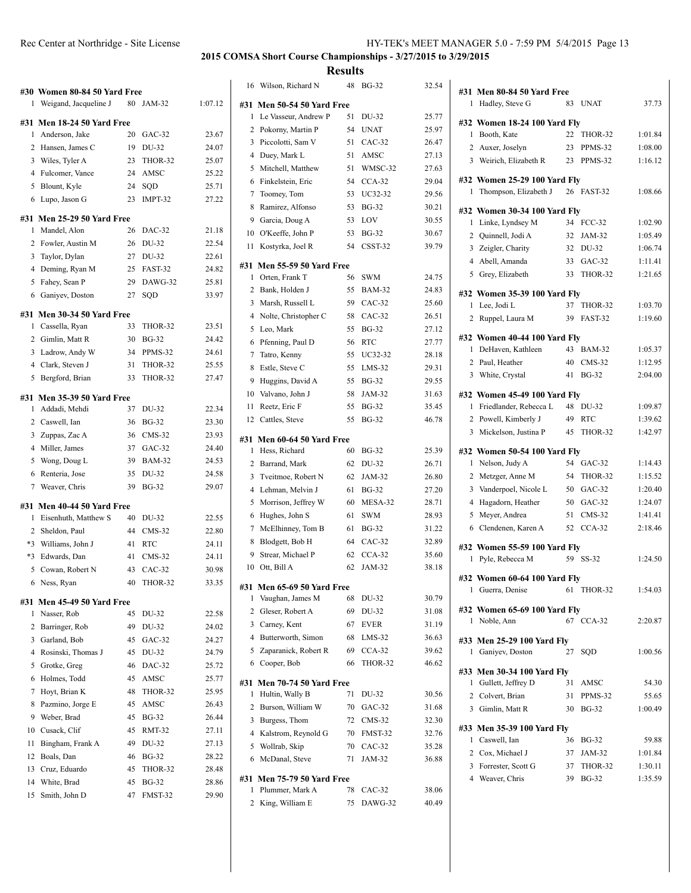## 2015 COMSA Short Course Championships - 3/27/2015 to 3/29/2015

## Results

### #30 Women 80-84 50 Yard Free

| | Name | Age | Team | Time |
|---|---|---|---|---|
| 1 | Weigand, Jacqueline J | 80 | JAM-32 | 1:07.12 |

### #31 Men 18-24 50 Yard Free

| | Name | Age | Team | Time |
|---|---|---|---|---|
| 1 | Anderson, Jake | 20 | GAC-32 | 23.67 |
| 2 | Hansen, James C | 19 | DU-32 | 24.07 |
| 3 | Wiles, Tyler A | 23 | THOR-32 | 25.07 |
| 4 | Fulcomer, Vance | 24 | AMSC | 25.22 |
| 5 | Blount, Kyle | 24 | SQD | 25.71 |
| 6 | Lupo, Jason G | 23 | IMPT-32 | 27.22 |

### #31 Men 25-29 50 Yard Free

| | Name | Age | Team | Time |
|---|---|---|---|---|
| 1 | Mandel, Alon | 26 | DAC-32 | 21.18 |
| 2 | Fowler, Austin M | 26 | DU-32 | 22.54 |
| 3 | Taylor, Dylan | 27 | DU-32 | 22.61 |
| 4 | Deming, Ryan M | 25 | FAST-32 | 24.82 |
| 5 | Fahey, Sean P | 29 | DAWG-32 | 25.81 |
| 6 | Ganiyev, Doston | 27 | SQD | 33.97 |

### #31 Men 30-34 50 Yard Free

| | Name | Age | Team | Time |
|---|---|---|---|---|
| 1 | Cassella, Ryan | 33 | THOR-32 | 23.51 |
| 2 | Gimlin, Matt R | 30 | BG-32 | 24.42 |
| 3 | Ladrow, Andy W | 34 | PPMS-32 | 24.61 |
| 4 | Clark, Steven J | 31 | THOR-32 | 25.55 |
| 5 | Bergford, Brian | 33 | THOR-32 | 27.47 |

### #31 Men 35-39 50 Yard Free

| | Name | Age | Team | Time |
|---|---|---|---|---|
| 1 | Addadi, Mehdi | 37 | DU-32 | 22.34 |
| 2 | Caswell, Ian | 36 | BG-32 | 23.30 |
| 3 | Zuppas, Zac A | 36 | CMS-32 | 23.93 |
| 4 | Miller, James | 37 | GAC-32 | 24.40 |
| 5 | Wong, Doug L | 39 | BAM-32 | 24.53 |
| 6 | Renteria, Jose | 35 | DU-32 | 24.58 |
| 7 | Weaver, Chris | 39 | BG-32 | 29.07 |

### #31 Men 40-44 50 Yard Free

| | Name | Age | Team | Time |
|---|---|---|---|---|
| 1 | Eisenhuth, Matthew S | 40 | DU-32 | 22.55 |
| 2 | Sheldon, Paul | 44 | CMS-32 | 22.80 |
| *3 | Williams, John J | 41 | RTC | 24.11 |
| *3 | Edwards, Dan | 41 | CMS-32 | 24.11 |
| 5 | Cowan, Robert N | 43 | CAC-32 | 30.98 |
| 6 | Ness, Ryan | 40 | THOR-32 | 33.35 |

### #31 Men 45-49 50 Yard Free

| | Name | Age | Team | Time |
|---|---|---|---|---|
| 1 | Nasser, Rob | 45 | DU-32 | 22.58 |
| 2 | Barringer, Rob | 49 | DU-32 | 24.02 |
| 3 | Garland, Bob | 45 | GAC-32 | 24.27 |
| 4 | Rosinski, Thomas J | 45 | DU-32 | 24.79 |
| 5 | Grotke, Greg | 46 | DAC-32 | 25.72 |
| 6 | Holmes, Todd | 45 | AMSC | 25.77 |
| 7 | Hoyt, Brian K | 48 | THOR-32 | 25.95 |
| 8 | Pazmino, Jorge E | 45 | AMSC | 26.43 |
| 9 | Weber, Brad | 45 | BG-32 | 26.44 |
| 10 | Cusack, Clif | 45 | RMT-32 | 27.11 |
| 11 | Bingham, Frank A | 49 | DU-32 | 27.13 |
| 12 | Boals, Dan | 46 | BG-32 | 28.22 |
| 13 | Cruz, Eduardo | 45 | THOR-32 | 28.48 |
| 14 | White, Brad | 45 | BG-32 | 28.86 |
| 15 | Smith, John D | 47 | FMST-32 | 29.90 |
| 16 | Wilson, Richard N | 48 | BG-32 | 32.54 |

### #31 Men 50-54 50 Yard Free

| | Name | Age | Team | Time |
|---|---|---|---|---|
| 1 | Le Vasseur, Andrew P | 51 | DU-32 | 25.77 |
| 2 | Pokorny, Martin P | 54 | UNAT | 25.97 |
| 3 | Piccolotti, Sam V | 51 | CAC-32 | 26.47 |
| 4 | Duey, Mark L | 51 | AMSC | 27.13 |
| 5 | Mitchell, Matthew | 51 | WMSC-32 | 27.63 |
| 6 | Finkelstein, Eric | 54 | CCA-32 | 29.04 |
| 7 | Toomey, Tom | 53 | UC32-32 | 29.56 |
| 8 | Ramirez, Alfonso | 53 | BG-32 | 30.21 |
| 9 | Garcia, Doug A | 53 | LOV | 30.55 |
| 10 | O'Keeffe, John P | 53 | BG-32 | 30.67 |
| 11 | Kostyrka, Joel R | 54 | CSST-32 | 39.79 |

### #31 Men 55-59 50 Yard Free

| | Name | Age | Team | Time |
|---|---|---|---|---|
| 1 | Orten, Frank T | 56 | SWM | 24.75 |
| 2 | Bank, Holden J | 55 | BAM-32 | 24.83 |
| 3 | Marsh, Russell L | 59 | CAC-32 | 25.60 |
| 4 | Nolte, Christopher C | 58 | CAC-32 | 26.51 |
| 5 | Leo, Mark | 55 | BG-32 | 27.12 |
| 6 | Pfenning, Paul D | 56 | RTC | 27.77 |
| 7 | Tatro, Kenny | 55 | UC32-32 | 28.18 |
| 8 | Estle, Steve C | 55 | LMS-32 | 29.31 |
| 9 | Huggins, David A | 55 | BG-32 | 29.55 |
| 10 | Valvano, John J | 58 | JAM-32 | 31.63 |
| 11 | Reetz, Eric F | 55 | BG-32 | 35.45 |
| 12 | Cattles, Steve | 55 | BG-32 | 46.78 |

### #31 Men 60-64 50 Yard Free

| | Name | Age | Team | Time |
|---|---|---|---|---|
| 1 | Hess, Richard | 60 | BG-32 | 25.39 |
| 2 | Barrand, Mark | 62 | DU-32 | 26.71 |
| 3 | Tveitmoe, Robert N | 62 | JAM-32 | 26.80 |
| 4 | Lehman, Melvin J | 61 | BG-32 | 27.20 |
| 5 | Morrison, Jeffrey W | 60 | MESA-32 | 28.71 |
| 6 | Hughes, John S | 61 | SWM | 28.93 |
| 7 | McElhinney, Tom B | 61 | BG-32 | 31.22 |
| 8 | Blodgett, Bob H | 64 | CAC-32 | 32.89 |
| 9 | Strear, Michael P | 62 | CCA-32 | 35.60 |
| 10 | Ott, Bill A | 62 | JAM-32 | 38.18 |

### #31 Men 65-69 50 Yard Free

| | Name | Age | Team | Time |
|---|---|---|---|---|
| 1 | Vaughan, James M | 68 | DU-32 | 30.79 |
| 2 | Gleser, Robert A | 69 | DU-32 | 31.08 |
| 3 | Carney, Kent | 67 | EVER | 31.19 |
| 4 | Butterworth, Simon | 68 | LMS-32 | 36.63 |
| 5 | Zaparanick, Robert R | 69 | CCA-32 | 39.62 |
| 6 | Cooper, Bob | 66 | THOR-32 | 46.62 |

### #31 Men 70-74 50 Yard Free

| | Name | Age | Team | Time |
|---|---|---|---|---|
| 1 | Hultin, Wally B | 71 | DU-32 | 30.56 |
| 2 | Burson, William W | 70 | GAC-32 | 31.68 |
| 3 | Burgess, Thom | 72 | CMS-32 | 32.30 |
| 4 | Kalstrom, Reynold G | 70 | FMST-32 | 32.76 |
| 5 | Wollrab, Skip | 70 | CAC-32 | 35.28 |
| 6 | McDanal, Steve | 71 | JAM-32 | 36.88 |

### #31 Men 75-79 50 Yard Free

| | Name | Age | Team | Time |
|---|---|---|---|---|
| 1 | Plummer, Mark A | 78 | CAC-32 | 38.06 |
| 2 | King, William E | 75 | DAWG-32 | 40.49 |

### #31 Men 80-84 50 Yard Free

| | Name | Age | Team | Time |
|---|---|---|---|---|
| 1 | Hadley, Steve G | 83 | UNAT | 37.73 |

### #32 Women 18-24 100 Yard Fly

| | Name | Age | Team | Time |
|---|---|---|---|---|
| 1 | Booth, Kate | 22 | THOR-32 | 1:01.84 |
| 2 | Auxer, Joselyn | 23 | PPMS-32 | 1:08.00 |
| 3 | Weirich, Elizabeth R | 23 | PPMS-32 | 1:16.12 |

### #32 Women 25-29 100 Yard Fly

| | Name | Age | Team | Time |
|---|---|---|---|---|
| 1 | Thompson, Elizabeth J | 26 | FAST-32 | 1:08.66 |

### #32 Women 30-34 100 Yard Fly

| | Name | Age | Team | Time |
|---|---|---|---|---|
| 1 | Linke, Lyndsey M | 34 | FCC-32 | 1:02.90 |
| 2 | Quinnell, Jodi A | 32 | JAM-32 | 1:05.49 |
| 3 | Zeigler, Charity | 32 | DU-32 | 1:06.74 |
| 4 | Abell, Amanda | 33 | GAC-32 | 1:11.41 |
| 5 | Grey, Elizabeth | 33 | THOR-32 | 1:21.65 |

### #32 Women 35-39 100 Yard Fly

| | Name | Age | Team | Time |
|---|---|---|---|---|
| 1 | Lee, Jodi L | 37 | THOR-32 | 1:03.70 |
| 2 | Ruppel, Laura M | 39 | FAST-32 | 1:19.60 |

### #32 Women 40-44 100 Yard Fly

| | Name | Age | Team | Time |
|---|---|---|---|---|
| 1 | DeHaven, Kathleen | 43 | BAM-32 | 1:05.37 |
| 2 | Paul, Heather | 40 | CMS-32 | 1:12.95 |
| 3 | White, Crystal | 41 | BG-32 | 2:04.00 |

### #32 Women 45-49 100 Yard Fly

| | Name | Age | Team | Time |
|---|---|---|---|---|
| 1 | Friedlander, Rebecca L | 48 | DU-32 | 1:09.87 |
| 2 | Powell, Kimberly J | 49 | RTC | 1:39.62 |
| 3 | Mickelson, Justina P | 45 | THOR-32 | 1:42.97 |

### #32 Women 50-54 100 Yard Fly

| | Name | Age | Team | Time |
|---|---|---|---|---|
| 1 | Nelson, Judy A | 54 | GAC-32 | 1:14.43 |
| 2 | Metzger, Anne M | 54 | THOR-32 | 1:15.52 |
| 3 | Vanderpoel, Nicole L | 50 | GAC-32 | 1:20.40 |
| 4 | Hagadorn, Heather | 50 | GAC-32 | 1:24.07 |
| 5 | Meyer, Andrea | 51 | CMS-32 | 1:41.41 |
| 6 | Clendenen, Karen A | 52 | CCA-32 | 2:18.46 |

### #32 Women 55-59 100 Yard Fly

| | Name | Age | Team | Time |
|---|---|---|---|---|
| 1 | Pyle, Rebecca M | 59 | SS-32 | 1:24.50 |

### #32 Women 60-64 100 Yard Fly

| | Name | Age | Team | Time |
|---|---|---|---|---|
| 1 | Guerra, Denise | 61 | THOR-32 | 1:54.03 |

### #32 Women 65-69 100 Yard Fly

| | Name | Age | Team | Time |
|---|---|---|---|---|
| 1 | Noble, Ann | 67 | CCA-32 | 2:20.87 |

### #33 Men 25-29 100 Yard Fly

| | Name | Age | Team | Time |
|---|---|---|---|---|
| 1 | Ganiyev, Doston | 27 | SQD | 1:00.56 |

### #33 Men 30-34 100 Yard Fly

| | Name | Age | Team | Time |
|---|---|---|---|---|
| 1 | Gullett, Jeffrey D | 31 | AMSC | 54.30 |
| 2 | Colvert, Brian | 31 | PPMS-32 | 55.65 |
| 3 | Gimlin, Matt R | 30 | BG-32 | 1:00.49 |

### #33 Men 35-39 100 Yard Fly

| | Name | Age | Team | Time |
|---|---|---|---|---|
| 1 | Caswell, Ian | 36 | BG-32 | 59.88 |
| 2 | Cox, Michael J | 37 | JAM-32 | 1:01.84 |
| 3 | Forrester, Scott G | 37 | THOR-32 | 1:30.11 |
| 4 | Weaver, Chris | 39 | BG-32 | 1:35.59 |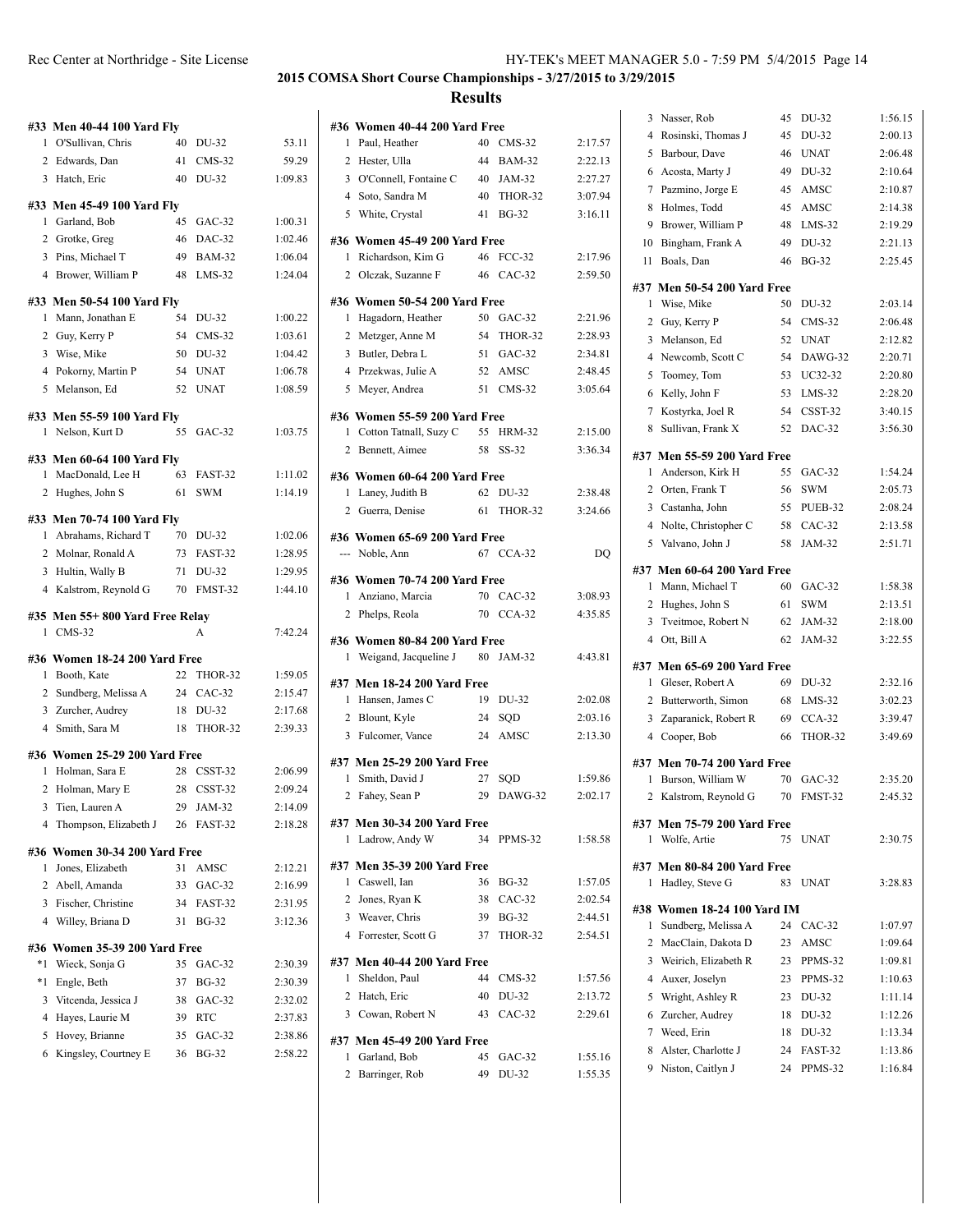## 2015 COMSA Short Course Championships - 3/27/2015 to 3/29/2015

### Results

#### #33 Men 40-44 100 Yard Fly

| Place | Name | Age | Team | Time |
|---|---|---|---|---|
| 1 | O'Sullivan, Chris | 40 | DU-32 | 53.11 |
| 2 | Edwards, Dan | 41 | CMS-32 | 59.29 |
| 3 | Hatch, Eric | 40 | DU-32 | 1:09.83 |

#### #33 Men 45-49 100 Yard Fly

| Place | Name | Age | Team | Time |
|---|---|---|---|---|
| 1 | Garland, Bob | 45 | GAC-32 | 1:00.31 |
| 2 | Grotke, Greg | 46 | DAC-32 | 1:02.46 |
| 3 | Pins, Michael T | 49 | BAM-32 | 1:06.04 |
| 4 | Brower, William P | 48 | LMS-32 | 1:24.04 |

#### #33 Men 50-54 100 Yard Fly

| Place | Name | Age | Team | Time |
|---|---|---|---|---|
| 1 | Mann, Jonathan E | 54 | DU-32 | 1:00.22 |
| 2 | Guy, Kerry P | 54 | CMS-32 | 1:03.61 |
| 3 | Wise, Mike | 50 | DU-32 | 1:04.42 |
| 4 | Pokorny, Martin P | 54 | UNAT | 1:06.78 |
| 5 | Melanson, Ed | 52 | UNAT | 1:08.59 |

#### #33 Men 55-59 100 Yard Fly

| Place | Name | Age | Team | Time |
|---|---|---|---|---|
| 1 | Nelson, Kurt D | 55 | GAC-32 | 1:03.75 |

#### #33 Men 60-64 100 Yard Fly

| Place | Name | Age | Team | Time |
|---|---|---|---|---|
| 1 | MacDonald, Lee H | 63 | FAST-32 | 1:11.02 |
| 2 | Hughes, John S | 61 | SWM | 1:14.19 |

#### #33 Men 70-74 100 Yard Fly

| Place | Name | Age | Team | Time |
|---|---|---|---|---|
| 1 | Abrahams, Richard T | 70 | DU-32 | 1:02.06 |
| 2 | Molnar, Ronald A | 73 | FAST-32 | 1:28.95 |
| 3 | Hultin, Wally B | 71 | DU-32 | 1:29.95 |
| 4 | Kalstrom, Reynold G | 70 | FMST-32 | 1:44.10 |

#### #35 Men 55+ 800 Yard Free Relay

| Place | Team | Relay | Time |
|---|---|---|---|
| 1 | CMS-32 | A | 7:42.24 |

#### #36 Women 18-24 200 Yard Free

| Place | Name | Age | Team | Time |
|---|---|---|---|---|
| 1 | Booth, Kate | 22 | THOR-32 | 1:59.05 |
| 2 | Sundberg, Melissa A | 24 | CAC-32 | 2:15.47 |
| 3 | Zurcher, Audrey | 18 | DU-32 | 2:17.68 |
| 4 | Smith, Sara M | 18 | THOR-32 | 2:39.33 |

#### #36 Women 25-29 200 Yard Free

| Place | Name | Age | Team | Time |
|---|---|---|---|---|
| 1 | Holman, Sara E | 28 | CSST-32 | 2:06.99 |
| 2 | Holman, Mary E | 28 | CSST-32 | 2:09.24 |
| 3 | Tien, Lauren A | 29 | JAM-32 | 2:14.09 |
| 4 | Thompson, Elizabeth J | 26 | FAST-32 | 2:18.28 |

#### #36 Women 30-34 200 Yard Free

| Place | Name | Age | Team | Time |
|---|---|---|---|---|
| 1 | Jones, Elizabeth | 31 | AMSC | 2:12.21 |
| 2 | Abell, Amanda | 33 | GAC-32 | 2:16.99 |
| 3 | Fischer, Christine | 34 | FAST-32 | 2:31.95 |
| 4 | Willey, Briana D | 31 | BG-32 | 3:12.36 |

#### #36 Women 35-39 200 Yard Free

| Place | Name | Age | Team | Time |
|---|---|---|---|---|
| *1 | Wieck, Sonja G | 35 | GAC-32 | 2:30.39 |
| *1 | Engle, Beth | 37 | BG-32 | 2:30.39 |
| 3 | Vitcenda, Jessica J | 38 | GAC-32 | 2:32.02 |
| 4 | Hayes, Laurie M | 39 | RTC | 2:37.83 |
| 5 | Hovey, Brianne | 35 | GAC-32 | 2:38.86 |
| 6 | Kingsley, Courtney E | 36 | BG-32 | 2:58.22 |

#### #36 Women 40-44 200 Yard Free

| Place | Name | Age | Team | Time |
|---|---|---|---|---|
| 1 | Paul, Heather | 40 | CMS-32 | 2:17.57 |
| 2 | Hester, Ulla | 44 | BAM-32 | 2:22.13 |
| 3 | O'Connell, Fontaine C | 40 | JAM-32 | 2:27.27 |
| 4 | Soto, Sandra M | 40 | THOR-32 | 3:07.94 |
| 5 | White, Crystal | 41 | BG-32 | 3:16.11 |

#### #36 Women 45-49 200 Yard Free

| Place | Name | Age | Team | Time |
|---|---|---|---|---|
| 1 | Richardson, Kim G | 46 | FCC-32 | 2:17.96 |
| 2 | Olczak, Suzanne F | 46 | CAC-32 | 2:59.50 |

#### #36 Women 50-54 200 Yard Free

| Place | Name | Age | Team | Time |
|---|---|---|---|---|
| 1 | Hagadorn, Heather | 50 | GAC-32 | 2:21.96 |
| 2 | Metzger, Anne M | 54 | THOR-32 | 2:28.93 |
| 3 | Butler, Debra L | 51 | GAC-32 | 2:34.81 |
| 4 | Przekwas, Julie A | 52 | AMSC | 2:48.45 |
| 5 | Meyer, Andrea | 51 | CMS-32 | 3:05.64 |

#### #36 Women 55-59 200 Yard Free

| Place | Name | Age | Team | Time |
|---|---|---|---|---|
| 1 | Cotton Tatnall, Suzy C | 55 | HRM-32 | 2:15.00 |
| 2 | Bennett, Aimee | 58 | SS-32 | 3:36.34 |

#### #36 Women 60-64 200 Yard Free

| Place | Name | Age | Team | Time |
|---|---|---|---|---|
| 1 | Laney, Judith B | 62 | DU-32 | 2:38.48 |
| 2 | Guerra, Denise | 61 | THOR-32 | 3:24.66 |

#### #36 Women 65-69 200 Yard Free

| Place | Name | Age | Team | Time |
|---|---|---|---|---|
| --- | Noble, Ann | 67 | CCA-32 | DQ |

#### #36 Women 70-74 200 Yard Free

| Place | Name | Age | Team | Time |
|---|---|---|---|---|
| 1 | Anziano, Marcia | 70 | CAC-32 | 3:08.93 |
| 2 | Phelps, Reola | 70 | CCA-32 | 4:35.85 |

#### #36 Women 80-84 200 Yard Free

| Place | Name | Age | Team | Time |
|---|---|---|---|---|
| 1 | Weigand, Jacqueline J | 80 | JAM-32 | 4:43.81 |

#### #37 Men 18-24 200 Yard Free

| Place | Name | Age | Team | Time |
|---|---|---|---|---|
| 1 | Hansen, James C | 19 | DU-32 | 2:02.08 |
| 2 | Blount, Kyle | 24 | SQD | 2:03.16 |
| 3 | Fulcomer, Vance | 24 | AMSC | 2:13.30 |

#### #37 Men 25-29 200 Yard Free

| Place | Name | Age | Team | Time |
|---|---|---|---|---|
| 1 | Smith, David J | 27 | SQD | 1:59.86 |
| 2 | Fahey, Sean P | 29 | DAWG-32 | 2:02.17 |

#### #37 Men 30-34 200 Yard Free

| Place | Name | Age | Team | Time |
|---|---|---|---|---|
| 1 | Ladrow, Andy W | 34 | PPMS-32 | 1:58.58 |

#### #37 Men 35-39 200 Yard Free

| Place | Name | Age | Team | Time |
|---|---|---|---|---|
| 1 | Caswell, Ian | 36 | BG-32 | 1:57.05 |
| 2 | Jones, Ryan K | 38 | CAC-32 | 2:02.54 |
| 3 | Weaver, Chris | 39 | BG-32 | 2:44.51 |
| 4 | Forrester, Scott G | 37 | THOR-32 | 2:54.51 |

#### #37 Men 40-44 200 Yard Free

| Place | Name | Age | Team | Time |
|---|---|---|---|---|
| 1 | Sheldon, Paul | 44 | CMS-32 | 1:57.56 |
| 2 | Hatch, Eric | 40 | DU-32 | 2:13.72 |
| 3 | Cowan, Robert N | 43 | CAC-32 | 2:29.61 |

#### #37 Men 45-49 200 Yard Free

| Place | Name | Age | Team | Time |
|---|---|---|---|---|
| 1 | Garland, Bob | 45 | GAC-32 | 1:55.16 |
| 2 | Barringer, Rob | 49 | DU-32 | 1:55.35 |
| 3 | Nasser, Rob | 45 | DU-32 | 1:56.15 |
| 4 | Rosinski, Thomas J | 45 | DU-32 | 2:00.13 |
| 5 | Barbour, Dave | 46 | UNAT | 2:06.48 |
| 6 | Acosta, Marty J | 49 | DU-32 | 2:10.64 |
| 7 | Pazmino, Jorge E | 45 | AMSC | 2:10.87 |
| 8 | Holmes, Todd | 45 | AMSC | 2:14.38 |
| 9 | Brower, William P | 48 | LMS-32 | 2:19.29 |
| 10 | Bingham, Frank A | 49 | DU-32 | 2:21.13 |
| 11 | Boals, Dan | 46 | BG-32 | 2:25.45 |

#### #37 Men 50-54 200 Yard Free

| Place | Name | Age | Team | Time |
|---|---|---|---|---|
| 1 | Wise, Mike | 50 | DU-32 | 2:03.14 |
| 2 | Guy, Kerry P | 54 | CMS-32 | 2:06.48 |
| 3 | Melanson, Ed | 52 | UNAT | 2:12.82 |
| 4 | Newcomb, Scott C | 54 | DAWG-32 | 2:20.71 |
| 5 | Toomey, Tom | 53 | UC32-32 | 2:20.80 |
| 6 | Kelly, John F | 53 | LMS-32 | 2:28.20 |
| 7 | Kostyrka, Joel R | 54 | CSST-32 | 3:40.15 |
| 8 | Sullivan, Frank X | 52 | DAC-32 | 3:56.30 |

#### #37 Men 55-59 200 Yard Free

| Place | Name | Age | Team | Time |
|---|---|---|---|---|
| 1 | Anderson, Kirk H | 55 | GAC-32 | 1:54.24 |
| 2 | Orten, Frank T | 56 | SWM | 2:05.73 |
| 3 | Castanha, John | 55 | PUEB-32 | 2:08.24 |
| 4 | Nolte, Christopher C | 58 | CAC-32 | 2:13.58 |
| 5 | Valvano, John J | 58 | JAM-32 | 2:51.71 |

#### #37 Men 60-64 200 Yard Free

| Place | Name | Age | Team | Time |
|---|---|---|---|---|
| 1 | Mann, Michael T | 60 | GAC-32 | 1:58.38 |
| 2 | Hughes, John S | 61 | SWM | 2:13.51 |
| 3 | Tveitmoe, Robert N | 62 | JAM-32 | 2:18.00 |
| 4 | Ott, Bill A | 62 | JAM-32 | 3:22.55 |

#### #37 Men 65-69 200 Yard Free

| Place | Name | Age | Team | Time |
|---|---|---|---|---|
| 1 | Gleser, Robert A | 69 | DU-32 | 2:32.16 |
| 2 | Butterworth, Simon | 68 | LMS-32 | 3:02.23 |
| 3 | Zaparanick, Robert R | 69 | CCA-32 | 3:39.47 |
| 4 | Cooper, Bob | 66 | THOR-32 | 3:49.69 |

#### #37 Men 70-74 200 Yard Free

| Place | Name | Age | Team | Time |
|---|---|---|---|---|
| 1 | Burson, William W | 70 | GAC-32 | 2:35.20 |
| 2 | Kalstrom, Reynold G | 70 | FMST-32 | 2:45.32 |

#### #37 Men 75-79 200 Yard Free

| Place | Name | Age | Team | Time |
|---|---|---|---|---|
| 1 | Wolfe, Artie | 75 | UNAT | 2:30.75 |

#### #37 Men 80-84 200 Yard Free

| Place | Name | Age | Team | Time |
|---|---|---|---|---|
| 1 | Hadley, Steve G | 83 | UNAT | 3:28.83 |

#### #38 Women 18-24 100 Yard IM

| Place | Name | Age | Team | Time |
|---|---|---|---|---|
| 1 | Sundberg, Melissa A | 24 | CAC-32 | 1:07.97 |
| 2 | MacClain, Dakota D | 23 | AMSC | 1:09.64 |
| 3 | Weirich, Elizabeth R | 23 | PPMS-32 | 1:09.81 |
| 4 | Auxer, Joselyn | 23 | PPMS-32 | 1:10.63 |
| 5 | Wright, Ashley R | 23 | DU-32 | 1:11.14 |
| 6 | Zurcher, Audrey | 18 | DU-32 | 1:12.26 |
| 7 | Weed, Erin | 18 | DU-32 | 1:13.34 |
| 8 | Alster, Charlotte J | 24 | FAST-32 | 1:13.86 |
| 9 | Niston, Caitlyn J | 24 | PPMS-32 | 1:16.84 |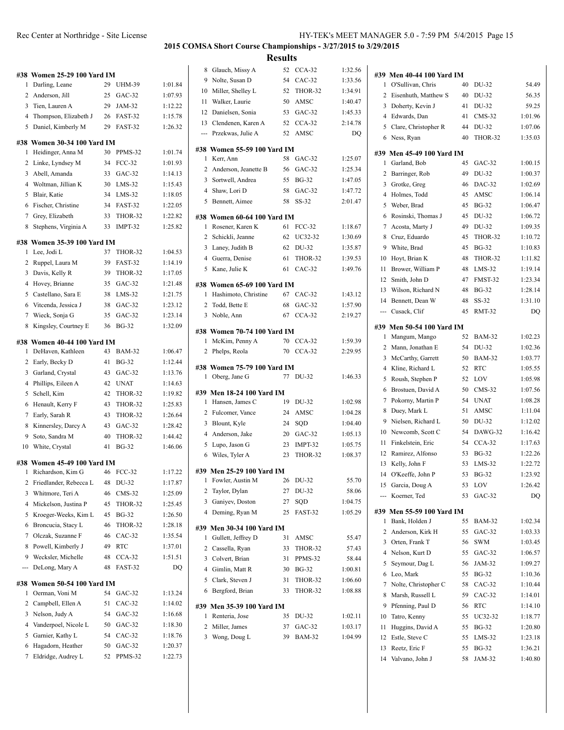## 2015 COMSA Short Course Championships - 3/27/2015 to 3/29/2015

## Results

### #38 Women 25-29 100 Yard IM

| Place | Name | Age | Team | Time |
|---|---|---|---|---|
| 1 | Darling, Leane | 29 | UHM-39 | 1:01.84 |
| 2 | Anderson, Jill | 25 | GAC-32 | 1:07.93 |
| 3 | Tien, Lauren A | 29 | JAM-32 | 1:12.22 |
| 4 | Thompson, Elizabeth J | 26 | FAST-32 | 1:15.78 |
| 5 | Daniel, Kimberly M | 29 | FAST-32 | 1:26.32 |

### #38 Women 30-34 100 Yard IM

| Place | Name | Age | Team | Time |
|---|---|---|---|---|
| 1 | Heidinger, Anna M | 30 | PPMS-32 | 1:01.74 |
| 2 | Linke, Lyndsey M | 34 | FCC-32 | 1:01.93 |
| 3 | Abell, Amanda | 33 | GAC-32 | 1:14.13 |
| 4 | Woltman, Jillian K | 30 | LMS-32 | 1:15.43 |
| 5 | Blair, Katie | 34 | LMS-32 | 1:18.05 |
| 6 | Fischer, Christine | 34 | FAST-32 | 1:22.05 |
| 7 | Grey, Elizabeth | 33 | THOR-32 | 1:22.82 |
| 8 | Stephens, Virginia A | 33 | IMPT-32 | 1:25.82 |

### #38 Women 35-39 100 Yard IM

| Place | Name | Age | Team | Time |
|---|---|---|---|---|
| 1 | Lee, Jodi L | 37 | THOR-32 | 1:04.53 |
| 2 | Ruppel, Laura M | 39 | FAST-32 | 1:14.19 |
| 3 | Davis, Kelly R | 39 | THOR-32 | 1:17.05 |
| 4 | Hovey, Brianne | 35 | GAC-32 | 1:21.48 |
| 5 | Castellano, Sara E | 38 | LMS-32 | 1:21.75 |
| 6 | Vitcenda, Jessica J | 38 | GAC-32 | 1:23.12 |
| 7 | Wieck, Sonja G | 35 | GAC-32 | 1:23.14 |
| 8 | Kingsley, Courtney E | 36 | BG-32 | 1:32.09 |

### #38 Women 40-44 100 Yard IM

| Place | Name | Age | Team | Time |
|---|---|---|---|---|
| 1 | DeHaven, Kathleen | 43 | BAM-32 | 1:06.47 |
| 2 | Early, Becky D | 41 | BG-32 | 1:12.44 |
| 3 | Garland, Crystal | 43 | GAC-32 | 1:13.76 |
| 4 | Phillips, Eileen A | 42 | UNAT | 1:14.63 |
| 5 | Schell, Kim | 42 | THOR-32 | 1:19.82 |
| 6 | Henault, Kerry F | 43 | THOR-32 | 1:25.83 |
| 7 | Early, Sarah R | 43 | THOR-32 | 1:26.64 |
| 8 | Kinnersley, Darcy A | 43 | GAC-32 | 1:28.42 |
| 9 | Soto, Sandra M | 40 | THOR-32 | 1:44.42 |
| 10 | White, Crystal | 41 | BG-32 | 1:46.06 |

### #38 Women 45-49 100 Yard IM

| Place | Name | Age | Team | Time |
|---|---|---|---|---|
| 1 | Richardson, Kim G | 46 | FCC-32 | 1:17.22 |
| 2 | Friedlander, Rebecca L | 48 | DU-32 | 1:17.87 |
| 3 | Whitmore, Terri A | 46 | CMS-32 | 1:25.09 |
| 4 | Mickelson, Justina P | 45 | THOR-32 | 1:25.45 |
| 5 | Kroeger-Weeks, Kim L | 45 | BG-32 | 1:26.50 |
| 6 | Broncucia, Stacy L | 46 | THOR-32 | 1:28.18 |
| 7 | Olczak, Suzanne F | 46 | CAC-32 | 1:35.54 |
| 8 | Powell, Kimberly J | 49 | RTC | 1:37.01 |
| 9 | Wecksler, Michelle | 48 | CCA-32 | 1:51.51 |
| --- | DeLong, Mary A | 48 | FAST-32 | DQ |

### #38 Women 50-54 100 Yard IM

| Place | Name | Age | Team | Time |
|---|---|---|---|---|
| 1 | Oerman, Voni M | 54 | GAC-32 | 1:13.24 |
| 2 | Campbell, Ellen A | 51 | CAC-32 | 1:14.02 |
| 3 | Nelson, Judy A | 54 | GAC-32 | 1:16.68 |
| 4 | Vanderpoel, Nicole L | 50 | GAC-32 | 1:18.30 |
| 5 | Garnier, Kathy L | 54 | CAC-32 | 1:18.76 |
| 6 | Hagadorn, Heather | 50 | GAC-32 | 1:20.37 |
| 7 | Eldridge, Audrey L | 52 | PPMS-32 | 1:22.73 |
| 8 | Glauch, Missy A | 52 | CCA-32 | 1:32.56 |
| 9 | Nolte, Susan D | 54 | CAC-32 | 1:33.56 |
| 10 | Miller, Shelley L | 52 | THOR-32 | 1:34.91 |
| 11 | Walker, Laurie | 50 | AMSC | 1:40.47 |
| 12 | Danielsen, Sonia | 53 | GAC-32 | 1:45.33 |
| 13 | Clendenen, Karen A | 52 | CCA-32 | 2:14.78 |
| --- | Przekwas, Julie A | 52 | AMSC | DQ |

### #38 Women 55-59 100 Yard IM

| Place | Name | Age | Team | Time |
|---|---|---|---|---|
| 1 | Kerr, Ann | 58 | GAC-32 | 1:25.07 |
| 2 | Anderson, Jeanette B | 56 | GAC-32 | 1:25.34 |
| 3 | Sortwell, Andrea | 55 | BG-32 | 1:47.05 |
| 4 | Shaw, Lori D | 58 | GAC-32 | 1:47.72 |
| 5 | Bennett, Aimee | 58 | SS-32 | 2:01.47 |

### #38 Women 60-64 100 Yard IM

| Place | Name | Age | Team | Time |
|---|---|---|---|---|
| 1 | Rosener, Karen K | 61 | FCC-32 | 1:18.67 |
| 2 | Schickli, Jeanne | 62 | UC32-32 | 1:30.69 |
| 3 | Laney, Judith B | 62 | DU-32 | 1:35.87 |
| 4 | Guerra, Denise | 61 | THOR-32 | 1:39.53 |
| 5 | Kane, Julie K | 61 | CAC-32 | 1:49.76 |

### #38 Women 65-69 100 Yard IM

| Place | Name | Age | Team | Time |
|---|---|---|---|---|
| 1 | Hashimoto, Christine | 67 | CAC-32 | 1:43.12 |
| 2 | Todd, Bette E | 68 | GAC-32 | 1:57.90 |
| 3 | Noble, Ann | 67 | CCA-32 | 2:19.27 |

### #38 Women 70-74 100 Yard IM

| Place | Name | Age | Team | Time |
|---|---|---|---|---|
| 1 | McKim, Penny A | 70 | CCA-32 | 1:59.39 |
| 2 | Phelps, Reola | 70 | CCA-32 | 2:29.95 |

### #38 Women 75-79 100 Yard IM

| Place | Name | Age | Team | Time |
|---|---|---|---|---|
| 1 | Oberg, Jane G | 77 | DU-32 | 1:46.33 |

### #39 Men 18-24 100 Yard IM

| Place | Name | Age | Team | Time |
|---|---|---|---|---|
| 1 | Hansen, James C | 19 | DU-32 | 1:02.98 |
| 2 | Fulcomer, Vance | 24 | AMSC | 1:04.28 |
| 3 | Blount, Kyle | 24 | SQD | 1:04.40 |
| 4 | Anderson, Jake | 20 | GAC-32 | 1:05.13 |
| 5 | Lupo, Jason G | 23 | IMPT-32 | 1:05.75 |
| 6 | Wiles, Tyler A | 23 | THOR-32 | 1:08.37 |

### #39 Men 25-29 100 Yard IM

| Place | Name | Age | Team | Time |
|---|---|---|---|---|
| 1 | Fowler, Austin M | 26 | DU-32 | 55.70 |
| 2 | Taylor, Dylan | 27 | DU-32 | 58.06 |
| 3 | Ganiyev, Doston | 27 | SQD | 1:04.75 |
| 4 | Deming, Ryan M | 25 | FAST-32 | 1:05.29 |

### #39 Men 30-34 100 Yard IM

| Place | Name | Age | Team | Time |
|---|---|---|---|---|
| 1 | Gullett, Jeffrey D | 31 | AMSC | 55.47 |
| 2 | Cassella, Ryan | 33 | THOR-32 | 57.43 |
| 3 | Colvert, Brian | 31 | PPMS-32 | 58.44 |
| 4 | Gimlin, Matt R | 30 | BG-32 | 1:00.81 |
| 5 | Clark, Steven J | 31 | THOR-32 | 1:06.60 |
| 6 | Bergford, Brian | 33 | THOR-32 | 1:08.88 |

### #39 Men 35-39 100 Yard IM

| Place | Name | Age | Team | Time |
|---|---|---|---|---|
| 1 | Renteria, Jose | 35 | DU-32 | 1:02.11 |
| 2 | Miller, James | 37 | GAC-32 | 1:03.17 |
| 3 | Wong, Doug L | 39 | BAM-32 | 1:04.99 |

### #39 Men 40-44 100 Yard IM

| Place | Name | Age | Team | Time |
|---|---|---|---|---|
| 1 | O'Sullivan, Chris | 40 | DU-32 | 54.49 |
| 2 | Eisenhuth, Matthew S | 40 | DU-32 | 56.35 |
| 3 | Doherty, Kevin J | 41 | DU-32 | 59.25 |
| 4 | Edwards, Dan | 41 | CMS-32 | 1:01.96 |
| 5 | Clare, Christopher R | 44 | DU-32 | 1:07.06 |
| 6 | Ness, Ryan | 40 | THOR-32 | 1:35.03 |

### #39 Men 45-49 100 Yard IM

| Place | Name | Age | Team | Time |
|---|---|---|---|---|
| 1 | Garland, Bob | 45 | GAC-32 | 1:00.15 |
| 2 | Barringer, Rob | 49 | DU-32 | 1:00.37 |
| 3 | Grotke, Greg | 46 | DAC-32 | 1:02.69 |
| 4 | Holmes, Todd | 45 | AMSC | 1:06.14 |
| 5 | Weber, Brad | 45 | BG-32 | 1:06.47 |
| 6 | Rosinski, Thomas J | 45 | DU-32 | 1:06.72 |
| 7 | Acosta, Marty J | 49 | DU-32 | 1:09.35 |
| 8 | Cruz, Eduardo | 45 | THOR-32 | 1:10.72 |
| 9 | White, Brad | 45 | BG-32 | 1:10.83 |
| 10 | Hoyt, Brian K | 48 | THOR-32 | 1:11.82 |
| 11 | Brower, William P | 48 | LMS-32 | 1:19.14 |
| 12 | Smith, John D | 47 | FMST-32 | 1:23.34 |
| 13 | Wilson, Richard N | 48 | BG-32 | 1:28.14 |
| 14 | Bennett, Dean W | 48 | SS-32 | 1:31.10 |
| --- | Cusack, Clif | 45 | RMT-32 | DQ |

### #39 Men 50-54 100 Yard IM

| Place | Name | Age | Team | Time |
|---|---|---|---|---|
| 1 | Mangum, Mango | 52 | BAM-32 | 1:02.23 |
| 2 | Mann, Jonathan E | 54 | DU-32 | 1:02.36 |
| 3 | McCarthy, Garrett | 50 | BAM-32 | 1:03.77 |
| 4 | Kline, Richard L | 52 | RTC | 1:05.55 |
| 5 | Roush, Stephen P | 52 | LOV | 1:05.98 |
| 6 | Brostuen, David A | 50 | CMS-32 | 1:07.56 |
| 7 | Pokorny, Martin P | 54 | UNAT | 1:08.28 |
| 8 | Duey, Mark L | 51 | AMSC | 1:11.04 |
| 9 | Nielsen, Richard L | 50 | DU-32 | 1:12.02 |
| 10 | Newcomb, Scott C | 54 | DAWG-32 | 1:16.42 |
| 11 | Finkelstein, Eric | 54 | CCA-32 | 1:17.63 |
| 12 | Ramirez, Alfonso | 53 | BG-32 | 1:22.26 |
| 13 | Kelly, John F | 53 | LMS-32 | 1:22.72 |
| 14 | O'Keeffe, John P | 53 | BG-32 | 1:23.92 |
| 15 | Garcia, Doug A | 53 | LOV | 1:26.42 |
| --- | Koerner, Ted | 53 | GAC-32 | DQ |

### #39 Men 55-59 100 Yard IM

| Place | Name | Age | Team | Time |
|---|---|---|---|---|
| 1 | Bank, Holden J | 55 | BAM-32 | 1:02.34 |
| 2 | Anderson, Kirk H | 55 | GAC-32 | 1:03.33 |
| 3 | Orten, Frank T | 56 | SWM | 1:03.45 |
| 4 | Nelson, Kurt D | 55 | GAC-32 | 1:06.57 |
| 5 | Seymour, Dag L | 56 | JAM-32 | 1:09.27 |
| 6 | Leo, Mark | 55 | BG-32 | 1:10.36 |
| 7 | Nolte, Christopher C | 58 | CAC-32 | 1:10.44 |
| 8 | Marsh, Russell L | 59 | CAC-32 | 1:14.01 |
| 9 | Pfenning, Paul D | 56 | RTC | 1:14.10 |
| 10 | Tatro, Kenny | 55 | UC32-32 | 1:18.77 |
| 11 | Huggins, David A | 55 | BG-32 | 1:20.80 |
| 12 | Estle, Steve C | 55 | LMS-32 | 1:23.18 |
| 13 | Reetz, Eric F | 55 | BG-32 | 1:36.21 |
| 14 | Valvano, John J | 58 | JAM-32 | 1:40.80 |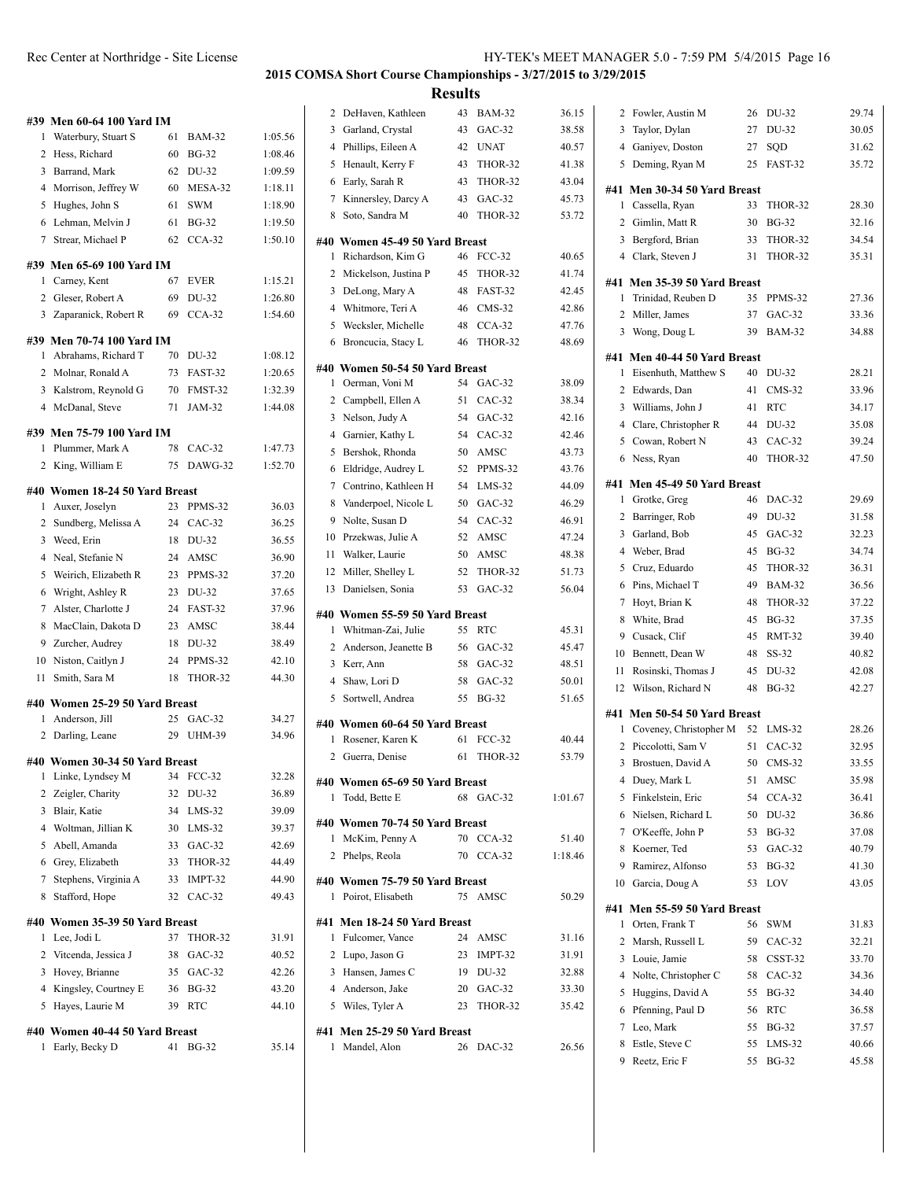## 2015 COMSA Short Course Championships - 3/27/2015 to 3/29/2015

## Results

### #39 Men 60-64 100 Yard IM

| | Name | Age | Team | Time |
|---|---|---|---|---|
| 1 | Waterbury, Stuart S | 61 | BAM-32 | 1:05.56 |
| 2 | Hess, Richard | 60 | BG-32 | 1:08.46 |
| 3 | Barrand, Mark | 62 | DU-32 | 1:09.59 |
| 4 | Morrison, Jeffrey W | 60 | MESA-32 | 1:18.11 |
| 5 | Hughes, John S | 61 | SWM | 1:18.90 |
| 6 | Lehman, Melvin J | 61 | BG-32 | 1:19.50 |
| 7 | Strear, Michael P | 62 | CCA-32 | 1:50.10 |

### #39 Men 65-69 100 Yard IM

| | Name | Age | Team | Time |
|---|---|---|---|---|
| 1 | Carney, Kent | 67 | EVER | 1:15.21 |
| 2 | Gleser, Robert A | 69 | DU-32 | 1:26.80 |
| 3 | Zaparanick, Robert R | 69 | CCA-32 | 1:54.60 |

### #39 Men 70-74 100 Yard IM

| | Name | Age | Team | Time |
|---|---|---|---|---|
| 1 | Abrahams, Richard T | 70 | DU-32 | 1:08.12 |
| 2 | Molnar, Ronald A | 73 | FAST-32 | 1:20.65 |
| 3 | Kalstrom, Reynold G | 70 | FMST-32 | 1:32.39 |
| 4 | McDanal, Steve | 71 | JAM-32 | 1:44.08 |

### #39 Men 75-79 100 Yard IM

| | Name | Age | Team | Time |
|---|---|---|---|---|
| 1 | Plummer, Mark A | 78 | CAC-32 | 1:47.73 |
| 2 | King, William E | 75 | DAWG-32 | 1:52.70 |

### #40 Women 18-24 50 Yard Breast

| | Name | Age | Team | Time |
|---|---|---|---|---|
| 1 | Auxer, Joselyn | 23 | PPMS-32 | 36.03 |
| 2 | Sundberg, Melissa A | 24 | CAC-32 | 36.25 |
| 3 | Weed, Erin | 18 | DU-32 | 36.55 |
| 4 | Neal, Stefanie N | 24 | AMSC | 36.90 |
| 5 | Weirich, Elizabeth R | 23 | PPMS-32 | 37.20 |
| 6 | Wright, Ashley R | 23 | DU-32 | 37.65 |
| 7 | Alster, Charlotte J | 24 | FAST-32 | 37.96 |
| 8 | MacClain, Dakota D | 23 | AMSC | 38.44 |
| 9 | Zurcher, Audrey | 18 | DU-32 | 38.49 |
| 10 | Niston, Caitlyn J | 24 | PPMS-32 | 42.10 |
| 11 | Smith, Sara M | 18 | THOR-32 | 44.30 |

### #40 Women 25-29 50 Yard Breast

| | Name | Age | Team | Time |
|---|---|---|---|---|
| 1 | Anderson, Jill | 25 | GAC-32 | 34.27 |
| 2 | Darling, Leane | 29 | UHM-39 | 34.96 |

### #40 Women 30-34 50 Yard Breast

| | Name | Age | Team | Time |
|---|---|---|---|---|
| 1 | Linke, Lyndsey M | 34 | FCC-32 | 32.28 |
| 2 | Zeigler, Charity | 32 | DU-32 | 36.89 |
| 3 | Blair, Katie | 34 | LMS-32 | 39.09 |
| 4 | Woltman, Jillian K | 30 | LMS-32 | 39.37 |
| 5 | Abell, Amanda | 33 | GAC-32 | 42.69 |
| 6 | Grey, Elizabeth | 33 | THOR-32 | 44.49 |
| 7 | Stephens, Virginia A | 33 | IMPT-32 | 44.90 |
| 8 | Stafford, Hope | 32 | CAC-32 | 49.43 |

### #40 Women 35-39 50 Yard Breast

| | Name | Age | Team | Time |
|---|---|---|---|---|
| 1 | Lee, Jodi L | 37 | THOR-32 | 31.91 |
| 2 | Vitcenda, Jessica J | 38 | GAC-32 | 40.52 |
| 3 | Hovey, Brianne | 35 | GAC-32 | 42.26 |
| 4 | Kingsley, Courtney E | 36 | BG-32 | 43.20 |
| 5 | Hayes, Laurie M | 39 | RTC | 44.10 |

### #40 Women 40-44 50 Yard Breast

| | Name | Age | Team | Time |
|---|---|---|---|---|
| 1 | Early, Becky D | 41 | BG-32 | 35.14 |
| 2 | DeHaven, Kathleen | 43 | BAM-32 | 36.15 |
| 3 | Garland, Crystal | 43 | GAC-32 | 38.58 |
| 4 | Phillips, Eileen A | 42 | UNAT | 40.57 |
| 5 | Henault, Kerry F | 43 | THOR-32 | 41.38 |
| 6 | Early, Sarah R | 43 | THOR-32 | 43.04 |
| 7 | Kinnersley, Darcy A | 43 | GAC-32 | 45.73 |
| 8 | Soto, Sandra M | 40 | THOR-32 | 53.72 |

### #40 Women 45-49 50 Yard Breast

| | Name | Age | Team | Time |
|---|---|---|---|---|
| 1 | Richardson, Kim G | 46 | FCC-32 | 40.65 |
| 2 | Mickelson, Justina P | 45 | THOR-32 | 41.74 |
| 3 | DeLong, Mary A | 48 | FAST-32 | 42.45 |
| 4 | Whitmore, Teri A | 46 | CMS-32 | 42.86 |
| 5 | Wecksler, Michelle | 48 | CCA-32 | 47.76 |
| 6 | Broncucia, Stacy L | 46 | THOR-32 | 48.69 |

### #40 Women 50-54 50 Yard Breast

| | Name | Age | Team | Time |
|---|---|---|---|---|
| 1 | Oerman, Voni M | 54 | GAC-32 | 38.09 |
| 2 | Campbell, Ellen A | 51 | CAC-32 | 38.34 |
| 3 | Nelson, Judy A | 54 | GAC-32 | 42.16 |
| 4 | Garnier, Kathy L | 54 | CAC-32 | 42.46 |
| 5 | Bershok, Rhonda | 50 | AMSC | 43.73 |
| 6 | Eldridge, Audrey L | 52 | PPMS-32 | 43.76 |
| 7 | Contrino, Kathleen H | 54 | LMS-32 | 44.09 |
| 8 | Vanderpoel, Nicole L | 50 | GAC-32 | 46.29 |
| 9 | Nolte, Susan D | 54 | CAC-32 | 46.91 |
| 10 | Przekwas, Julie A | 52 | AMSC | 47.24 |
| 11 | Walker, Laurie | 50 | AMSC | 48.38 |
| 12 | Miller, Shelley L | 52 | THOR-32 | 51.73 |
| 13 | Danielsen, Sonia | 53 | GAC-32 | 56.04 |

### #40 Women 55-59 50 Yard Breast

| | Name | Age | Team | Time |
|---|---|---|---|---|
| 1 | Whitman-Zai, Julie | 55 | RTC | 45.31 |
| 2 | Anderson, Jeanette B | 56 | GAC-32 | 45.47 |
| 3 | Kerr, Ann | 58 | GAC-32 | 48.51 |
| 4 | Shaw, Lori D | 58 | GAC-32 | 50.01 |
| 5 | Sortwell, Andrea | 55 | BG-32 | 51.65 |

### #40 Women 60-64 50 Yard Breast

| | Name | Age | Team | Time |
|---|---|---|---|---|
| 1 | Rosener, Karen K | 61 | FCC-32 | 40.44 |
| 2 | Guerra, Denise | 61 | THOR-32 | 53.79 |

### #40 Women 65-69 50 Yard Breast

| | Name | Age | Team | Time |
|---|---|---|---|---|
| 1 | Todd, Bette E | 68 | GAC-32 | 1:01.67 |

### #40 Women 70-74 50 Yard Breast

| | Name | Age | Team | Time |
|---|---|---|---|---|
| 1 | McKim, Penny A | 70 | CCA-32 | 51.40 |
| 2 | Phelps, Reola | 70 | CCA-32 | 1:18.46 |

### #40 Women 75-79 50 Yard Breast

| | Name | Age | Team | Time |
|---|---|---|---|---|
| 1 | Poirot, Elisabeth | 75 | AMSC | 50.29 |

### #41 Men 18-24 50 Yard Breast

| | Name | Age | Team | Time |
|---|---|---|---|---|
| 1 | Fulcomer, Vance | 24 | AMSC | 31.16 |
| 2 | Lupo, Jason G | 23 | IMPT-32 | 31.91 |
| 3 | Hansen, James C | 19 | DU-32 | 32.88 |
| 4 | Anderson, Jake | 20 | GAC-32 | 33.30 |
| 5 | Wiles, Tyler A | 23 | THOR-32 | 35.42 |

### #41 Men 25-29 50 Yard Breast

| | Name | Age | Team | Time |
|---|---|---|---|---|
| 1 | Mandel, Alon | 26 | DAC-32 | 26.56 |
| 2 | Fowler, Austin M | 26 | DU-32 | 29.74 |
| 3 | Taylor, Dylan | 27 | DU-32 | 30.05 |
| 4 | Ganiyev, Doston | 27 | SQD | 31.62 |
| 5 | Deming, Ryan M | 25 | FAST-32 | 35.72 |

### #41 Men 30-34 50 Yard Breast

| | Name | Age | Team | Time |
|---|---|---|---|---|
| 1 | Cassella, Ryan | 33 | THOR-32 | 28.30 |
| 2 | Gimlin, Matt R | 30 | BG-32 | 32.16 |
| 3 | Bergford, Brian | 33 | THOR-32 | 34.54 |
| 4 | Clark, Steven J | 31 | THOR-32 | 35.31 |

### #41 Men 35-39 50 Yard Breast

| | Name | Age | Team | Time |
|---|---|---|---|---|
| 1 | Trinidad, Reuben D | 35 | PPMS-32 | 27.36 |
| 2 | Miller, James | 37 | GAC-32 | 33.36 |
| 3 | Wong, Doug L | 39 | BAM-32 | 34.88 |

### #41 Men 40-44 50 Yard Breast

| | Name | Age | Team | Time |
|---|---|---|---|---|
| 1 | Eisenhuth, Matthew S | 40 | DU-32 | 28.21 |
| 2 | Edwards, Dan | 41 | CMS-32 | 33.96 |
| 3 | Williams, John J | 41 | RTC | 34.17 |
| 4 | Clare, Christopher R | 44 | DU-32 | 35.08 |
| 5 | Cowan, Robert N | 43 | CAC-32 | 39.24 |
| 6 | Ness, Ryan | 40 | THOR-32 | 47.50 |

### #41 Men 45-49 50 Yard Breast

| | Name | Age | Team | Time |
|---|---|---|---|---|
| 1 | Grotke, Greg | 46 | DAC-32 | 29.69 |
| 2 | Barringer, Rob | 49 | DU-32 | 31.58 |
| 3 | Garland, Bob | 45 | GAC-32 | 32.23 |
| 4 | Weber, Brad | 45 | BG-32 | 34.74 |
| 5 | Cruz, Eduardo | 45 | THOR-32 | 36.31 |
| 6 | Pins, Michael T | 49 | BAM-32 | 36.56 |
| 7 | Hoyt, Brian K | 48 | THOR-32 | 37.22 |
| 8 | White, Brad | 45 | BG-32 | 37.35 |
| 9 | Cusack, Clif | 45 | RMT-32 | 39.40 |
| 10 | Bennett, Dean W | 48 | SS-32 | 40.82 |
| 11 | Rosinski, Thomas J | 45 | DU-32 | 42.08 |
| 12 | Wilson, Richard N | 48 | BG-32 | 42.27 |

### #41 Men 50-54 50 Yard Breast

| | Name | Age | Team | Time |
|---|---|---|---|---|
| 1 | Coveney, Christopher M | 52 | LMS-32 | 28.26 |
| 2 | Piccolotti, Sam V | 51 | CAC-32 | 32.95 |
| 3 | Brostuen, David A | 50 | CMS-32 | 33.55 |
| 4 | Duey, Mark L | 51 | AMSC | 35.98 |
| 5 | Finkelstein, Eric | 54 | CCA-32 | 36.41 |
| 6 | Nielsen, Richard L | 50 | DU-32 | 36.86 |
| 7 | O'Keeffe, John P | 53 | BG-32 | 37.08 |
| 8 | Koerner, Ted | 53 | GAC-32 | 40.79 |
| 9 | Ramirez, Alfonso | 53 | BG-32 | 41.30 |
| 10 | Garcia, Doug A | 53 | LOV | 43.05 |

### #41 Men 55-59 50 Yard Breast

| | Name | Age | Team | Time |
|---|---|---|---|---|
| 1 | Orten, Frank T | 56 | SWM | 31.83 |
| 2 | Marsh, Russell L | 59 | CAC-32 | 32.21 |
| 3 | Louie, Jamie | 58 | CSST-32 | 33.70 |
| 4 | Nolte, Christopher C | 58 | CAC-32 | 34.36 |
| 5 | Huggins, David A | 55 | BG-32 | 34.40 |
| 6 | Pfenning, Paul D | 56 | RTC | 36.58 |
| 7 | Leo, Mark | 55 | BG-32 | 37.57 |
| 8 | Estle, Steve C | 55 | LMS-32 | 40.66 |
| 9 | Reetz, Eric F | 55 | BG-32 | 45.58 |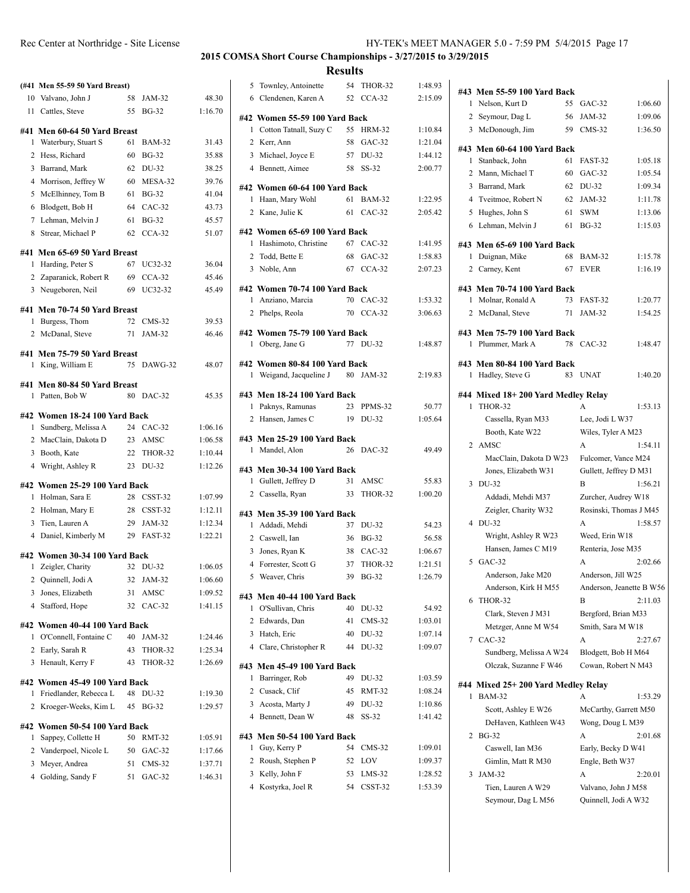## 2015 COMSA Short Course Championships - 3/27/2015 to 3/29/2015

## Results

### (#41 Men 55-59 50 Yard Breast)

| | Name | Age | Team | Time |
|---|---|---|---|---|
| 10 | Valvano, John J | 58 | JAM-32 | 48.30 |
| 11 | Cattles, Steve | 55 | BG-32 | 1:16.70 |

### #41 Men 60-64 50 Yard Breast

| | Name | Age | Team | Time |
|---|---|---|---|---|
| 1 | Waterbury, Stuart S | 61 | BAM-32 | 31.43 |
| 2 | Hess, Richard | 60 | BG-32 | 35.88 |
| 3 | Barrand, Mark | 62 | DU-32 | 38.25 |
| 4 | Morrison, Jeffrey W | 60 | MESA-32 | 39.76 |
| 5 | McElhinney, Tom B | 61 | BG-32 | 41.04 |
| 6 | Blodgett, Bob H | 64 | CAC-32 | 43.73 |
| 7 | Lehman, Melvin J | 61 | BG-32 | 45.57 |
| 8 | Strear, Michael P | 62 | CCA-32 | 51.07 |

### #41 Men 65-69 50 Yard Breast

| | Name | Age | Team | Time |
|---|---|---|---|---|
| 1 | Harding, Peter S | 67 | UC32-32 | 36.04 |
| 2 | Zaparanick, Robert R | 69 | CCA-32 | 45.46 |
| 3 | Neugeboren, Neil | 69 | UC32-32 | 45.49 |

### #41 Men 70-74 50 Yard Breast

| | Name | Age | Team | Time |
|---|---|---|---|---|
| 1 | Burgess, Thom | 72 | CMS-32 | 39.53 |
| 2 | McDanal, Steve | 71 | JAM-32 | 46.46 |

### #41 Men 75-79 50 Yard Breast

| | Name | Age | Team | Time |
|---|---|---|---|---|
| 1 | King, William E | 75 | DAWG-32 | 48.07 |

### #41 Men 80-84 50 Yard Breast

| | Name | Age | Team | Time |
|---|---|---|---|---|
| 1 | Patten, Bob W | 80 | DAC-32 | 45.35 |

### #42 Women 18-24 100 Yard Back

| | Name | Age | Team | Time |
|---|---|---|---|---|
| 1 | Sundberg, Melissa A | 24 | CAC-32 | 1:06.16 |
| 2 | MacClain, Dakota D | 23 | AMSC | 1:06.58 |
| 3 | Booth, Kate | 22 | THOR-32 | 1:10.44 |
| 4 | Wright, Ashley R | 23 | DU-32 | 1:12.26 |

### #42 Women 25-29 100 Yard Back

| | Name | Age | Team | Time |
|---|---|---|---|---|
| 1 | Holman, Sara E | 28 | CSST-32 | 1:07.99 |
| 2 | Holman, Mary E | 28 | CSST-32 | 1:12.11 |
| 3 | Tien, Lauren A | 29 | JAM-32 | 1:12.34 |
| 4 | Daniel, Kimberly M | 29 | FAST-32 | 1:22.21 |

### #42 Women 30-34 100 Yard Back

| | Name | Age | Team | Time |
|---|---|---|---|---|
| 1 | Zeigler, Charity | 32 | DU-32 | 1:06.05 |
| 2 | Quinnell, Jodi A | 32 | JAM-32 | 1:06.60 |
| 3 | Jones, Elizabeth | 31 | AMSC | 1:09.52 |
| 4 | Stafford, Hope | 32 | CAC-32 | 1:41.15 |

### #42 Women 40-44 100 Yard Back

| | Name | Age | Team | Time |
|---|---|---|---|---|
| 1 | O'Connell, Fontaine C | 40 | JAM-32 | 1:24.46 |
| 2 | Early, Sarah R | 43 | THOR-32 | 1:25.34 |
| 3 | Henault, Kerry F | 43 | THOR-32 | 1:26.69 |

### #42 Women 45-49 100 Yard Back

| | Name | Age | Team | Time |
|---|---|---|---|---|
| 1 | Friedlander, Rebecca L | 48 | DU-32 | 1:19.30 |
| 2 | Kroeger-Weeks, Kim L | 45 | BG-32 | 1:29.57 |

### #42 Women 50-54 100 Yard Back

| | Name | Age | Team | Time |
|---|---|---|---|---|
| 1 | Sappey, Collette H | 50 | RMT-32 | 1:05.91 |
| 2 | Vanderpoel, Nicole L | 50 | GAC-32 | 1:17.66 |
| 3 | Meyer, Andrea | 51 | CMS-32 | 1:37.71 |
| 4 | Golding, Sandy F | 51 | GAC-32 | 1:46.31 |
| 5 | Townley, Antoinette | 54 | THOR-32 | 1:48.93 |
| 6 | Clendenen, Karen A | 52 | CCA-32 | 2:15.09 |

### #42 Women 55-59 100 Yard Back

| | Name | Age | Team | Time |
|---|---|---|---|---|
| 1 | Cotton Tatnall, Suzy C | 55 | HRM-32 | 1:10.84 |
| 2 | Kerr, Ann | 58 | GAC-32 | 1:21.04 |
| 3 | Michael, Joyce E | 57 | DU-32 | 1:44.12 |
| 4 | Bennett, Aimee | 58 | SS-32 | 2:00.77 |

### #42 Women 60-64 100 Yard Back

| | Name | Age | Team | Time |
|---|---|---|---|---|
| 1 | Haan, Mary Wohl | 61 | BAM-32 | 1:22.95 |
| 2 | Kane, Julie K | 61 | CAC-32 | 2:05.42 |

### #42 Women 65-69 100 Yard Back

| | Name | Age | Team | Time |
|---|---|---|---|---|
| 1 | Hashimoto, Christine | 67 | CAC-32 | 1:41.95 |
| 2 | Todd, Bette E | 68 | GAC-32 | 1:58.83 |
| 3 | Noble, Ann | 67 | CCA-32 | 2:07.23 |

### #42 Women 70-74 100 Yard Back

| | Name | Age | Team | Time |
|---|---|---|---|---|
| 1 | Anziano, Marcia | 70 | CAC-32 | 1:53.32 |
| 2 | Phelps, Reola | 70 | CCA-32 | 3:06.63 |

### #42 Women 75-79 100 Yard Back

| | Name | Age | Team | Time |
|---|---|---|---|---|
| 1 | Oberg, Jane G | 77 | DU-32 | 1:48.87 |

### #42 Women 80-84 100 Yard Back

| | Name | Age | Team | Time |
|---|---|---|---|---|
| 1 | Weigand, Jacqueline J | 80 | JAM-32 | 2:19.83 |

### #43 Men 18-24 100 Yard Back

| | Name | Age | Team | Time |
|---|---|---|---|---|
| 1 | Paknys, Ramunas | 23 | PPMS-32 | 50.77 |
| 2 | Hansen, James C | 19 | DU-32 | 1:05.64 |

### #43 Men 25-29 100 Yard Back

| | Name | Age | Team | Time |
|---|---|---|---|---|
| 1 | Mandel, Alon | 26 | DAC-32 | 49.49 |

### #43 Men 30-34 100 Yard Back

| | Name | Age | Team | Time |
|---|---|---|---|---|
| 1 | Gullett, Jeffrey D | 31 | AMSC | 55.83 |
| 2 | Cassella, Ryan | 33 | THOR-32 | 1:00.20 |

### #43 Men 35-39 100 Yard Back

| | Name | Age | Team | Time |
|---|---|---|---|---|
| 1 | Addadi, Mehdi | 37 | DU-32 | 54.23 |
| 2 | Caswell, Ian | 36 | BG-32 | 56.58 |
| 3 | Jones, Ryan K | 38 | CAC-32 | 1:06.67 |
| 4 | Forrester, Scott G | 37 | THOR-32 | 1:21.51 |
| 5 | Weaver, Chris | 39 | BG-32 | 1:26.79 |

### #43 Men 40-44 100 Yard Back

| | Name | Age | Team | Time |
|---|---|---|---|---|
| 1 | O'Sullivan, Chris | 40 | DU-32 | 54.92 |
| 2 | Edwards, Dan | 41 | CMS-32 | 1:03.01 |
| 3 | Hatch, Eric | 40 | DU-32 | 1:07.14 |
| 4 | Clare, Christopher R | 44 | DU-32 | 1:09.07 |

### #43 Men 45-49 100 Yard Back

| | Name | Age | Team | Time |
|---|---|---|---|---|
| 1 | Barringer, Rob | 49 | DU-32 | 1:03.59 |
| 2 | Cusack, Clif | 45 | RMT-32 | 1:08.24 |
| 3 | Acosta, Marty J | 49 | DU-32 | 1:10.86 |
| 4 | Bennett, Dean W | 48 | SS-32 | 1:41.42 |

### #43 Men 50-54 100 Yard Back

| | Name | Age | Team | Time |
|---|---|---|---|---|
| 1 | Guy, Kerry P | 54 | CMS-32 | 1:09.01 |
| 2 | Roush, Stephen P | 52 | LOV | 1:09.37 |
| 3 | Kelly, John F | 53 | LMS-32 | 1:28.52 |
| 4 | Kostyrka, Joel R | 54 | CSST-32 | 1:53.39 |

### #43 Men 55-59 100 Yard Back

| | Name | Age | Team | Time |
|---|---|---|---|---|
| 1 | Nelson, Kurt D | 55 | GAC-32 | 1:06.60 |
| 2 | Seymour, Dag L | 56 | JAM-32 | 1:09.06 |
| 3 | McDonough, Jim | 59 | CMS-32 | 1:36.50 |

### #43 Men 60-64 100 Yard Back

| | Name | Age | Team | Time |
|---|---|---|---|---|
| 1 | Stanback, John | 61 | FAST-32 | 1:05.18 |
| 2 | Mann, Michael T | 60 | GAC-32 | 1:05.54 |
| 3 | Barrand, Mark | 62 | DU-32 | 1:09.34 |
| 4 | Tveitmoe, Robert N | 62 | JAM-32 | 1:11.78 |
| 5 | Hughes, John S | 61 | SWM | 1:13.06 |
| 6 | Lehman, Melvin J | 61 | BG-32 | 1:15.03 |

### #43 Men 65-69 100 Yard Back

| | Name | Age | Team | Time |
|---|---|---|---|---|
| 1 | Duignan, Mike | 68 | BAM-32 | 1:15.78 |
| 2 | Carney, Kent | 67 | EVER | 1:16.19 |

### #43 Men 70-74 100 Yard Back

| | Name | Age | Team | Time |
|---|---|---|---|---|
| 1 | Molnar, Ronald A | 73 | FAST-32 | 1:20.77 |
| 2 | McDanal, Steve | 71 | JAM-32 | 1:54.25 |

### #43 Men 75-79 100 Yard Back

| | Name | Age | Team | Time |
|---|---|---|---|---|
| 1 | Plummer, Mark A | 78 | CAC-32 | 1:48.47 |

### #43 Men 80-84 100 Yard Back

| | Name | Age | Team | Time |
|---|---|---|---|---|
| 1 | Hadley, Steve G | 83 | UNAT | 1:40.20 |

### #44 Mixed 18+ 200 Yard Medley Relay

| | Team | Relay | Time |
|---|---|---|---|
| 1 | THOR-32 | A | 1:53.13 |
| | Cassella, Ryan M33 | Lee, Jodi L W37 | |
| | Booth, Kate W22 | Wiles, Tyler A M23 | |
| 2 | AMSC | A | 1:54.11 |
| | MacClain, Dakota D W23 | Fulcomer, Vance M24 | |
| | Jones, Elizabeth W31 | Gullett, Jeffrey D M31 | |
| 3 | DU-32 | B | 1:56.21 |
| | Addadi, Mehdi M37 | Zurcher, Audrey W18 | |
| | Zeigler, Charity W32 | Rosinski, Thomas J M45 | |
| 4 | DU-32 | A | 1:58.57 |
| | Wright, Ashley R W23 | Weed, Erin W18 | |
| | Hansen, James C M19 | Renteria, Jose M35 | |
| 5 | GAC-32 | A | 2:02.66 |
| | Anderson, Jake M20 | Anderson, Jill W25 | |
| | Anderson, Kirk H M55 | Anderson, Jeanette B W56 | |
| 6 | THOR-32 | B | 2:11.03 |
| | Clark, Steven J M31 | Bergford, Brian M33 | |
| | Metzger, Anne M W54 | Smith, Sara M W18 | |
| 7 | CAC-32 | A | 2:27.67 |
| | Sundberg, Melissa A W24 | Blodgett, Bob H M64 | |
| | Olczak, Suzanne F W46 | Cowan, Robert N M43 | |

### #44 Mixed 25+ 200 Yard Medley Relay

| | Team | Relay | Time |
|---|---|---|---|
| 1 | BAM-32 | A | 1:53.29 |
| | Scott, Ashley E W26 | McCarthy, Garrett M50 | |
| | DeHaven, Kathleen W43 | Wong, Doug L M39 | |
| 2 | BG-32 | A | 2:01.68 |
| | Caswell, Ian M36 | Early, Becky D W41 | |
| | Gimlin, Matt R M30 | Engle, Beth W37 | |
| 3 | JAM-32 | A | 2:20.01 |
| | Tien, Lauren A W29 | Valvano, John J M58 | |
| | Seymour, Dag L M56 | Quinnell, Jodi A W32 | |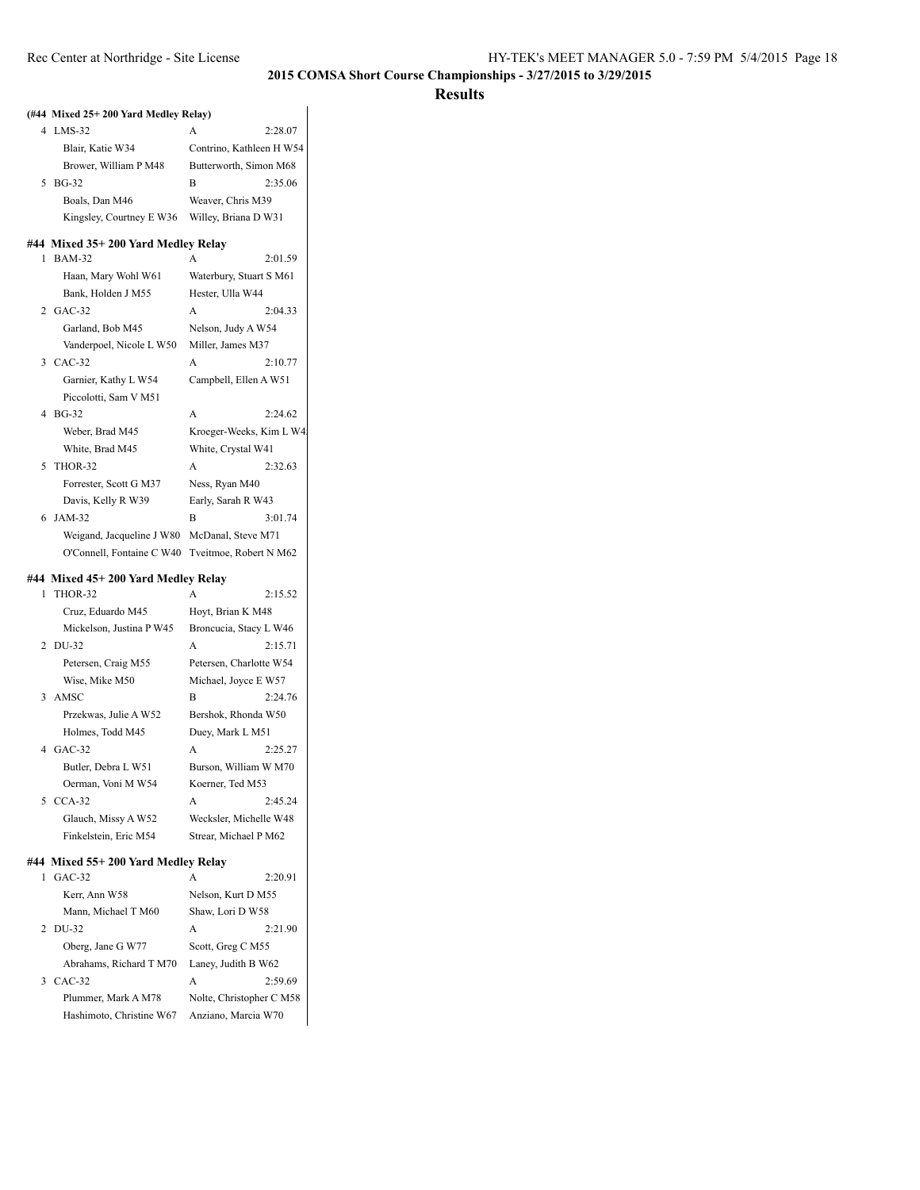**2015 COMSA Short Course Championships - 3/27/2015 to 3/29/2015**

## Results

**(#44 Mixed 25+ 200 Yard Medley Relay)**

| | | | |
|---|---|---|---|
| 4 | LMS-32 | A | 2:28.07 |
| | Blair, Katie W34 | Contrino, Kathleen H W54 | |
| | Brower, William P M48 | Butterworth, Simon M68 | |
| 5 | BG-32 | B | 2:35.06 |
| | Boals, Dan M46 | Weaver, Chris M39 | |
| | Kingsley, Courtney E W36 | Willey, Briana D W31 | |

### #44 Mixed 35+ 200 Yard Medley Relay

| | | | |
|---|---|---|---|
| 1 | BAM-32 | A | 2:01.59 |
| | Haan, Mary Wohl W61 | Waterbury, Stuart S M61 | |
| | Bank, Holden J M55 | Hester, Ulla W44 | |
| 2 | GAC-32 | A | 2:04.33 |
| | Garland, Bob M45 | Nelson, Judy A W54 | |
| | Vanderpoel, Nicole L W50 | Miller, James M37 | |
| 3 | CAC-32 | A | 2:10.77 |
| | Garnier, Kathy L W54 | Campbell, Ellen A W51 | |
| | Piccolotti, Sam V M51 | | |
| 4 | BG-32 | A | 2:24.62 |
| | Weber, Brad M45 | Kroeger-Weeks, Kim L W4 | |
| | White, Brad M45 | White, Crystal W41 | |
| 5 | THOR-32 | A | 2:32.63 |
| | Forrester, Scott G M37 | Ness, Ryan M40 | |
| | Davis, Kelly R W39 | Early, Sarah R W43 | |
| 6 | JAM-32 | B | 3:01.74 |
| | Weigand, Jacqueline J W80 | McDanal, Steve M71 | |
| | O'Connell, Fontaine C W40 | Tveitmoe, Robert N M62 | |

### #44 Mixed 45+ 200 Yard Medley Relay

| | | | |
|---|---|---|---|
| 1 | THOR-32 | A | 2:15.52 |
| | Cruz, Eduardo M45 | Hoyt, Brian K M48 | |
| | Mickelson, Justina P W45 | Broncucia, Stacy L W46 | |
| 2 | DU-32 | A | 2:15.71 |
| | Petersen, Craig M55 | Petersen, Charlotte W54 | |
| | Wise, Mike M50 | Michael, Joyce E W57 | |
| 3 | AMSC | B | 2:24.76 |
| | Przekwas, Julie A W52 | Bershok, Rhonda W50 | |
| | Holmes, Todd M45 | Duey, Mark L M51 | |
| 4 | GAC-32 | A | 2:25.27 |
| | Butler, Debra L W51 | Burson, William W M70 | |
| | Oerman, Voni M W54 | Koerner, Ted M53 | |
| 5 | CCA-32 | A | 2:45.24 |
| | Glauch, Missy A W52 | Wecksler, Michelle W48 | |
| | Finkelstein, Eric M54 | Strear, Michael P M62 | |

### #44 Mixed 55+ 200 Yard Medley Relay

| | | | |
|---|---|---|---|
| 1 | GAC-32 | A | 2:20.91 |
| | Kerr, Ann W58 | Nelson, Kurt D M55 | |
| | Mann, Michael T M60 | Shaw, Lori D W58 | |
| 2 | DU-32 | A | 2:21.90 |
| | Oberg, Jane G W77 | Scott, Greg C M55 | |
| | Abrahams, Richard T M70 | Laney, Judith B W62 | |
| 3 | CAC-32 | A | 2:59.69 |
| | Plummer, Mark A M78 | Nolte, Christopher C M58 | |
| | Hashimoto, Christine W67 | Anziano, Marcia W70 | |